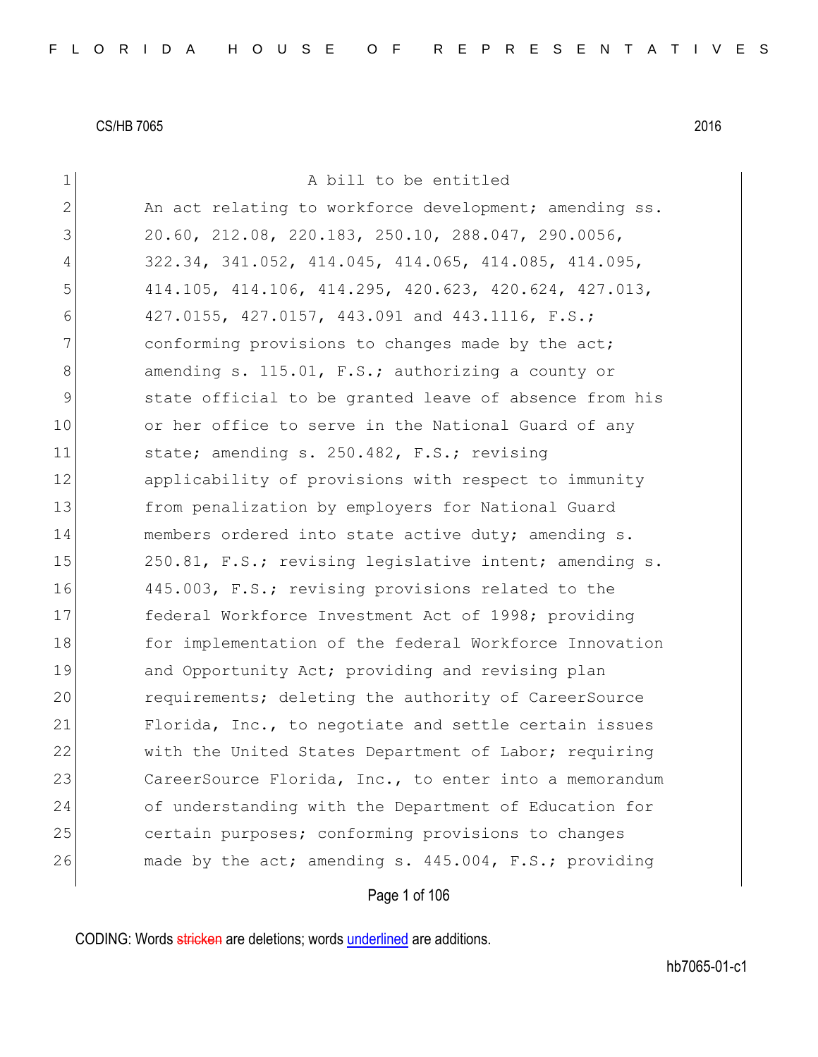CS/HB 7065 2016

A bill to be entitled

An act relating to workforce development; amending ss. 20.60, 212.08, 220.183, 250.10, 288.047, 290.0056, 322.34, 341.052, 414.045, 414.065, 414.085, 414.095, 414.105, 414.106, 414.295, 420.623, 420.624, 427.013, 427.0155, 427.0157, 443.091 and 443.1116, F.S.; conforming provisions to changes made by the act; amending s. 115.01, F.S.; authorizing a county or state official to be granted leave of absence from his or her office to serve in the National Guard of any state; amending s. 250.482, F.S.; revising applicability of provisions with respect to immunity from penalization by employers for National Guard members ordered into state active duty; amending s. 250.81, F.S.; revising legislative intent; amending s. 445.003, F.S.; revising provisions related to the federal Workforce Investment Act of 1998; providing for implementation of the federal Workforce Innovation and Opportunity Act; providing and revising plan requirements; deleting the authority of CareerSource Florida, Inc., to negotiate and settle certain issues with the United States Department of Labor; requiring CareerSource Florida, Inc., to enter into a memorandum of understanding with the Department of Education for certain purposes; conforming provisions to changes made by the act; amending s. 445.004, F.S.; providing

CODING: Words ~~stricken~~ are deletions; words underlined are additions.

hb7065-01-c1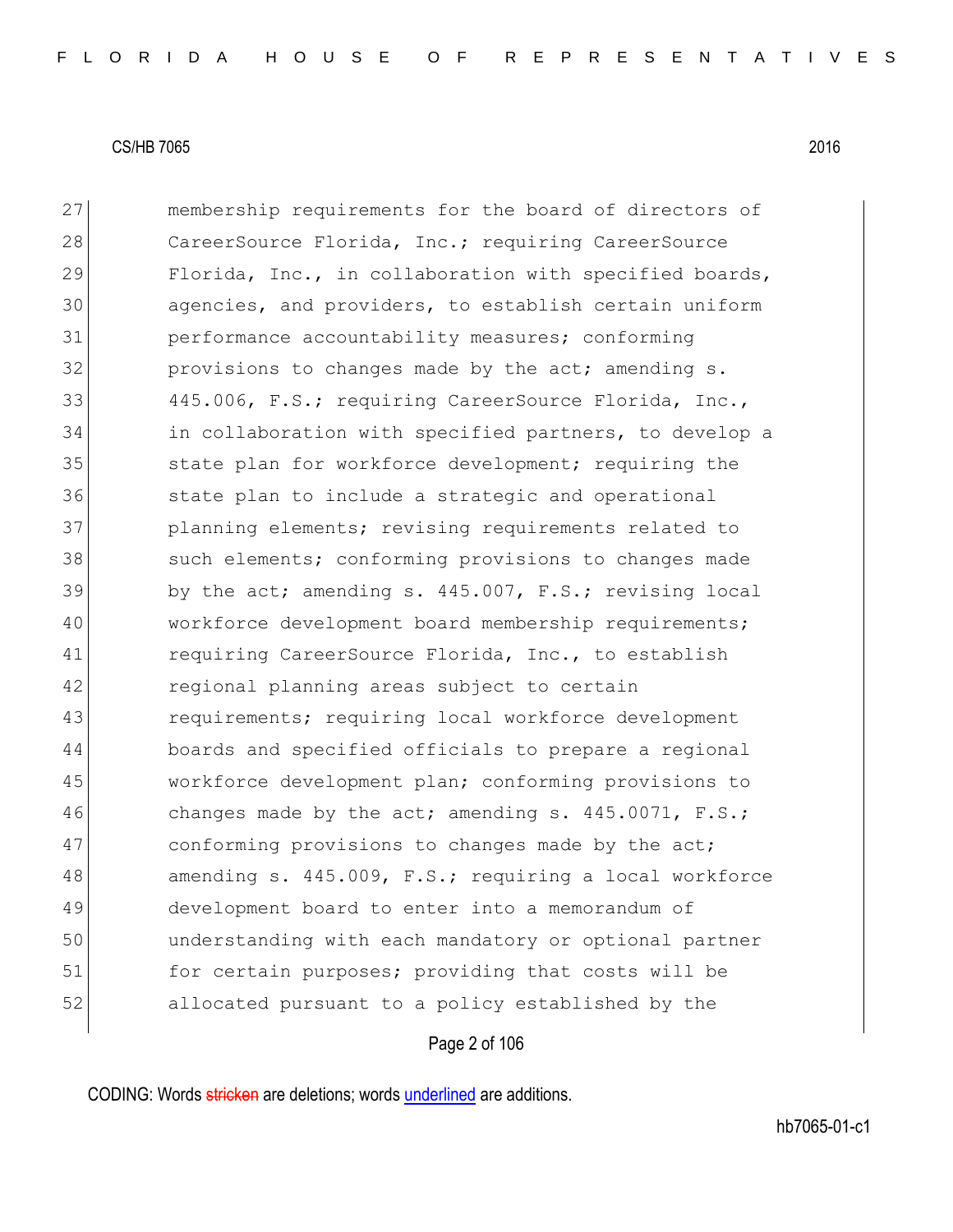27 membership requirements for the board of directors of
28 CareerSource Florida, Inc.; requiring CareerSource
29 Florida, Inc., in collaboration with specified boards,
30 agencies, and providers, to establish certain uniform
31 performance accountability measures; conforming
32 provisions to changes made by the act; amending s.
33 445.006, F.S.; requiring CareerSource Florida, Inc.,
34 in collaboration with specified partners, to develop a
35 state plan for workforce development; requiring the
36 state plan to include a strategic and operational
37 planning elements; revising requirements related to
38 such elements; conforming provisions to changes made
39 by the act; amending s. 445.007, F.S.; revising local
40 workforce development board membership requirements;
41 requiring CareerSource Florida, Inc., to establish
42 regional planning areas subject to certain
43 requirements; requiring local workforce development
44 boards and specified officials to prepare a regional
45 workforce development plan; conforming provisions to
46 changes made by the act; amending s. 445.0071, F.S.;
47 conforming provisions to changes made by the act;
48 amending s. 445.009, F.S.; requiring a local workforce
49 development board to enter into a memorandum of
50 understanding with each mandatory or optional partner
51 for certain purposes; providing that costs will be
52 allocated pursuant to a policy established by the

CODING: Words stricken are deletions; words underlined are additions.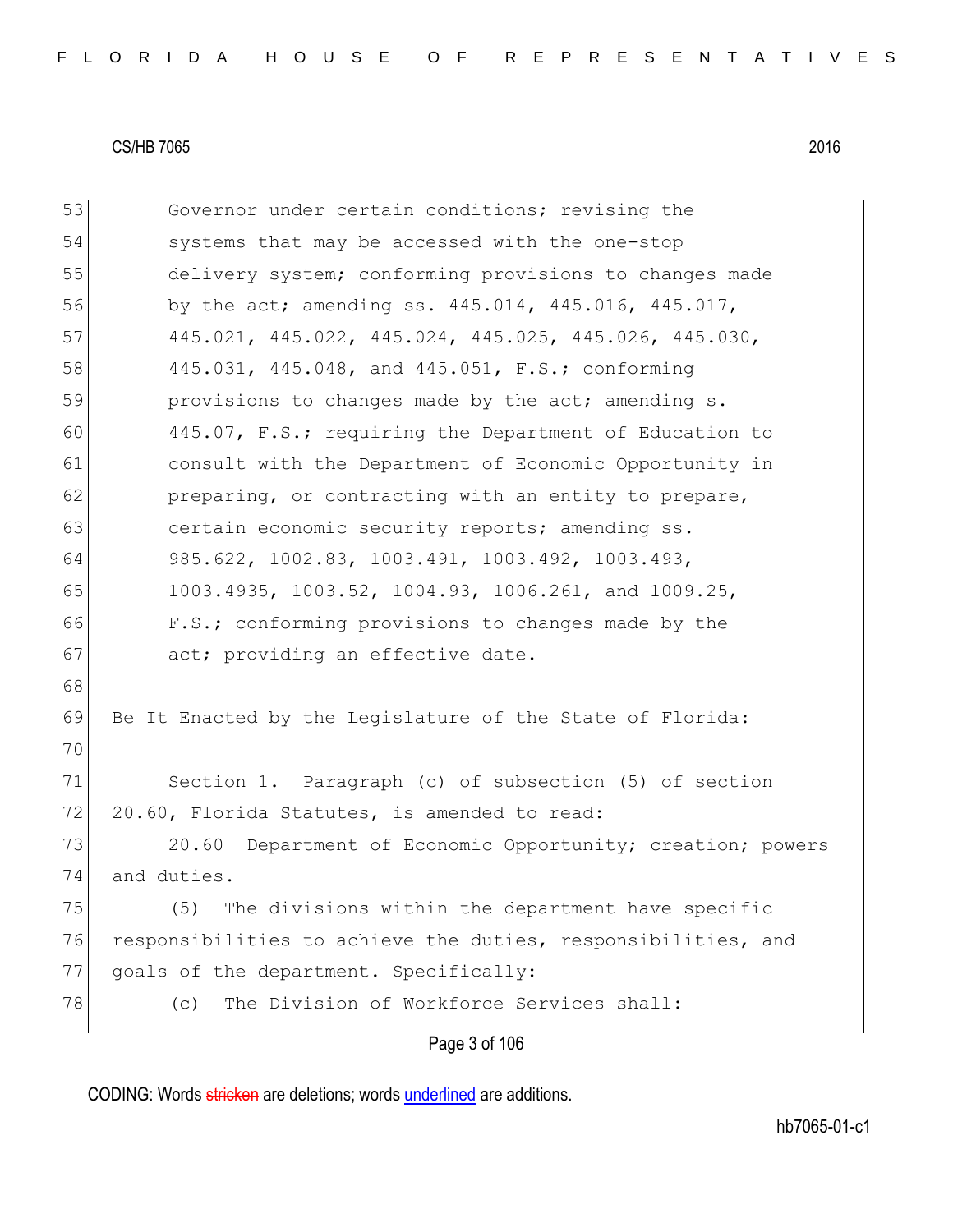Governor under certain conditions; revising the systems that may be accessed with the one-stop delivery system; conforming provisions to changes made by the act; amending ss. 445.014, 445.016, 445.017, 445.021, 445.022, 445.024, 445.025, 445.026, 445.030, 445.031, 445.048, and 445.051, F.S.; conforming provisions to changes made by the act; amending s. 445.07, F.S.; requiring the Department of Education to consult with the Department of Economic Opportunity in preparing, or contracting with an entity to prepare, certain economic security reports; amending ss. 985.622, 1002.83, 1003.491, 1003.492, 1003.493, 1003.4935, 1003.52, 1004.93, 1006.261, and 1009.25, F.S.; conforming provisions to changes made by the act; providing an effective date.

Be It Enacted by the Legislature of the State of Florida:

Section 1. Paragraph (c) of subsection (5) of section 20.60, Florida Statutes, is amended to read:

20.60 Department of Economic Opportunity; creation; powers and duties.—

(5) The divisions within the department have specific responsibilities to achieve the duties, responsibilities, and goals of the department. Specifically:

(c) The Division of Workforce Services shall: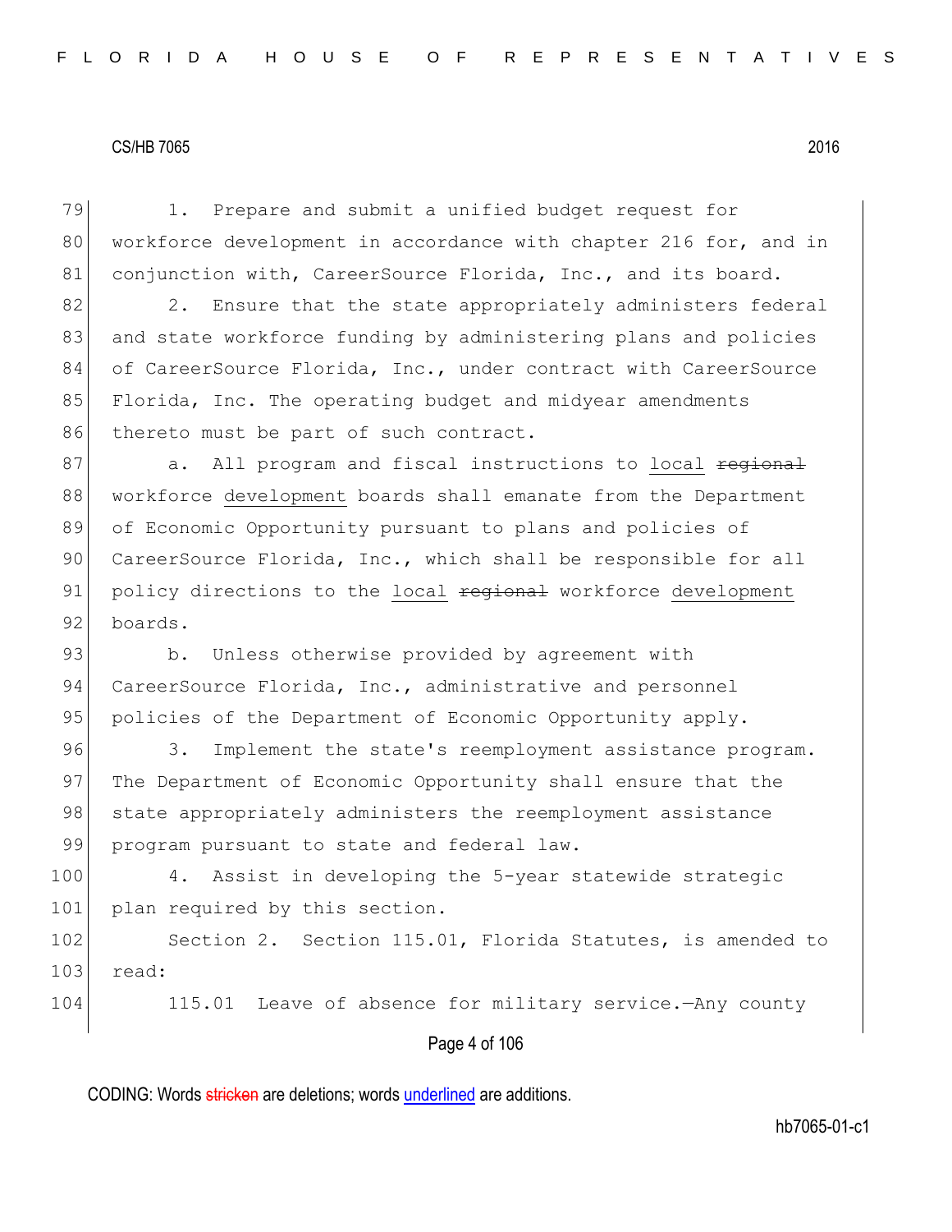1. Prepare and submit a unified budget request for workforce development in accordance with chapter 216 for, and in conjunction with, CareerSource Florida, Inc., and its board.

2. Ensure that the state appropriately administers federal and state workforce funding by administering plans and policies of CareerSource Florida, Inc., under contract with CareerSource Florida, Inc. The operating budget and midyear amendments thereto must be part of such contract.

a. All program and fiscal instructions to local ~~regional~~ workforce development boards shall emanate from the Department of Economic Opportunity pursuant to plans and policies of CareerSource Florida, Inc., which shall be responsible for all policy directions to the local ~~regional~~ workforce development boards.

b. Unless otherwise provided by agreement with CareerSource Florida, Inc., administrative and personnel policies of the Department of Economic Opportunity apply.

3. Implement the state's reemployment assistance program. The Department of Economic Opportunity shall ensure that the state appropriately administers the reemployment assistance program pursuant to state and federal law.

4. Assist in developing the 5-year statewide strategic plan required by this section.

Section 2. Section 115.01, Florida Statutes, is amended to read:

115.01 Leave of absence for military service.—Any county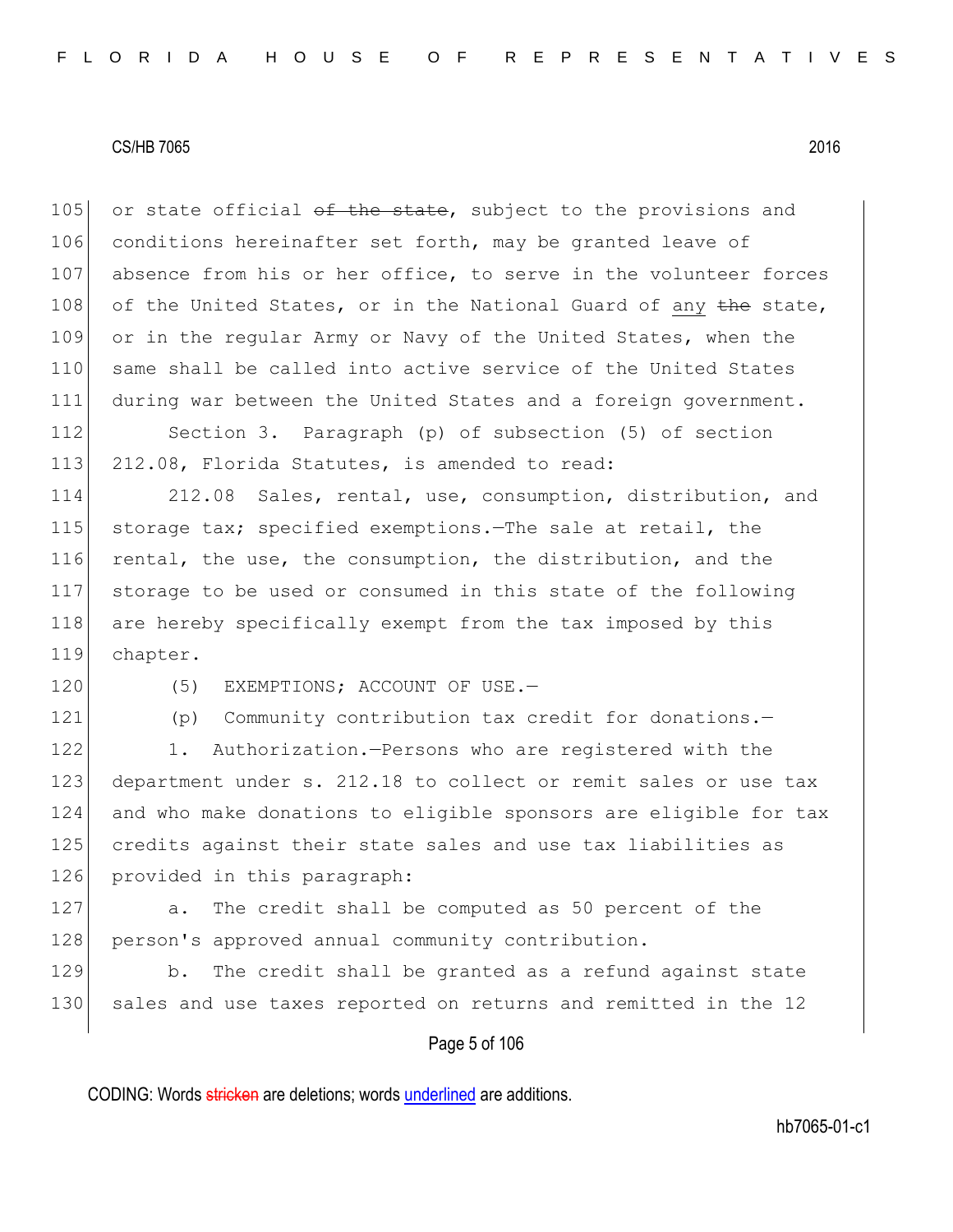or state official ~~of the state~~, subject to the provisions and conditions hereinafter set forth, may be granted leave of absence from his or her office, to serve in the volunteer forces of the United States, or in the National Guard of <u>any</u> ~~the~~ state, or in the regular Army or Navy of the United States, when the same shall be called into active service of the United States during war between the United States and a foreign government.

Section 3. Paragraph (p) of subsection (5) of section 212.08, Florida Statutes, is amended to read:

212.08 Sales, rental, use, consumption, distribution, and storage tax; specified exemptions.—The sale at retail, the rental, the use, the consumption, the distribution, and the storage to be used or consumed in this state of the following are hereby specifically exempt from the tax imposed by this chapter.

(5) EXEMPTIONS; ACCOUNT OF USE.—

(p) Community contribution tax credit for donations.—

1. Authorization.—Persons who are registered with the department under s. 212.18 to collect or remit sales or use tax and who make donations to eligible sponsors are eligible for tax credits against their state sales and use tax liabilities as provided in this paragraph:

a. The credit shall be computed as 50 percent of the person's approved annual community contribution.

b. The credit shall be granted as a refund against state sales and use taxes reported on returns and remitted in the 12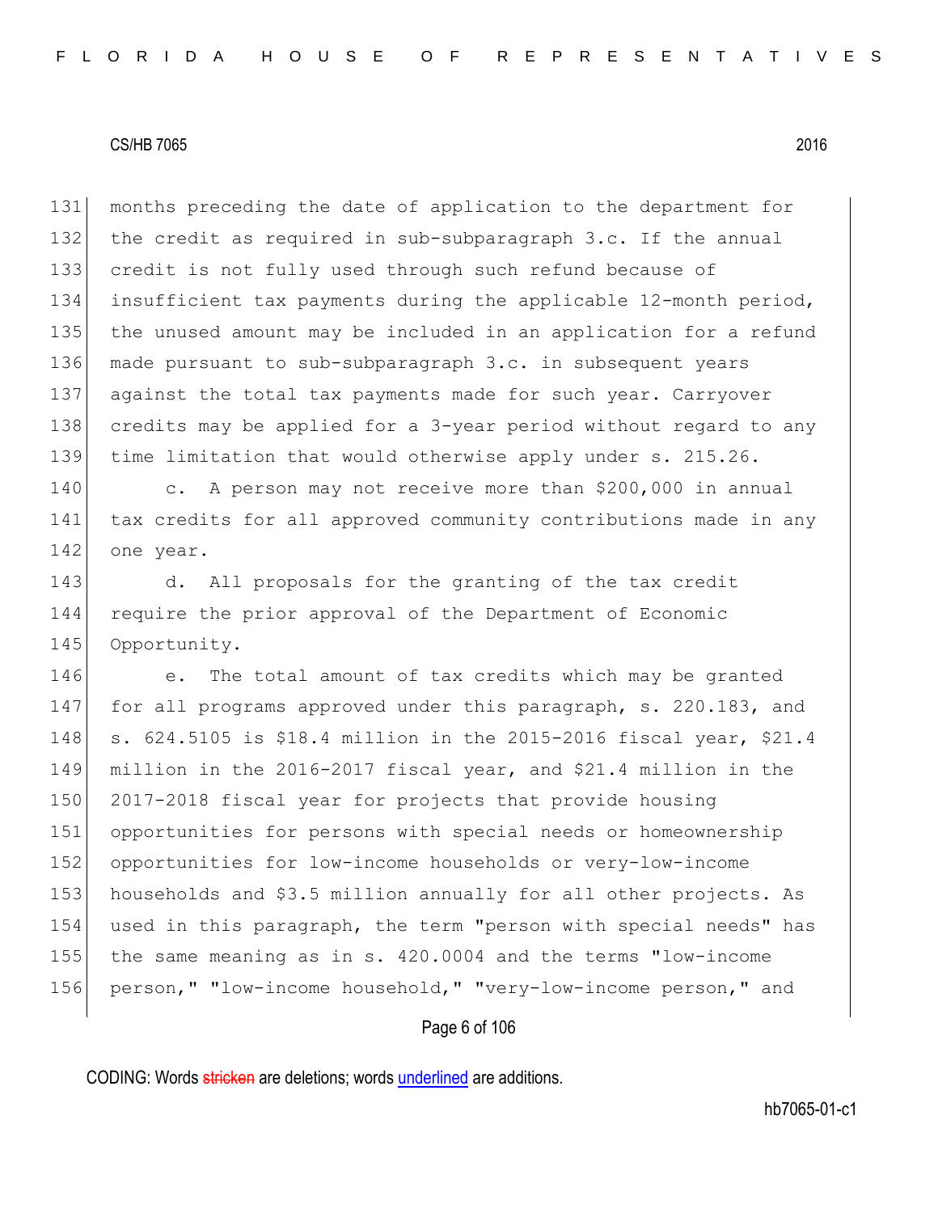months preceding the date of application to the department for the credit as required in sub-subparagraph 3.c. If the annual credit is not fully used through such refund because of insufficient tax payments during the applicable 12-month period, the unused amount may be included in an application for a refund made pursuant to sub-subparagraph 3.c. in subsequent years against the total tax payments made for such year. Carryover credits may be applied for a 3-year period without regard to any time limitation that would otherwise apply under s. 215.26.

c. A person may not receive more than $200,000 in annual tax credits for all approved community contributions made in any one year.

d. All proposals for the granting of the tax credit require the prior approval of the Department of Economic Opportunity.

e. The total amount of tax credits which may be granted for all programs approved under this paragraph, s. 220.183, and s. 624.5105 is $18.4 million in the 2015-2016 fiscal year, $21.4 million in the 2016-2017 fiscal year, and $21.4 million in the 2017-2018 fiscal year for projects that provide housing opportunities for persons with special needs or homeownership opportunities for low-income households or very-low-income households and $3.5 million annually for all other projects. As used in this paragraph, the term "person with special needs" has the same meaning as in s. 420.0004 and the terms "low-income person," "low-income household," "very-low-income person," and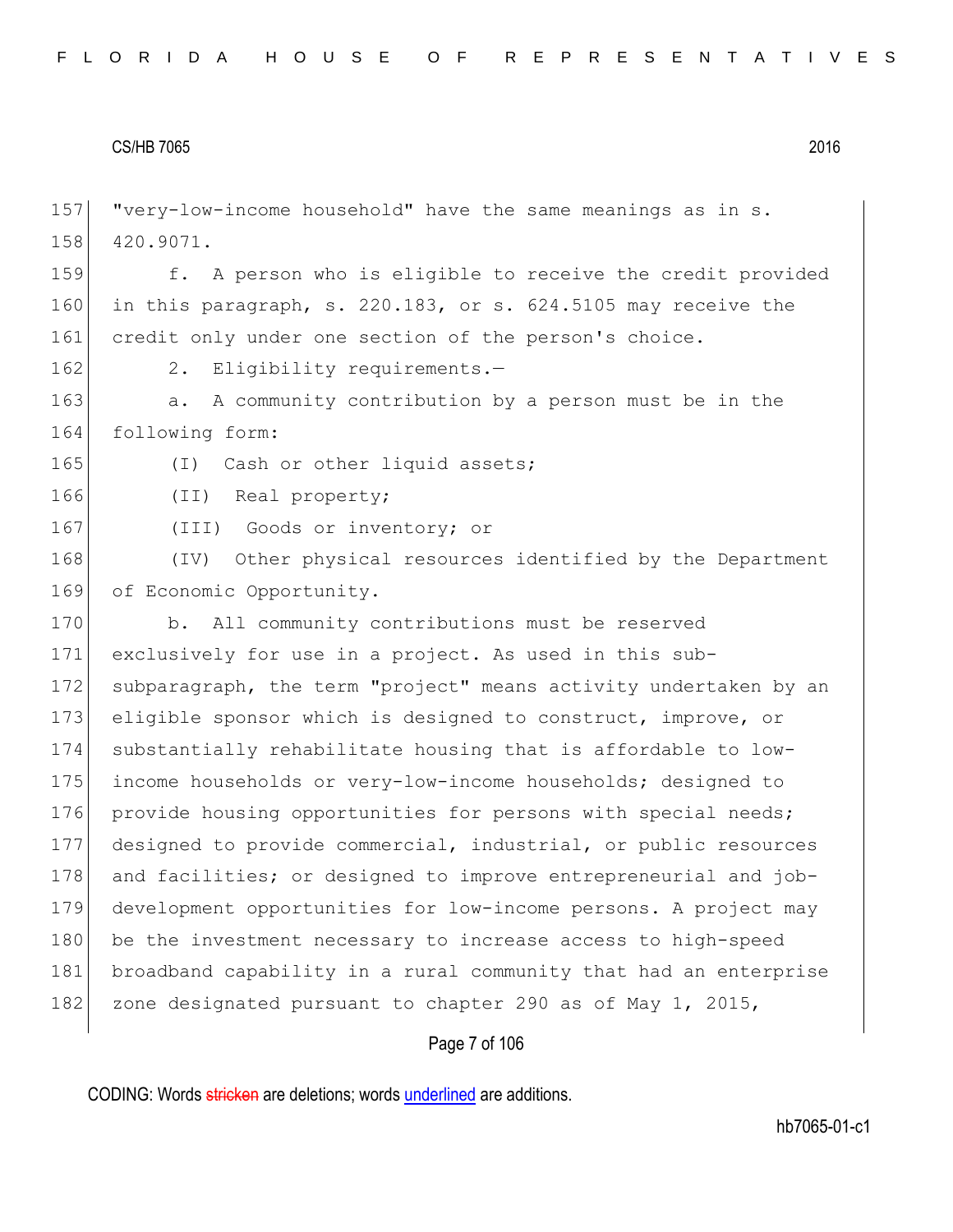"very-low-income household" have the same meanings as in s. 420.9071.

f. A person who is eligible to receive the credit provided in this paragraph, s. 220.183, or s. 624.5105 may receive the credit only under one section of the person's choice.

2. Eligibility requirements.—

a. A community contribution by a person must be in the following form:

(I) Cash or other liquid assets;

(II) Real property;

(III) Goods or inventory; or

(IV) Other physical resources identified by the Department of Economic Opportunity.

b. All community contributions must be reserved exclusively for use in a project. As used in this sub-subparagraph, the term "project" means activity undertaken by an eligible sponsor which is designed to construct, improve, or substantially rehabilitate housing that is affordable to low-income households or very-low-income households; designed to provide housing opportunities for persons with special needs; designed to provide commercial, industrial, or public resources and facilities; or designed to improve entrepreneurial and job-development opportunities for low-income persons. A project may be the investment necessary to increase access to high-speed broadband capability in a rural community that had an enterprise zone designated pursuant to chapter 290 as of May 1, 2015,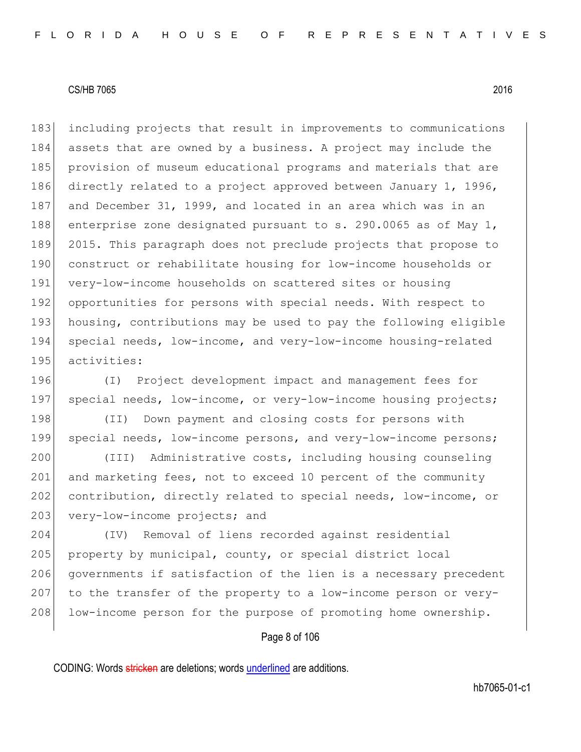including projects that result in improvements to communications assets that are owned by a business. A project may include the provision of museum educational programs and materials that are directly related to a project approved between January 1, 1996, and December 31, 1999, and located in an area which was in an enterprise zone designated pursuant to s. 290.0065 as of May 1, 2015. This paragraph does not preclude projects that propose to construct or rehabilitate housing for low-income households or very-low-income households on scattered sites or housing opportunities for persons with special needs. With respect to housing, contributions may be used to pay the following eligible special needs, low-income, and very-low-income housing-related activities:

(I) Project development impact and management fees for special needs, low-income, or very-low-income housing projects;

(II) Down payment and closing costs for persons with special needs, low-income persons, and very-low-income persons;

(III) Administrative costs, including housing counseling and marketing fees, not to exceed 10 percent of the community contribution, directly related to special needs, low-income, or very-low-income projects; and

(IV) Removal of liens recorded against residential property by municipal, county, or special district local governments if satisfaction of the lien is a necessary precedent to the transfer of the property to a low-income person or very-low-income person for the purpose of promoting home ownership.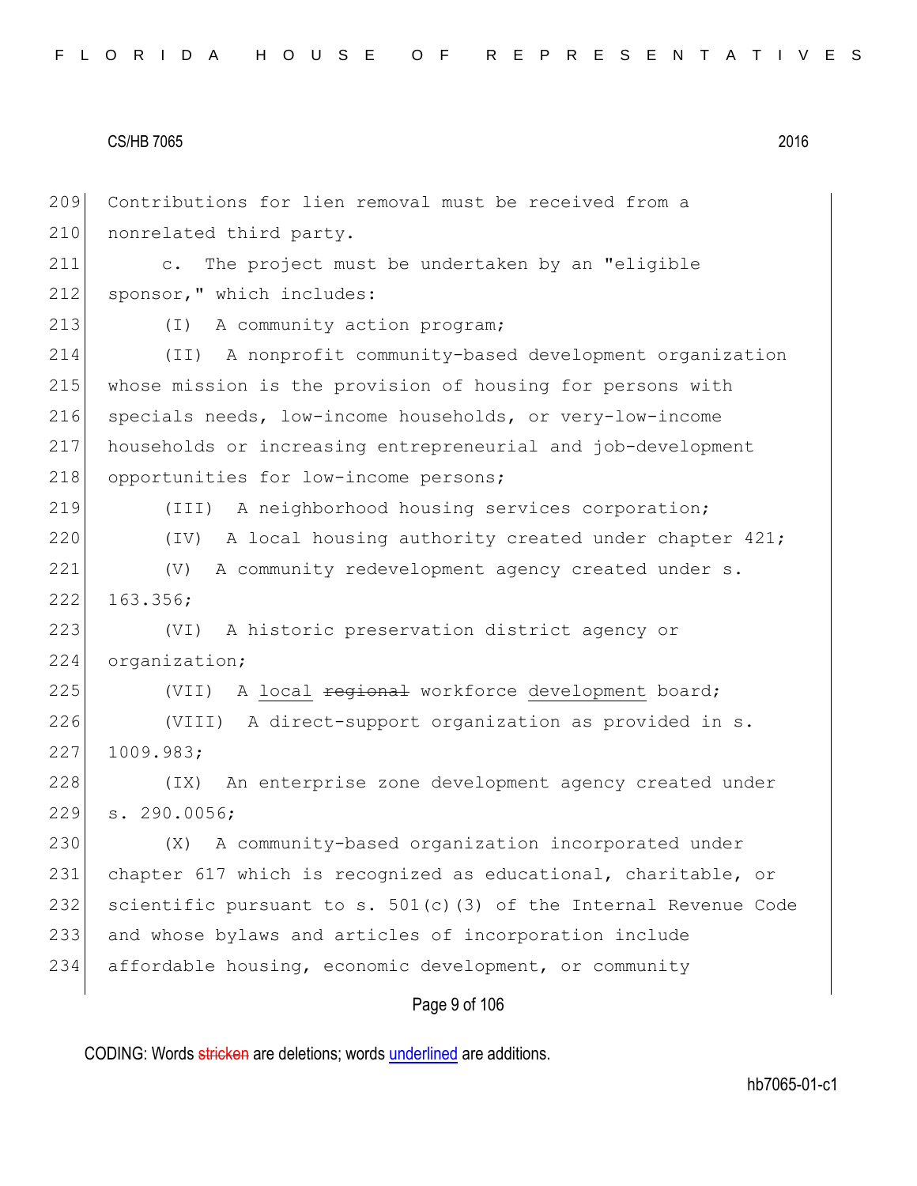Contributions for lien removal must be received from a nonrelated third party.

c. The project must be undertaken by an "eligible sponsor," which includes:

(I) A community action program;

(II) A nonprofit community-based development organization whose mission is the provision of housing for persons with specials needs, low-income households, or very-low-income households or increasing entrepreneurial and job-development opportunities for low-income persons;

(III) A neighborhood housing services corporation;

(IV) A local housing authority created under chapter 421;

(V) A community redevelopment agency created under s. 163.356;

(VI) A historic preservation district agency or organization;

(VII) A local ~~regional~~ workforce development board;

(VIII) A direct-support organization as provided in s. 1009.983;

(IX) An enterprise zone development agency created under s. 290.0056;

(X) A community-based organization incorporated under chapter 617 which is recognized as educational, charitable, or scientific pursuant to s. 501(c)(3) of the Internal Revenue Code and whose bylaws and articles of incorporation include affordable housing, economic development, or community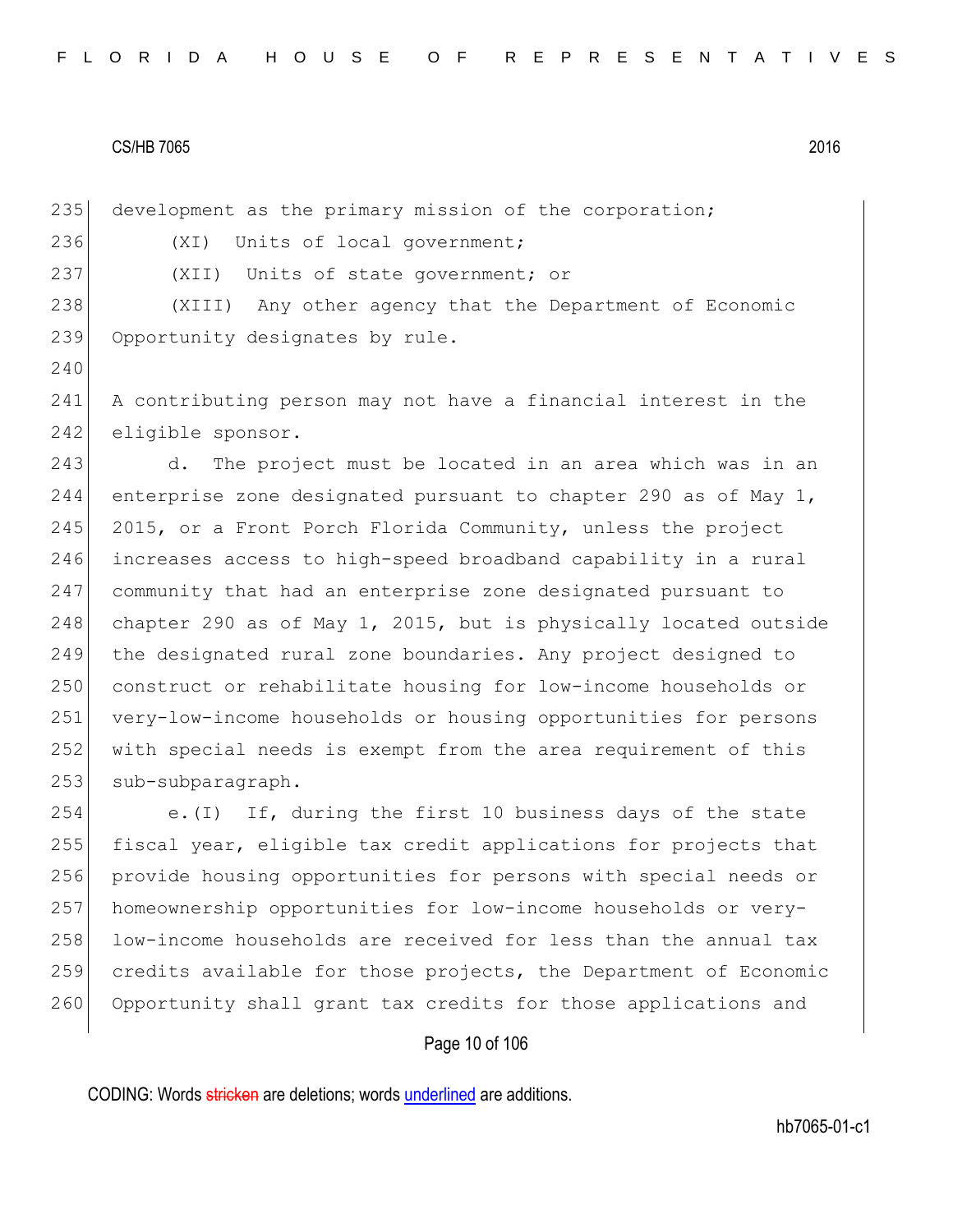development as the primary mission of the corporation;

(XI) Units of local government;

(XII) Units of state government; or

(XIII) Any other agency that the Department of Economic Opportunity designates by rule.

A contributing person may not have a financial interest in the eligible sponsor.

d. The project must be located in an area which was in an enterprise zone designated pursuant to chapter 290 as of May 1, 2015, or a Front Porch Florida Community, unless the project increases access to high-speed broadband capability in a rural community that had an enterprise zone designated pursuant to chapter 290 as of May 1, 2015, but is physically located outside the designated rural zone boundaries. Any project designed to construct or rehabilitate housing for low-income households or very-low-income households or housing opportunities for persons with special needs is exempt from the area requirement of this sub-subparagraph.

e.(I) If, during the first 10 business days of the state fiscal year, eligible tax credit applications for projects that provide housing opportunities for persons with special needs or homeownership opportunities for low-income households or very-low-income households are received for less than the annual tax credits available for those projects, the Department of Economic Opportunity shall grant tax credits for those applications and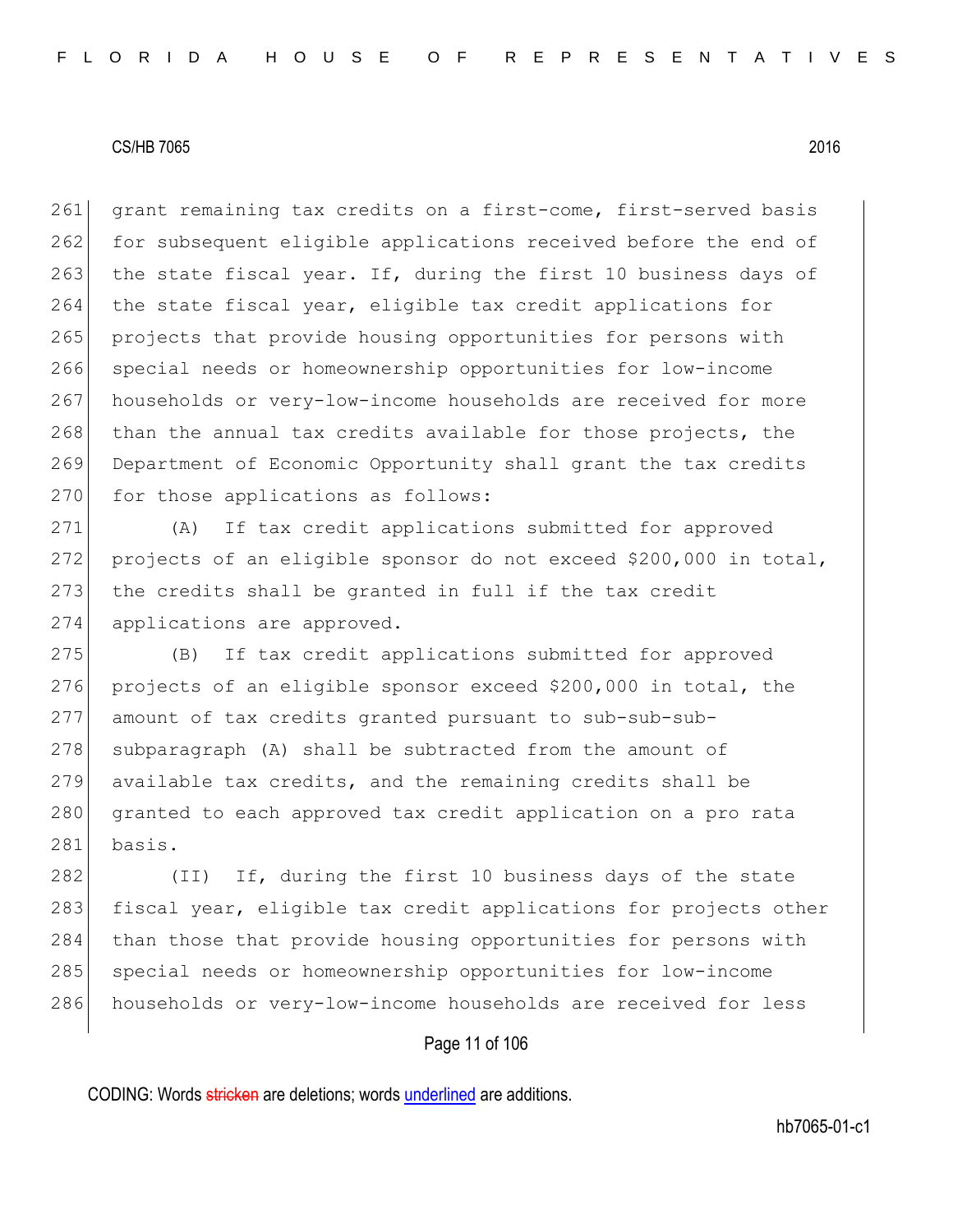grant remaining tax credits on a first-come, first-served basis for subsequent eligible applications received before the end of the state fiscal year. If, during the first 10 business days of the state fiscal year, eligible tax credit applications for projects that provide housing opportunities for persons with special needs or homeownership opportunities for low-income households or very-low-income households are received for more than the annual tax credits available for those projects, the Department of Economic Opportunity shall grant the tax credits for those applications as follows:

(A) If tax credit applications submitted for approved projects of an eligible sponsor do not exceed $200,000 in total, the credits shall be granted in full if the tax credit applications are approved.

(B) If tax credit applications submitted for approved projects of an eligible sponsor exceed $200,000 in total, the amount of tax credits granted pursuant to sub-sub-sub-subparagraph (A) shall be subtracted from the amount of available tax credits, and the remaining credits shall be granted to each approved tax credit application on a pro rata basis.

(II) If, during the first 10 business days of the state fiscal year, eligible tax credit applications for projects other than those that provide housing opportunities for persons with special needs or homeownership opportunities for low-income households or very-low-income households are received for less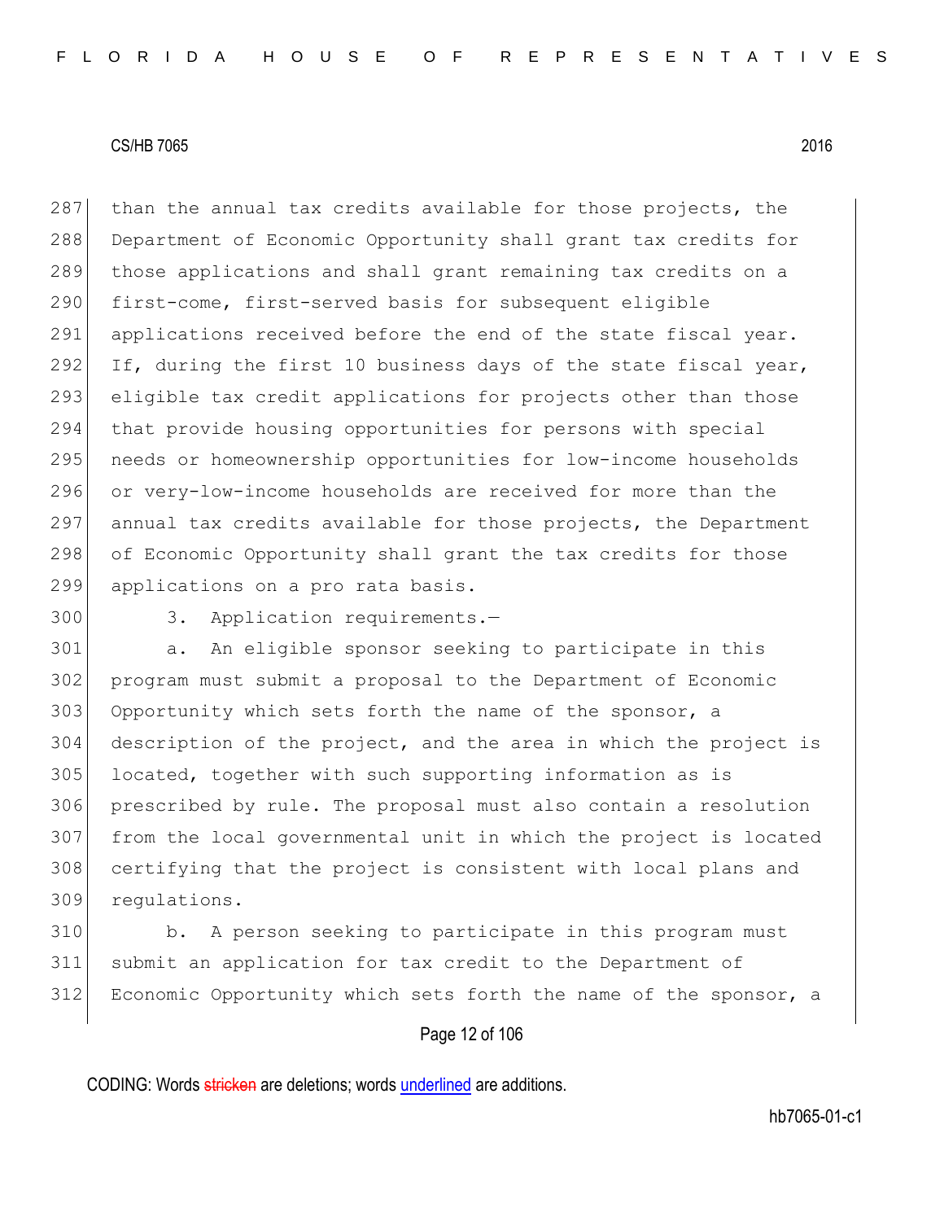than the annual tax credits available for those projects, the Department of Economic Opportunity shall grant tax credits for those applications and shall grant remaining tax credits on a first-come, first-served basis for subsequent eligible applications received before the end of the state fiscal year. If, during the first 10 business days of the state fiscal year, eligible tax credit applications for projects other than those that provide housing opportunities for persons with special needs or homeownership opportunities for low-income households or very-low-income households are received for more than the annual tax credits available for those projects, the Department of Economic Opportunity shall grant the tax credits for those applications on a pro rata basis.

3. Application requirements.—

a. An eligible sponsor seeking to participate in this program must submit a proposal to the Department of Economic Opportunity which sets forth the name of the sponsor, a description of the project, and the area in which the project is located, together with such supporting information as is prescribed by rule. The proposal must also contain a resolution from the local governmental unit in which the project is located certifying that the project is consistent with local plans and regulations.

b. A person seeking to participate in this program must submit an application for tax credit to the Department of Economic Opportunity which sets forth the name of the sponsor, a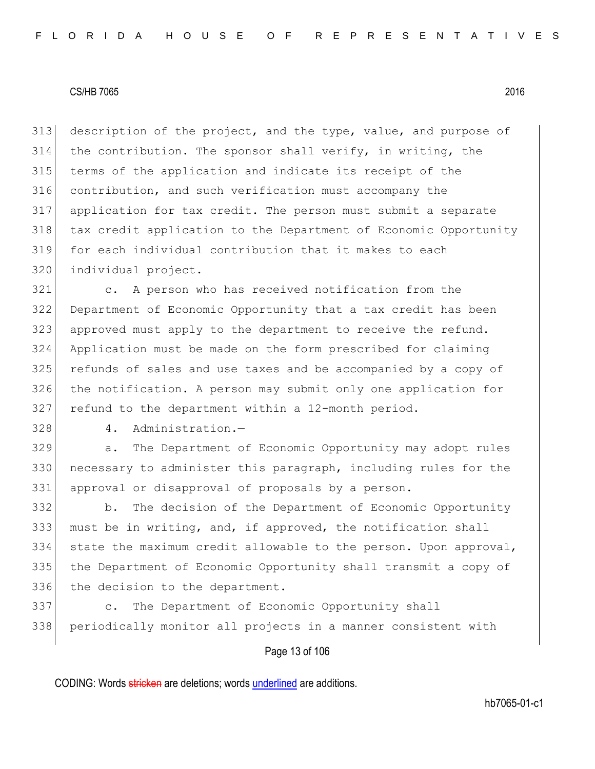description of the project, and the type, value, and purpose of the contribution. The sponsor shall verify, in writing, the terms of the application and indicate its receipt of the contribution, and such verification must accompany the application for tax credit. The person must submit a separate tax credit application to the Department of Economic Opportunity for each individual contribution that it makes to each individual project.

c. A person who has received notification from the Department of Economic Opportunity that a tax credit has been approved must apply to the department to receive the refund. Application must be made on the form prescribed for claiming refunds of sales and use taxes and be accompanied by a copy of the notification. A person may submit only one application for refund to the department within a 12-month period.

4. Administration.—

a. The Department of Economic Opportunity may adopt rules necessary to administer this paragraph, including rules for the approval or disapproval of proposals by a person.

b. The decision of the Department of Economic Opportunity must be in writing, and, if approved, the notification shall state the maximum credit allowable to the person. Upon approval, the Department of Economic Opportunity shall transmit a copy of the decision to the department.

c. The Department of Economic Opportunity shall periodically monitor all projects in a manner consistent with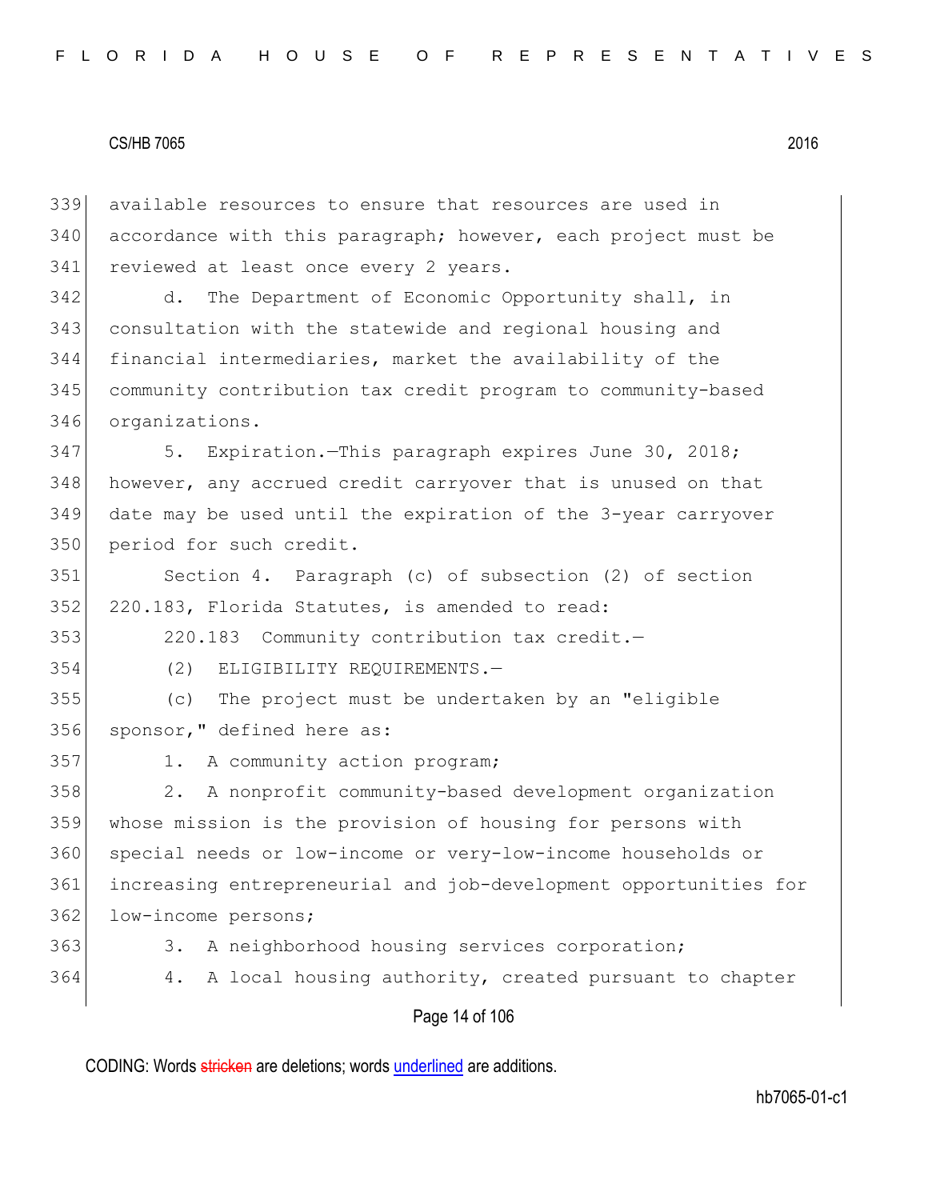available resources to ensure that resources are used in accordance with this paragraph; however, each project must be reviewed at least once every 2 years.

d. The Department of Economic Opportunity shall, in consultation with the statewide and regional housing and financial intermediaries, market the availability of the community contribution tax credit program to community-based organizations.

5. Expiration.—This paragraph expires June 30, 2018; however, any accrued credit carryover that is unused on that date may be used until the expiration of the 3-year carryover period for such credit.

Section 4. Paragraph (c) of subsection (2) of section 220.183, Florida Statutes, is amended to read:

220.183 Community contribution tax credit.—

(2) ELIGIBILITY REQUIREMENTS.—

(c) The project must be undertaken by an "eligible sponsor," defined here as:

1. A community action program;

2. A nonprofit community-based development organization whose mission is the provision of housing for persons with special needs or low-income or very-low-income households or increasing entrepreneurial and job-development opportunities for low-income persons;

3. A neighborhood housing services corporation;

4. A local housing authority, created pursuant to chapter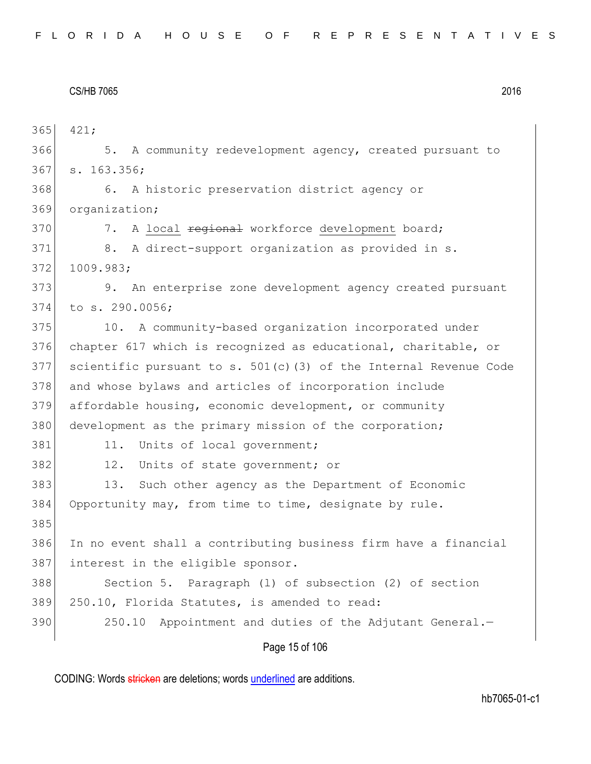421;

5. A community redevelopment agency, created pursuant to s. 163.356;

6. A historic preservation district agency or organization;

7. A <u>local</u> ~~regional~~ workforce <u>development</u> board;

8. A direct-support organization as provided in s. 1009.983;

9. An enterprise zone development agency created pursuant to s. 290.0056;

10. A community-based organization incorporated under chapter 617 which is recognized as educational, charitable, or scientific pursuant to s. 501(c)(3) of the Internal Revenue Code and whose bylaws and articles of incorporation include affordable housing, economic development, or community development as the primary mission of the corporation;

11. Units of local government;

12. Units of state government; or

13. Such other agency as the Department of Economic Opportunity may, from time to time, designate by rule.

In no event shall a contributing business firm have a financial interest in the eligible sponsor.

Section 5. Paragraph (l) of subsection (2) of section 250.10, Florida Statutes, is amended to read:

250.10 Appointment and duties of the Adjutant General.—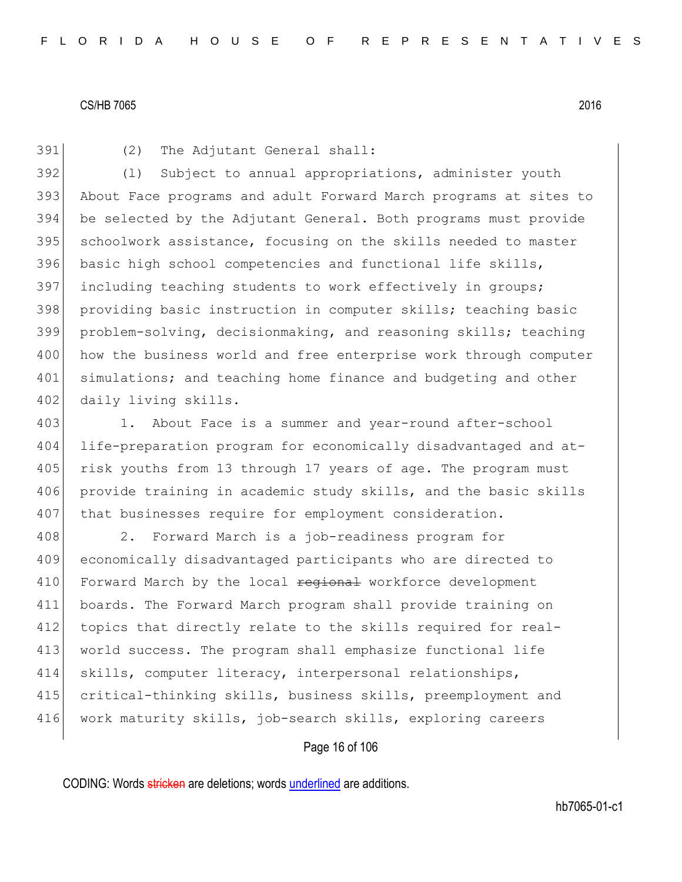(2) The Adjutant General shall:

(l) Subject to annual appropriations, administer youth About Face programs and adult Forward March programs at sites to be selected by the Adjutant General. Both programs must provide schoolwork assistance, focusing on the skills needed to master basic high school competencies and functional life skills, including teaching students to work effectively in groups; providing basic instruction in computer skills; teaching basic problem-solving, decisionmaking, and reasoning skills; teaching how the business world and free enterprise work through computer simulations; and teaching home finance and budgeting and other daily living skills.

1. About Face is a summer and year-round after-school life-preparation program for economically disadvantaged and at-risk youths from 13 through 17 years of age. The program must provide training in academic study skills, and the basic skills that businesses require for employment consideration.

2. Forward March is a job-readiness program for economically disadvantaged participants who are directed to Forward March by the local ~~regional~~ workforce development boards. The Forward March program shall provide training on topics that directly relate to the skills required for real-world success. The program shall emphasize functional life skills, computer literacy, interpersonal relationships, critical-thinking skills, business skills, preemployment and work maturity skills, job-search skills, exploring careers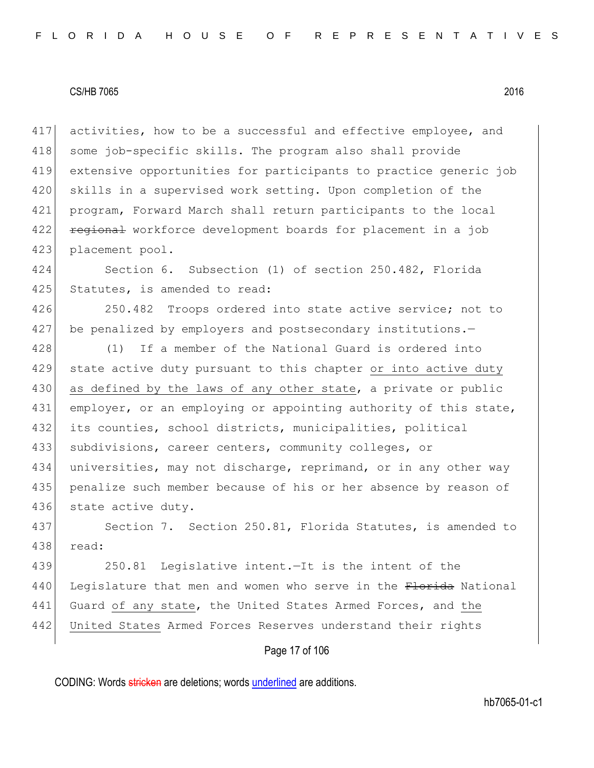activities, how to be a successful and effective employee, and some job-specific skills. The program also shall provide extensive opportunities for participants to practice generic job skills in a supervised work setting. Upon completion of the program, Forward March shall return participants to the local ~~regional~~ workforce development boards for placement in a job placement pool.

Section 6. Subsection (1) of section 250.482, Florida Statutes, is amended to read:

250.482 Troops ordered into state active service; not to be penalized by employers and postsecondary institutions.—

(1) If a member of the National Guard is ordered into state active duty pursuant to this chapter <u>or into active duty as defined by the laws of any other state</u>, a private or public employer, or an employing or appointing authority of this state, its counties, school districts, municipalities, political subdivisions, career centers, community colleges, or universities, may not discharge, reprimand, or in any other way penalize such member because of his or her absence by reason of state active duty.

Section 7. Section 250.81, Florida Statutes, is amended to read:

250.81 Legislative intent.—It is the intent of the Legislature that men and women who serve in the ~~Florida~~ National Guard <u>of any state</u>, the United States Armed Forces, and <u>the United States</u> Armed Forces Reserves understand their rights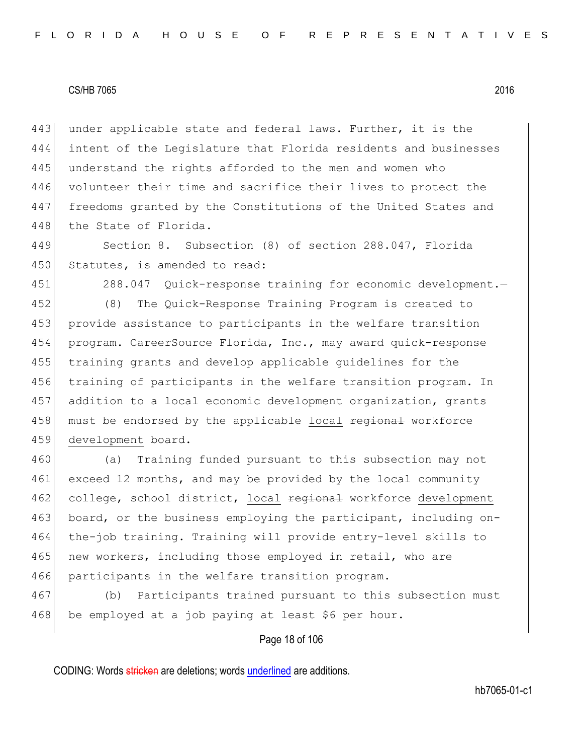under applicable state and federal laws. Further, it is the intent of the Legislature that Florida residents and businesses understand the rights afforded to the men and women who volunteer their time and sacrifice their lives to protect the freedoms granted by the Constitutions of the United States and the State of Florida.

Section 8. Subsection (8) of section 288.047, Florida Statutes, is amended to read:

288.047 Quick-response training for economic development.—

(8) The Quick-Response Training Program is created to provide assistance to participants in the welfare transition program. CareerSource Florida, Inc., may award quick-response training grants and develop applicable guidelines for the training of participants in the welfare transition program. In addition to a local economic development organization, grants must be endorsed by the applicable local ~~regional~~ workforce development board.

(a) Training funded pursuant to this subsection may not exceed 12 months, and may be provided by the local community college, school district, local ~~regional~~ workforce development board, or the business employing the participant, including on-the-job training. Training will provide entry-level skills to new workers, including those employed in retail, who are participants in the welfare transition program.

(b) Participants trained pursuant to this subsection must be employed at a job paying at least $6 per hour.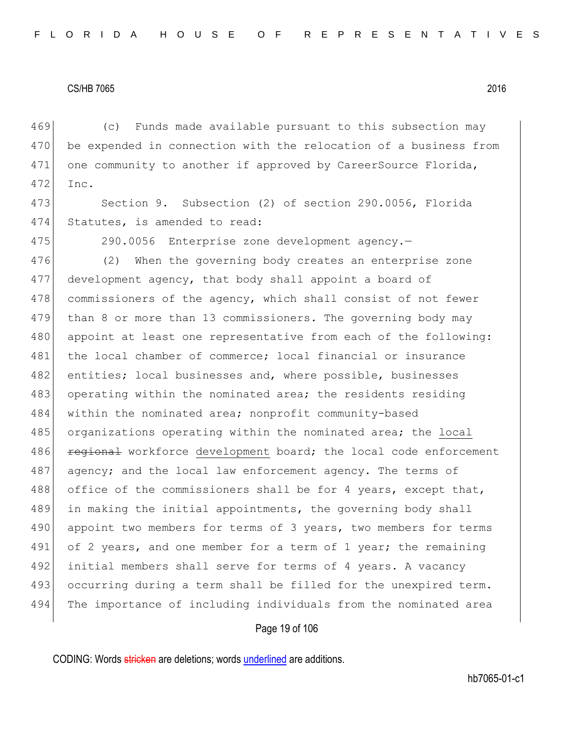(c) Funds made available pursuant to this subsection may be expended in connection with the relocation of a business from one community to another if approved by CareerSource Florida, Inc.

Section 9. Subsection (2) of section 290.0056, Florida Statutes, is amended to read:

290.0056 Enterprise zone development agency.—

(2) When the governing body creates an enterprise zone development agency, that body shall appoint a board of commissioners of the agency, which shall consist of not fewer than 8 or more than 13 commissioners. The governing body may appoint at least one representative from each of the following: the local chamber of commerce; local financial or insurance entities; local businesses and, where possible, businesses operating within the nominated area; the residents residing within the nominated area; nonprofit community-based organizations operating within the nominated area; the local ~~regional~~ workforce development board; the local code enforcement agency; and the local law enforcement agency. The terms of office of the commissioners shall be for 4 years, except that, in making the initial appointments, the governing body shall appoint two members for terms of 3 years, two members for terms of 2 years, and one member for a term of 1 year; the remaining initial members shall serve for terms of 4 years. A vacancy occurring during a term shall be filled for the unexpired term. The importance of including individuals from the nominated area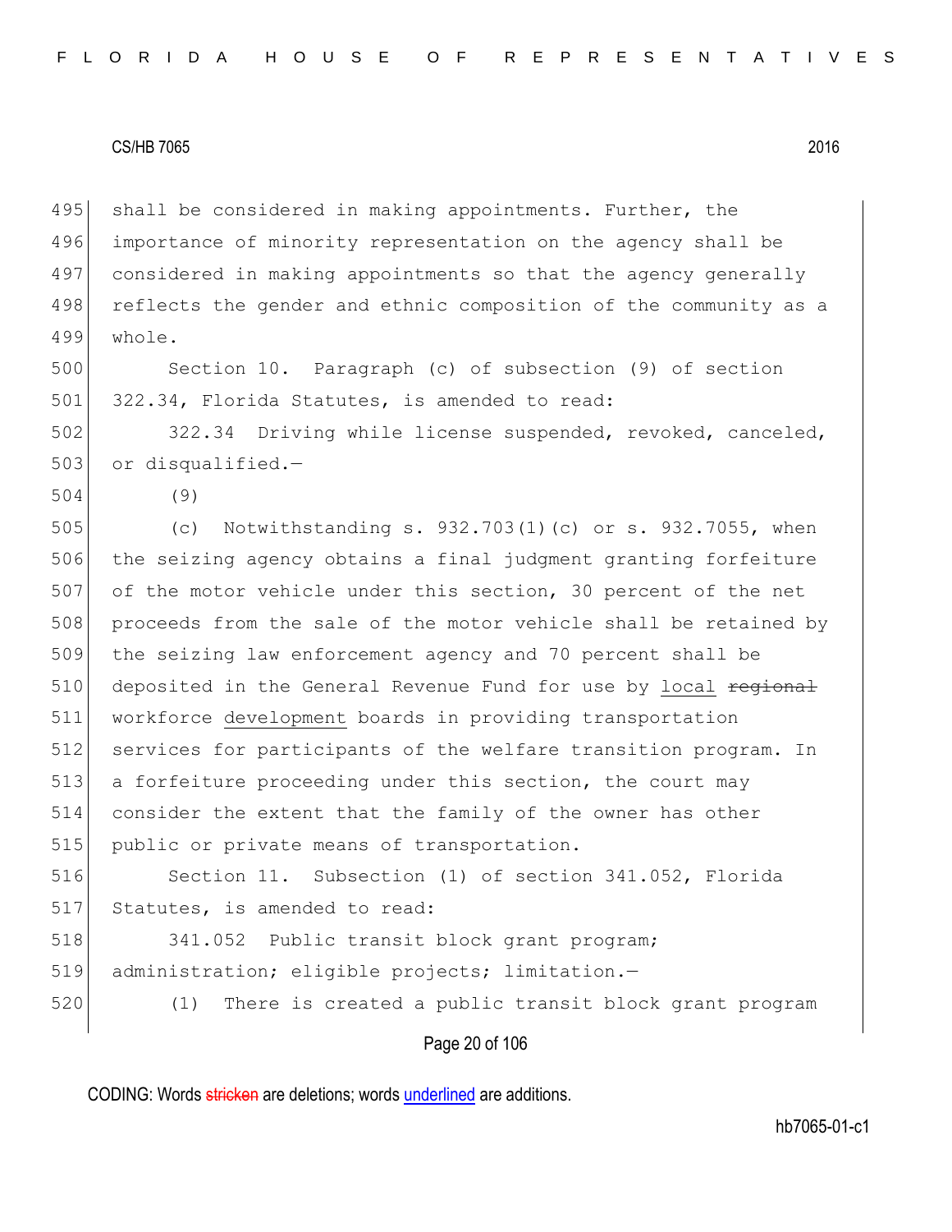shall be considered in making appointments. Further, the importance of minority representation on the agency shall be considered in making appointments so that the agency generally reflects the gender and ethnic composition of the community as a whole.

Section 10. Paragraph (c) of subsection (9) of section 322.34, Florida Statutes, is amended to read:

322.34 Driving while license suspended, revoked, canceled, or disqualified.—

(9)

(c) Notwithstanding s. 932.703(1)(c) or s. 932.7055, when the seizing agency obtains a final judgment granting forfeiture of the motor vehicle under this section, 30 percent of the net proceeds from the sale of the motor vehicle shall be retained by the seizing law enforcement agency and 70 percent shall be deposited in the General Revenue Fund for use by local ~~regional~~ workforce development boards in providing transportation services for participants of the welfare transition program. In a forfeiture proceeding under this section, the court may consider the extent that the family of the owner has other public or private means of transportation.

Section 11. Subsection (1) of section 341.052, Florida Statutes, is amended to read:

341.052 Public transit block grant program; administration; eligible projects; limitation.—

(1) There is created a public transit block grant program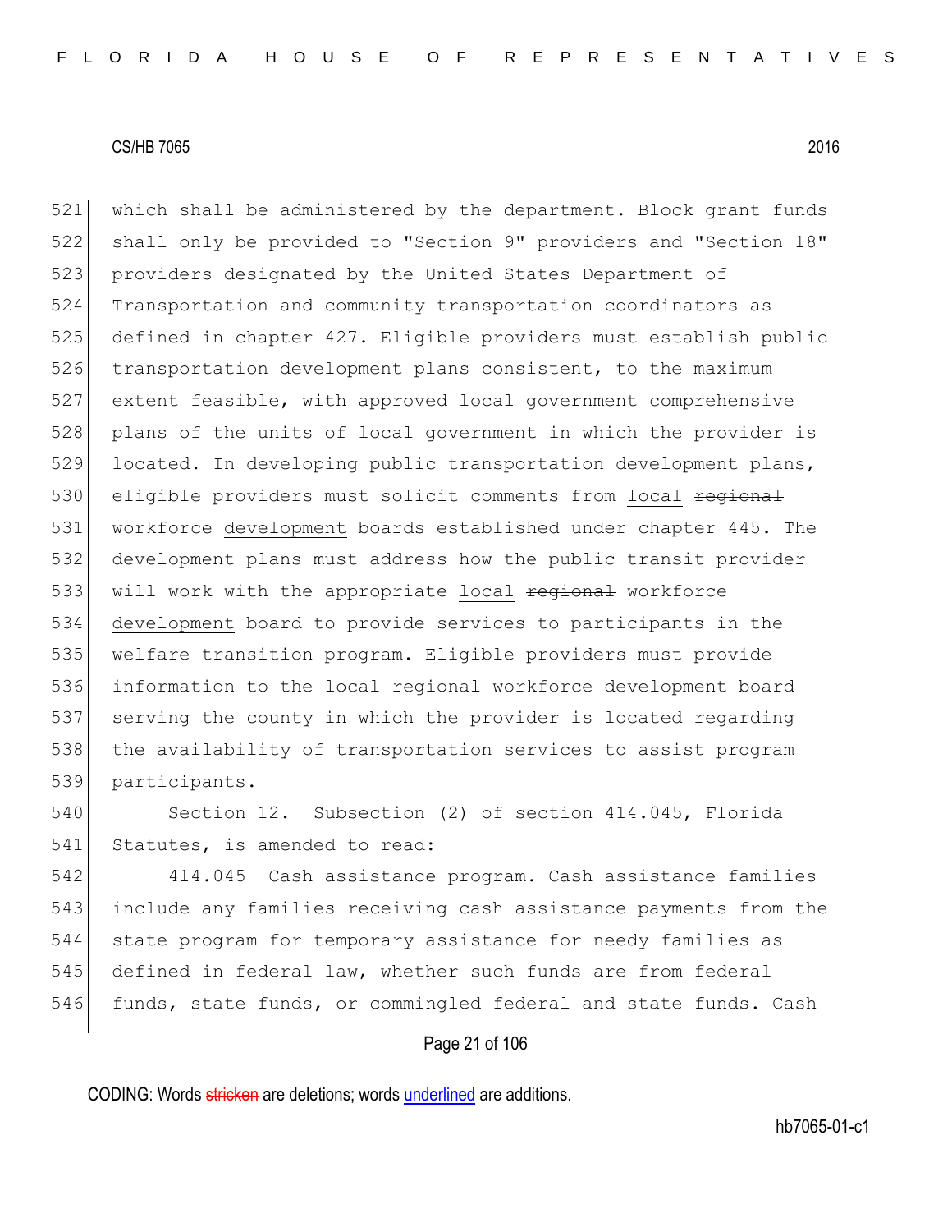which shall be administered by the department. Block grant funds shall only be provided to "Section 9" providers and "Section 18" providers designated by the United States Department of Transportation and community transportation coordinators as defined in chapter 427. Eligible providers must establish public transportation development plans consistent, to the maximum extent feasible, with approved local government comprehensive plans of the units of local government in which the provider is located. In developing public transportation development plans, eligible providers must solicit comments from local ~~regional~~ workforce development boards established under chapter 445. The development plans must address how the public transit provider will work with the appropriate local ~~regional~~ workforce development board to provide services to participants in the welfare transition program. Eligible providers must provide information to the local ~~regional~~ workforce development board serving the county in which the provider is located regarding the availability of transportation services to assist program participants.

Section 12. Subsection (2) of section 414.045, Florida Statutes, is amended to read:

414.045 Cash assistance program.—Cash assistance families include any families receiving cash assistance payments from the state program for temporary assistance for needy families as defined in federal law, whether such funds are from federal funds, state funds, or commingled federal and state funds. Cash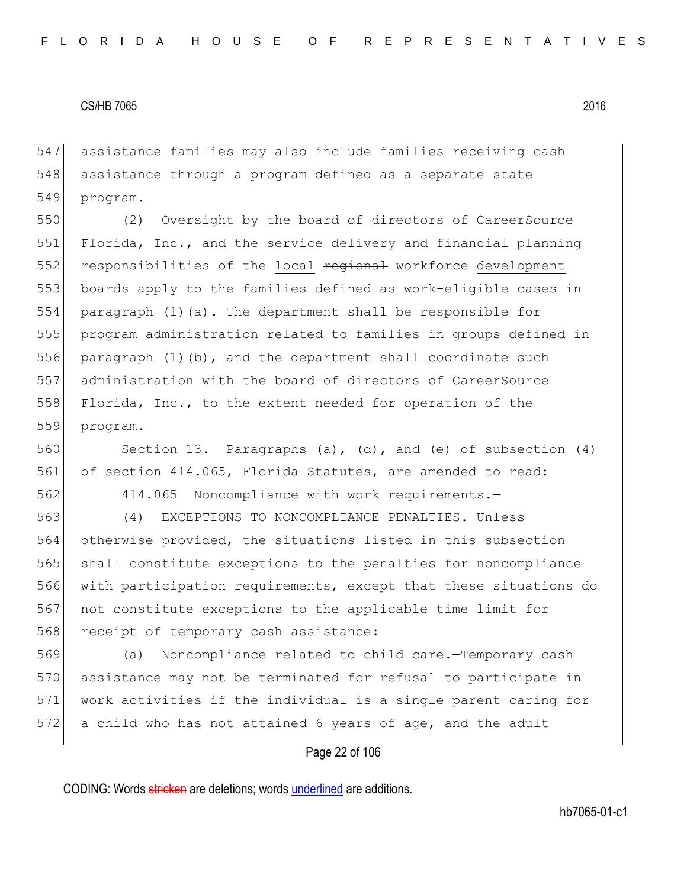assistance families may also include families receiving cash assistance through a program defined as a separate state program.

(2) Oversight by the board of directors of CareerSource Florida, Inc., and the service delivery and financial planning responsibilities of the local ~~regional~~ workforce development boards apply to the families defined as work-eligible cases in paragraph (1)(a). The department shall be responsible for program administration related to families in groups defined in paragraph (1)(b), and the department shall coordinate such administration with the board of directors of CareerSource Florida, Inc., to the extent needed for operation of the program.

Section 13. Paragraphs (a), (d), and (e) of subsection (4) of section 414.065, Florida Statutes, are amended to read:

414.065 Noncompliance with work requirements.—

(4) EXCEPTIONS TO NONCOMPLIANCE PENALTIES.—Unless otherwise provided, the situations listed in this subsection shall constitute exceptions to the penalties for noncompliance with participation requirements, except that these situations do not constitute exceptions to the applicable time limit for receipt of temporary cash assistance:

(a) Noncompliance related to child care.—Temporary cash assistance may not be terminated for refusal to participate in work activities if the individual is a single parent caring for a child who has not attained 6 years of age, and the adult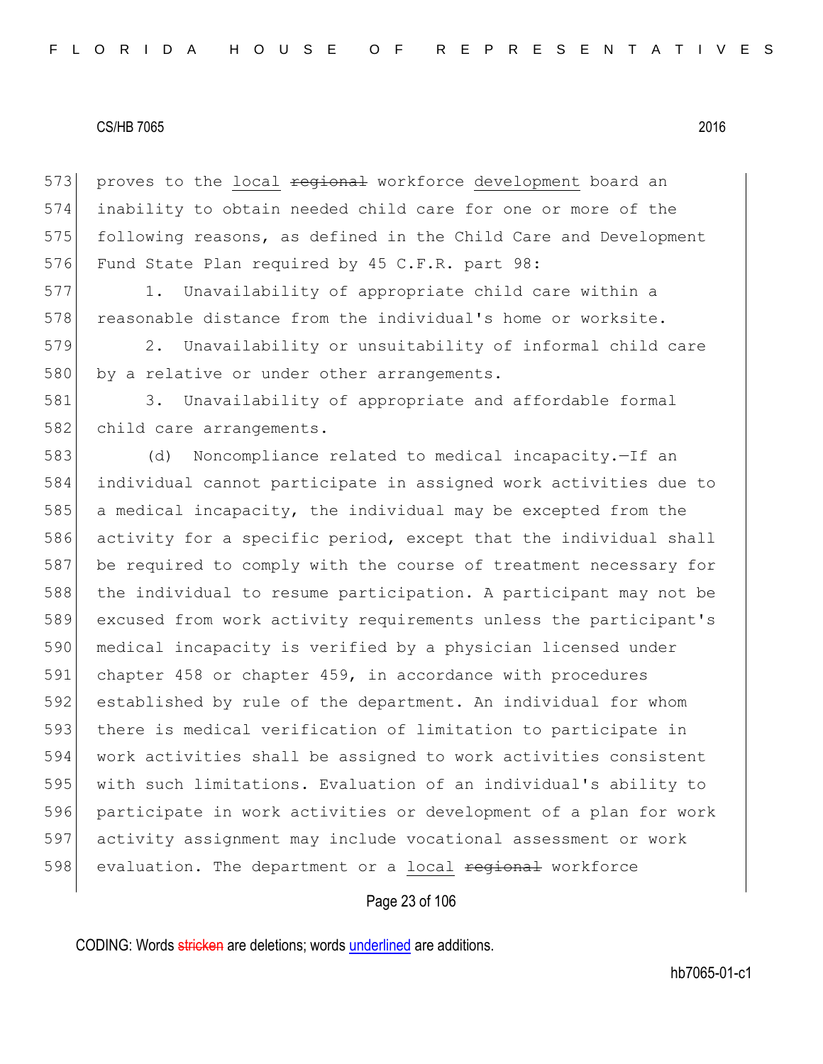proves to the local ~~regional~~ workforce development board an inability to obtain needed child care for one or more of the following reasons, as defined in the Child Care and Development Fund State Plan required by 45 C.F.R. part 98:

1. Unavailability of appropriate child care within a reasonable distance from the individual's home or worksite.

2. Unavailability or unsuitability of informal child care by a relative or under other arrangements.

3. Unavailability of appropriate and affordable formal child care arrangements.

(d) Noncompliance related to medical incapacity.—If an individual cannot participate in assigned work activities due to a medical incapacity, the individual may be excepted from the activity for a specific period, except that the individual shall be required to comply with the course of treatment necessary for the individual to resume participation. A participant may not be excused from work activity requirements unless the participant's medical incapacity is verified by a physician licensed under chapter 458 or chapter 459, in accordance with procedures established by rule of the department. An individual for whom there is medical verification of limitation to participate in work activities shall be assigned to work activities consistent with such limitations. Evaluation of an individual's ability to participate in work activities or development of a plan for work activity assignment may include vocational assessment or work evaluation. The department or a local ~~regional~~ workforce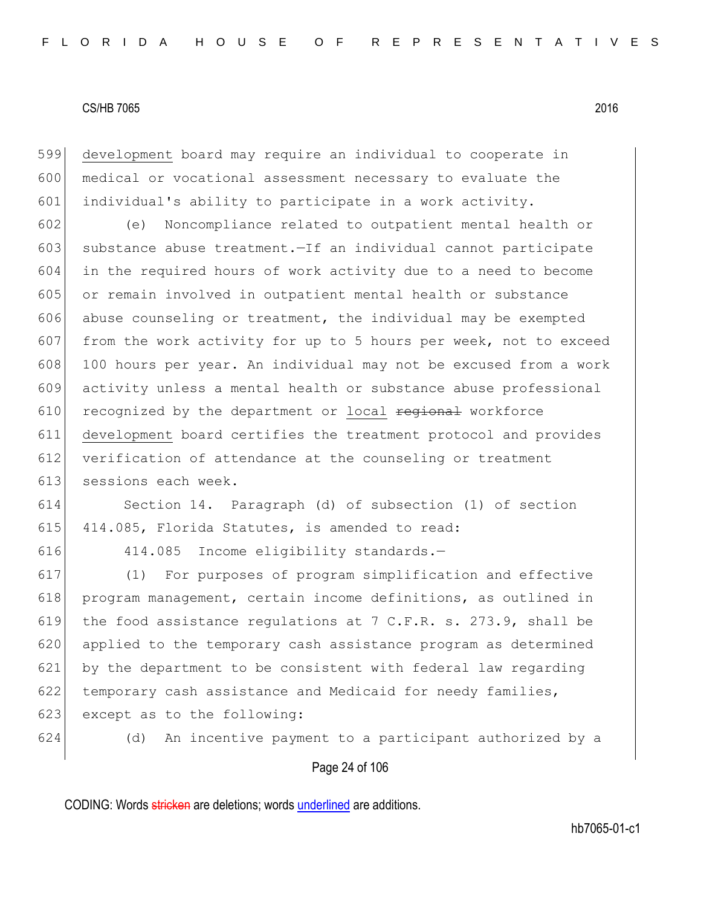development board may require an individual to cooperate in medical or vocational assessment necessary to evaluate the individual's ability to participate in a work activity.

(e) Noncompliance related to outpatient mental health or substance abuse treatment.—If an individual cannot participate in the required hours of work activity due to a need to become or remain involved in outpatient mental health or substance abuse counseling or treatment, the individual may be exempted from the work activity for up to 5 hours per week, not to exceed 100 hours per year. An individual may not be excused from a work activity unless a mental health or substance abuse professional recognized by the department or local ~~regional~~ workforce development board certifies the treatment protocol and provides verification of attendance at the counseling or treatment sessions each week.

Section 14. Paragraph (d) of subsection (1) of section 414.085, Florida Statutes, is amended to read:

414.085 Income eligibility standards.—

(1) For purposes of program simplification and effective program management, certain income definitions, as outlined in the food assistance regulations at 7 C.F.R. s. 273.9, shall be applied to the temporary cash assistance program as determined by the department to be consistent with federal law regarding temporary cash assistance and Medicaid for needy families, except as to the following:

(d) An incentive payment to a participant authorized by a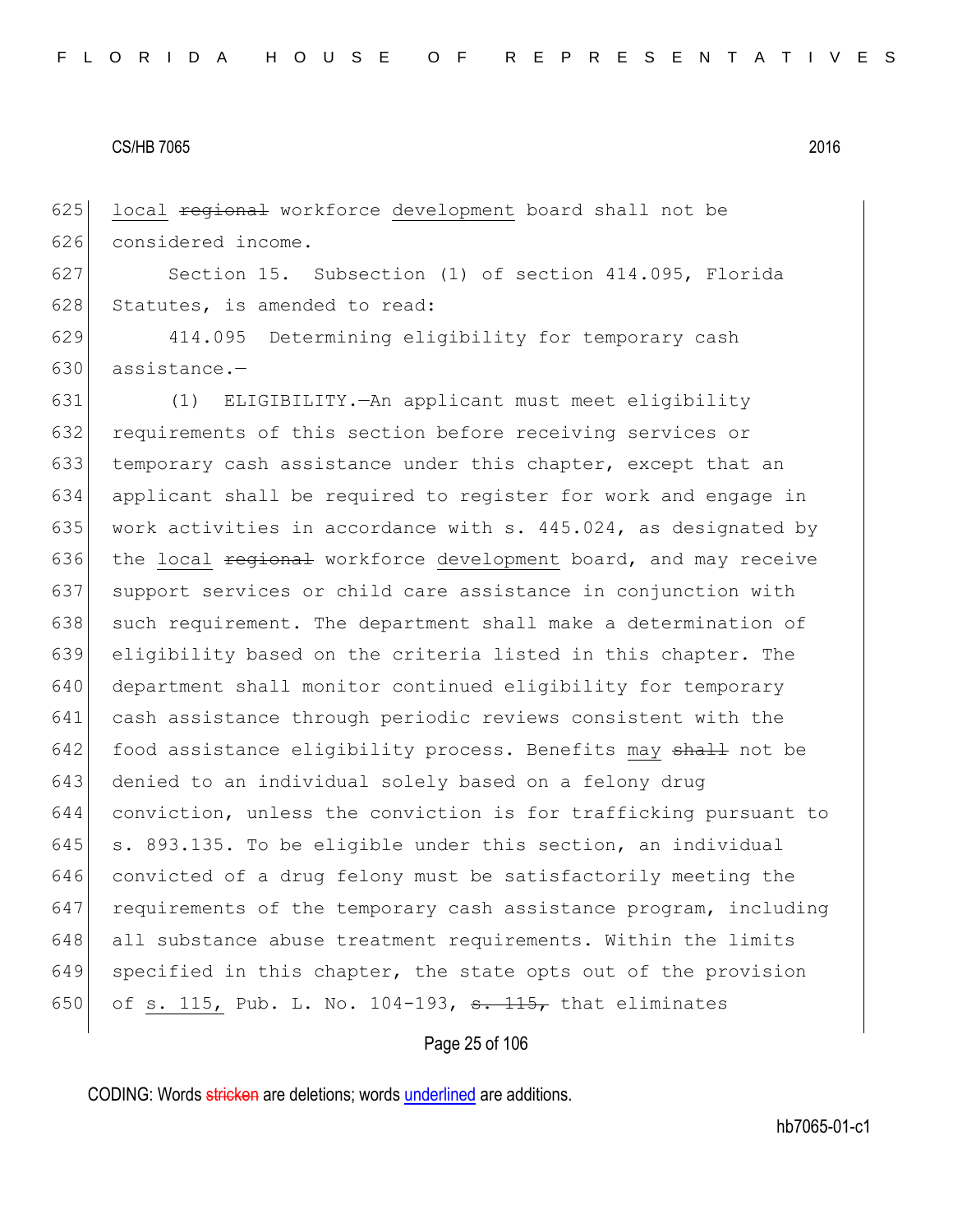625 local ~~regional~~ workforce development board shall not be
626 considered income.

627 Section 15. Subsection (1) of section 414.095, Florida
628 Statutes, is amended to read:

629 414.095 Determining eligibility for temporary cash
630 assistance.—

631 (1) ELIGIBILITY.—An applicant must meet eligibility
632 requirements of this section before receiving services or
633 temporary cash assistance under this chapter, except that an
634 applicant shall be required to register for work and engage in
635 work activities in accordance with s. 445.024, as designated by
636 the local ~~regional~~ workforce development board, and may receive
637 support services or child care assistance in conjunction with
638 such requirement. The department shall make a determination of
639 eligibility based on the criteria listed in this chapter. The
640 department shall monitor continued eligibility for temporary
641 cash assistance through periodic reviews consistent with the
642 food assistance eligibility process. Benefits may ~~shall~~ not be
643 denied to an individual solely based on a felony drug
644 conviction, unless the conviction is for trafficking pursuant to
645 s. 893.135. To be eligible under this section, an individual
646 convicted of a drug felony must be satisfactorily meeting the
647 requirements of the temporary cash assistance program, including
648 all substance abuse treatment requirements. Within the limits
649 specified in this chapter, the state opts out of the provision
650 of s. 115, Pub. L. No. 104-193, ~~s. 115,~~ that eliminates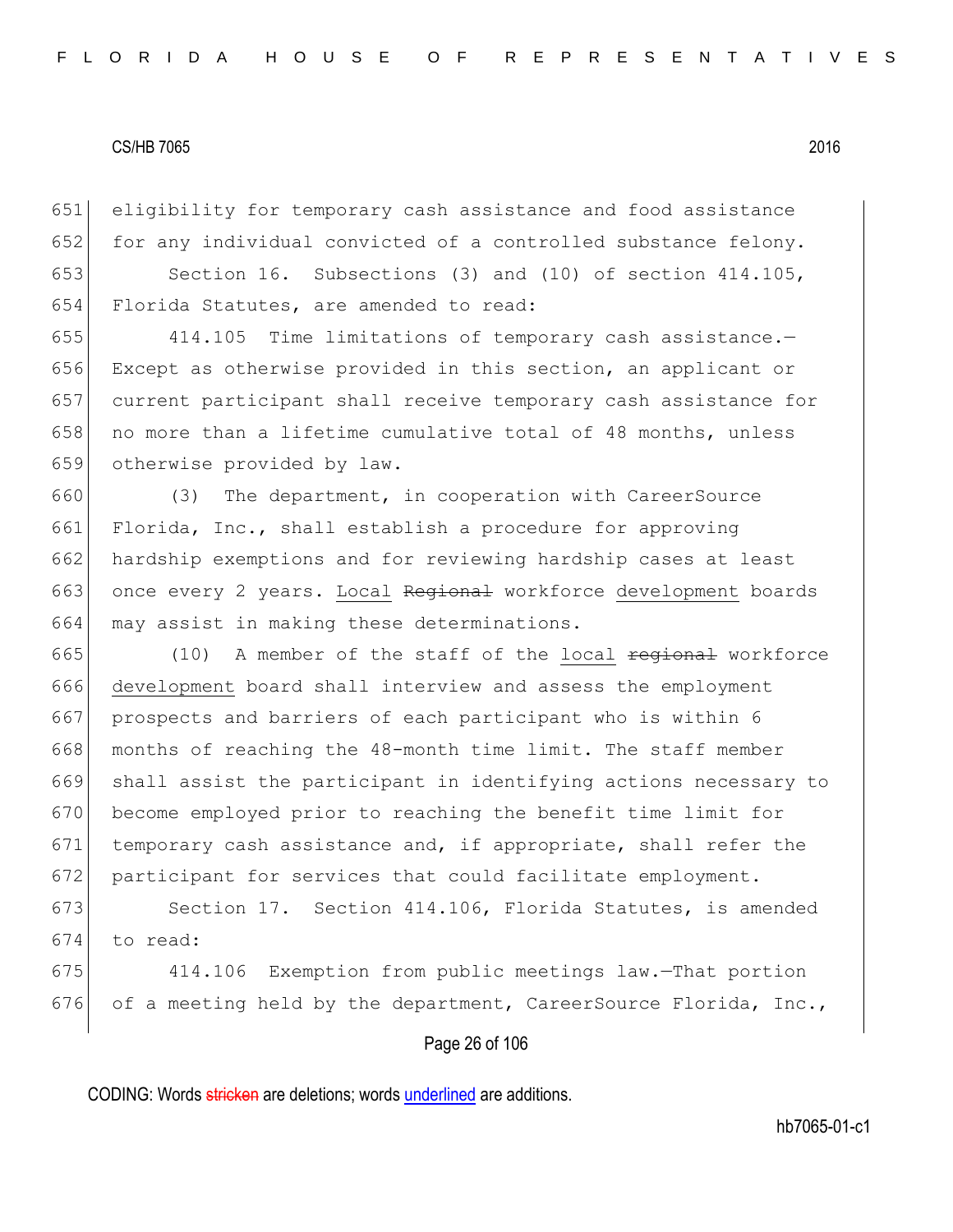651 eligibility for temporary cash assistance and food assistance
652 for any individual convicted of a controlled substance felony.

653 Section 16. Subsections (3) and (10) of section 414.105,
654 Florida Statutes, are amended to read:

655 414.105 Time limitations of temporary cash assistance.—
656 Except as otherwise provided in this section, an applicant or
657 current participant shall receive temporary cash assistance for
658 no more than a lifetime cumulative total of 48 months, unless
659 otherwise provided by law.

660 (3) The department, in cooperation with CareerSource
661 Florida, Inc., shall establish a procedure for approving
662 hardship exemptions and for reviewing hardship cases at least
663 once every 2 years. <u>Local</u> ~~Regional~~ workforce <u>development</u> boards
664 may assist in making these determinations.

665 (10) A member of the staff of the <u>local</u> ~~regional~~ workforce
666 <u>development</u> board shall interview and assess the employment
667 prospects and barriers of each participant who is within 6
668 months of reaching the 48-month time limit. The staff member
669 shall assist the participant in identifying actions necessary to
670 become employed prior to reaching the benefit time limit for
671 temporary cash assistance and, if appropriate, shall refer the
672 participant for services that could facilitate employment.

673 Section 17. Section 414.106, Florida Statutes, is amended
674 to read:

675 414.106 Exemption from public meetings law.—That portion
676 of a meeting held by the department, CareerSource Florida, Inc.,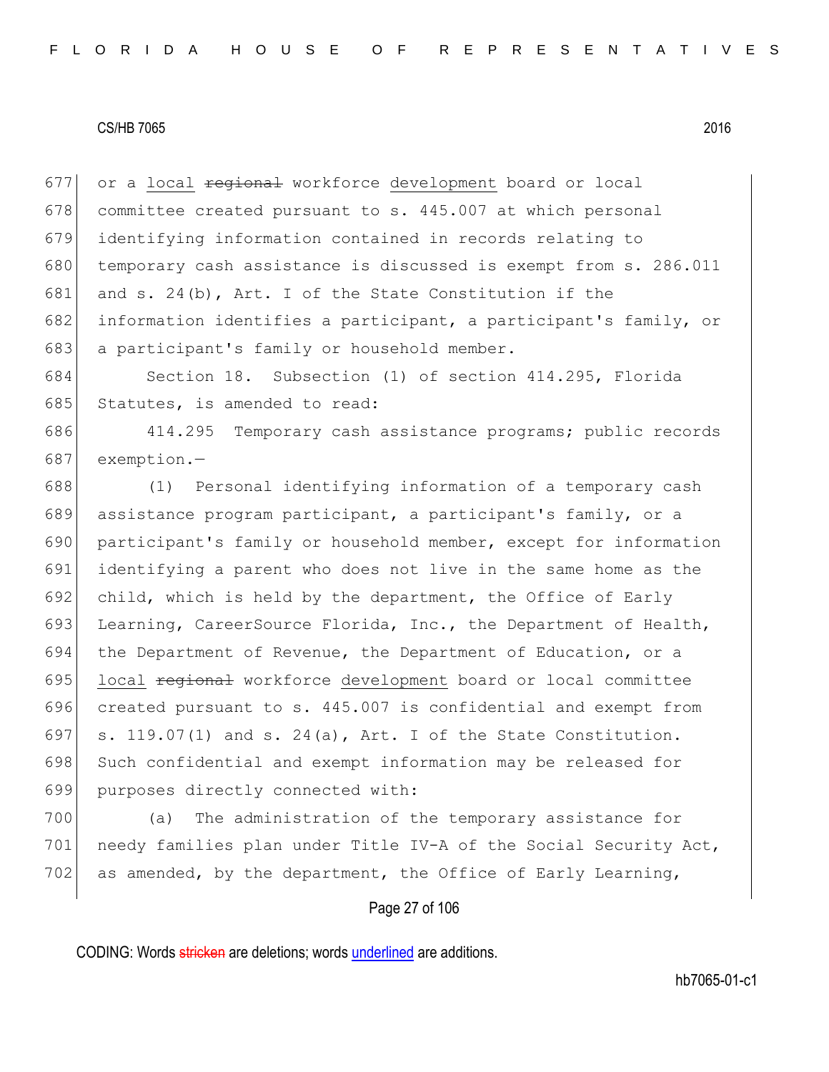or a <u>local</u> ~~regional~~ workforce <u>development</u> board or local committee created pursuant to s. 445.007 at which personal identifying information contained in records relating to temporary cash assistance is discussed is exempt from s. 286.011 and s. 24(b), Art. I of the State Constitution if the information identifies a participant, a participant's family, or a participant's family or household member.

Section 18. Subsection (1) of section 414.295, Florida Statutes, is amended to read:

414.295 Temporary cash assistance programs; public records exemption.—

(1) Personal identifying information of a temporary cash assistance program participant, a participant's family, or a participant's family or household member, except for information identifying a parent who does not live in the same home as the child, which is held by the department, the Office of Early Learning, CareerSource Florida, Inc., the Department of Health, the Department of Revenue, the Department of Education, or a <u>local</u> ~~regional~~ workforce <u>development</u> board or local committee created pursuant to s. 445.007 is confidential and exempt from s. 119.07(1) and s. 24(a), Art. I of the State Constitution. Such confidential and exempt information may be released for purposes directly connected with:

(a) The administration of the temporary assistance for needy families plan under Title IV-A of the Social Security Act, as amended, by the department, the Office of Early Learning,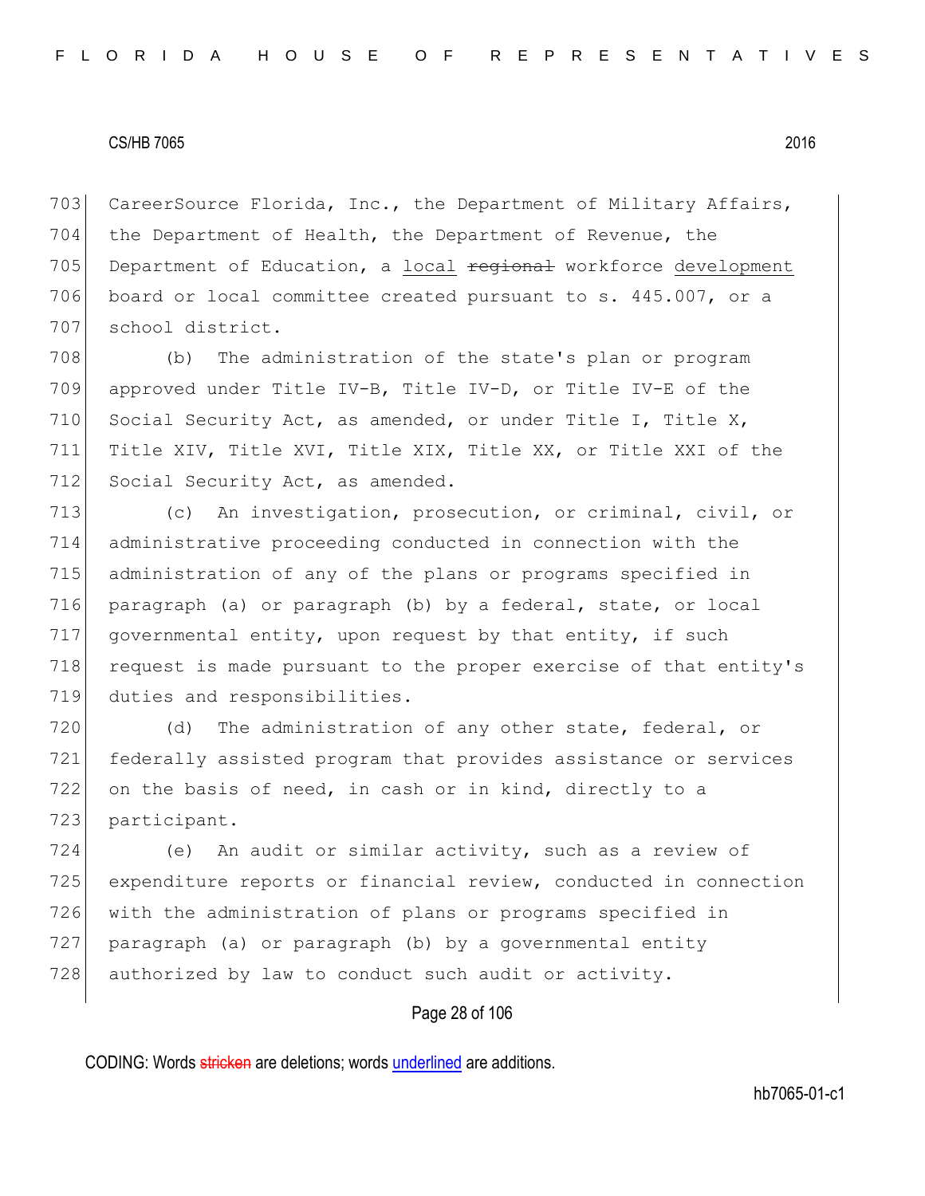CareerSource Florida, Inc., the Department of Military Affairs, the Department of Health, the Department of Revenue, the Department of Education, a local ~~regional~~ workforce development board or local committee created pursuant to s. 445.007, or a school district.

(b) The administration of the state's plan or program approved under Title IV-B, Title IV-D, or Title IV-E of the Social Security Act, as amended, or under Title I, Title X, Title XIV, Title XVI, Title XIX, Title XX, or Title XXI of the Social Security Act, as amended.

(c) An investigation, prosecution, or criminal, civil, or administrative proceeding conducted in connection with the administration of any of the plans or programs specified in paragraph (a) or paragraph (b) by a federal, state, or local governmental entity, upon request by that entity, if such request is made pursuant to the proper exercise of that entity's duties and responsibilities.

(d) The administration of any other state, federal, or federally assisted program that provides assistance or services on the basis of need, in cash or in kind, directly to a participant.

(e) An audit or similar activity, such as a review of expenditure reports or financial review, conducted in connection with the administration of plans or programs specified in paragraph (a) or paragraph (b) by a governmental entity authorized by law to conduct such audit or activity.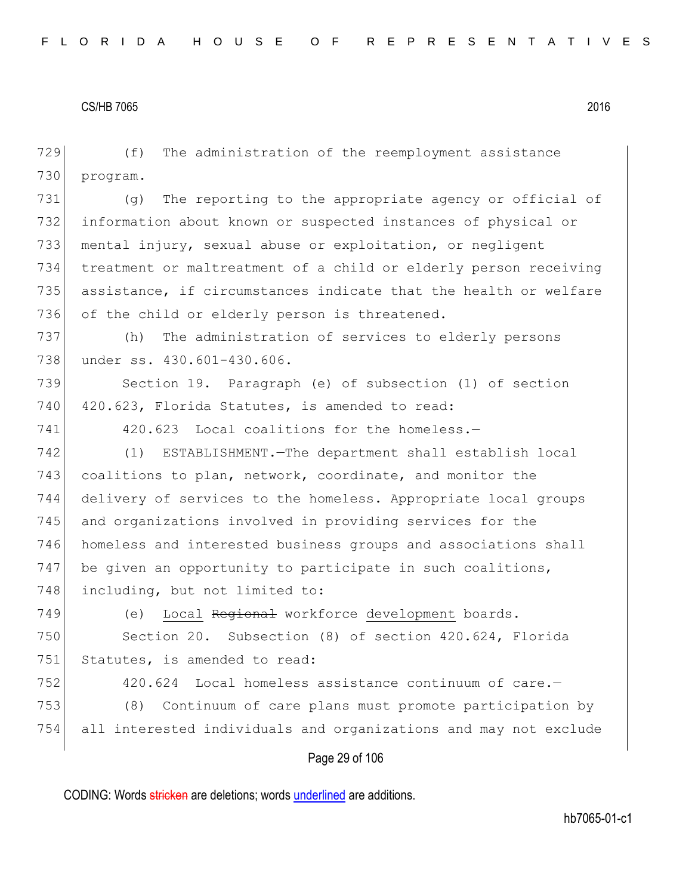(f) The administration of the reemployment assistance program.

(g) The reporting to the appropriate agency or official of information about known or suspected instances of physical or mental injury, sexual abuse or exploitation, or negligent treatment or maltreatment of a child or elderly person receiving assistance, if circumstances indicate that the health or welfare of the child or elderly person is threatened.

(h) The administration of services to elderly persons under ss. 430.601-430.606.

Section 19. Paragraph (e) of subsection (1) of section 420.623, Florida Statutes, is amended to read:

420.623 Local coalitions for the homeless.—

(1) ESTABLISHMENT.—The department shall establish local coalitions to plan, network, coordinate, and monitor the delivery of services to the homeless. Appropriate local groups and organizations involved in providing services for the homeless and interested business groups and associations shall be given an opportunity to participate in such coalitions, including, but not limited to:

(e) Local ~~Regional~~ workforce development boards.

Section 20. Subsection (8) of section 420.624, Florida Statutes, is amended to read:

420.624 Local homeless assistance continuum of care.—

(8) Continuum of care plans must promote participation by all interested individuals and organizations and may not exclude

CODING: Words ~~stricken~~ are deletions; words underlined are additions.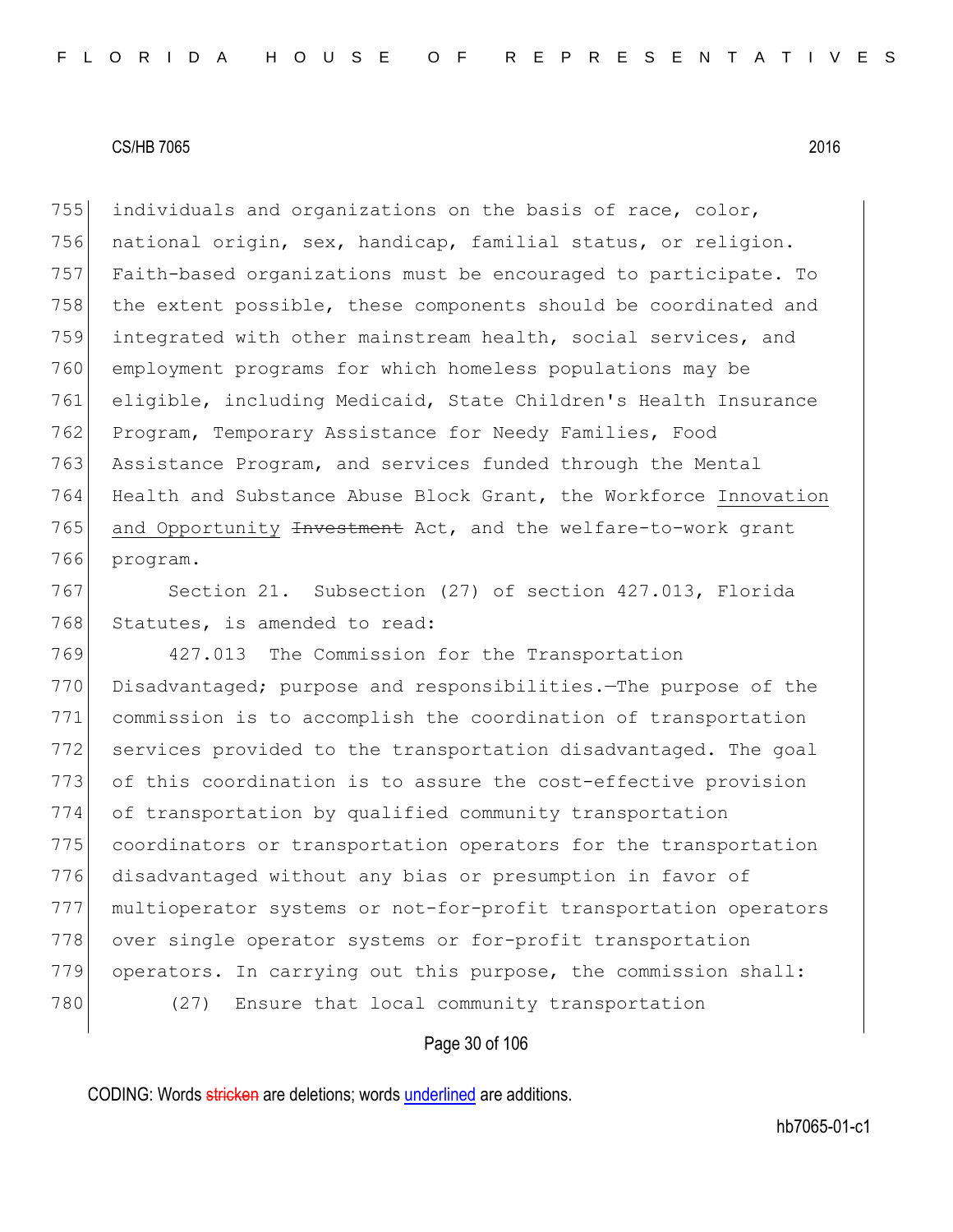755 individuals and organizations on the basis of race, color,
756 national origin, sex, handicap, familial status, or religion.
757 Faith-based organizations must be encouraged to participate. To
758 the extent possible, these components should be coordinated and
759 integrated with other mainstream health, social services, and
760 employment programs for which homeless populations may be
761 eligible, including Medicaid, State Children's Health Insurance
762 Program, Temporary Assistance for Needy Families, Food
763 Assistance Program, and services funded through the Mental
764 Health and Substance Abuse Block Grant, the Workforce <u>Innovation</u>
765 <u>and Opportunity</u> ~~Investment~~ Act, and the welfare-to-work grant
766 program.

767 Section 21. Subsection (27) of section 427.013, Florida
768 Statutes, is amended to read:

769 427.013 The Commission for the Transportation
770 Disadvantaged; purpose and responsibilities.—The purpose of the
771 commission is to accomplish the coordination of transportation
772 services provided to the transportation disadvantaged. The goal
773 of this coordination is to assure the cost-effective provision
774 of transportation by qualified community transportation
775 coordinators or transportation operators for the transportation
776 disadvantaged without any bias or presumption in favor of
777 multioperator systems or not-for-profit transportation operators
778 over single operator systems or for-profit transportation
779 operators. In carrying out this purpose, the commission shall:

780 (27) Ensure that local community transportation

CODING: Words ~~stricken~~ are deletions; words <u>underlined</u> are additions.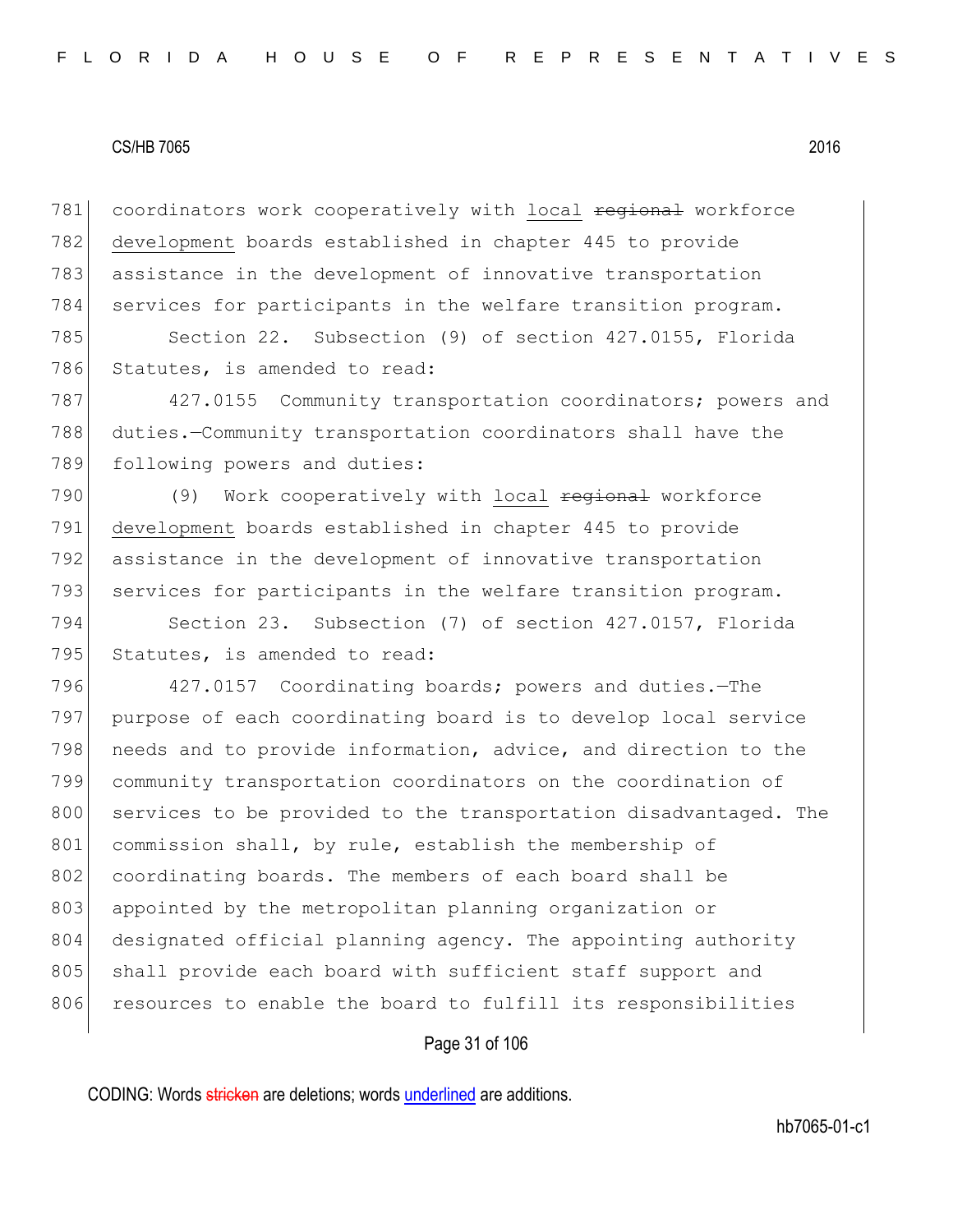coordinators work cooperatively with <u>local</u> ~~regional~~ workforce <u>development</u> boards established in chapter 445 to provide assistance in the development of innovative transportation services for participants in the welfare transition program.

Section 22. Subsection (9) of section 427.0155, Florida Statutes, is amended to read:

427.0155 Community transportation coordinators; powers and duties.—Community transportation coordinators shall have the following powers and duties:

(9) Work cooperatively with <u>local</u> ~~regional~~ workforce <u>development</u> boards established in chapter 445 to provide assistance in the development of innovative transportation services for participants in the welfare transition program.

Section 23. Subsection (7) of section 427.0157, Florida Statutes, is amended to read:

427.0157 Coordinating boards; powers and duties.—The purpose of each coordinating board is to develop local service needs and to provide information, advice, and direction to the community transportation coordinators on the coordination of services to be provided to the transportation disadvantaged. The commission shall, by rule, establish the membership of coordinating boards. The members of each board shall be appointed by the metropolitan planning organization or designated official planning agency. The appointing authority shall provide each board with sufficient staff support and resources to enable the board to fulfill its responsibilities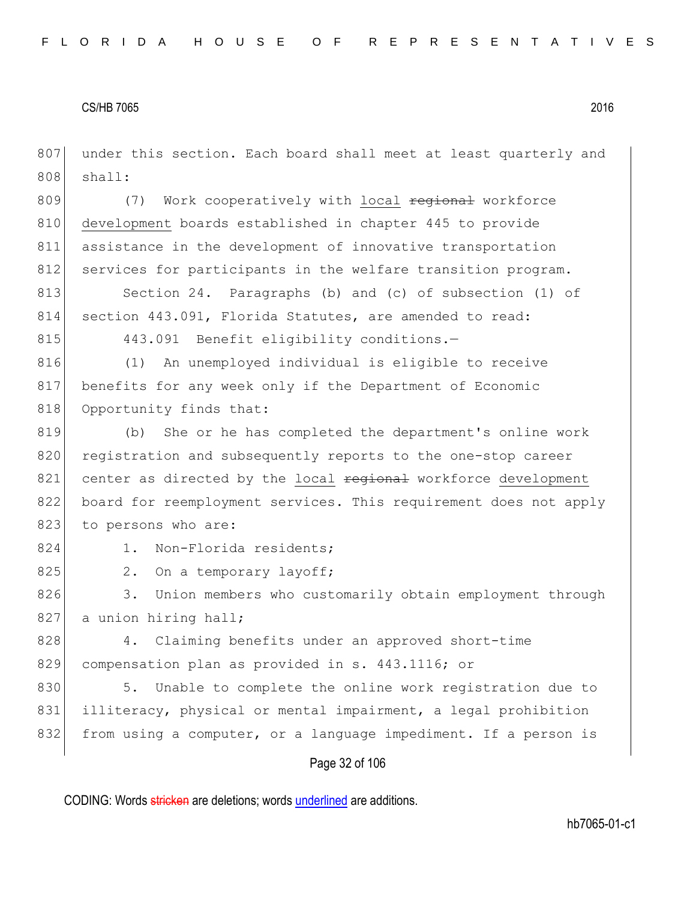under this section. Each board shall meet at least quarterly and shall:

(7) Work cooperatively with <u>local</u> ~~regional~~ workforce <u>development</u> boards established in chapter 445 to provide assistance in the development of innovative transportation services for participants in the welfare transition program.

Section 24. Paragraphs (b) and (c) of subsection (1) of section 443.091, Florida Statutes, are amended to read:

443.091 Benefit eligibility conditions.—

(1) An unemployed individual is eligible to receive benefits for any week only if the Department of Economic Opportunity finds that:

(b) She or he has completed the department's online work registration and subsequently reports to the one-stop career center as directed by the <u>local</u> ~~regional~~ workforce <u>development</u> board for reemployment services. This requirement does not apply to persons who are:

1. Non-Florida residents;

2. On a temporary layoff;

3. Union members who customarily obtain employment through a union hiring hall;

4. Claiming benefits under an approved short-time compensation plan as provided in s. 443.1116; or

5. Unable to complete the online work registration due to illiteracy, physical or mental impairment, a legal prohibition from using a computer, or a language impediment. If a person is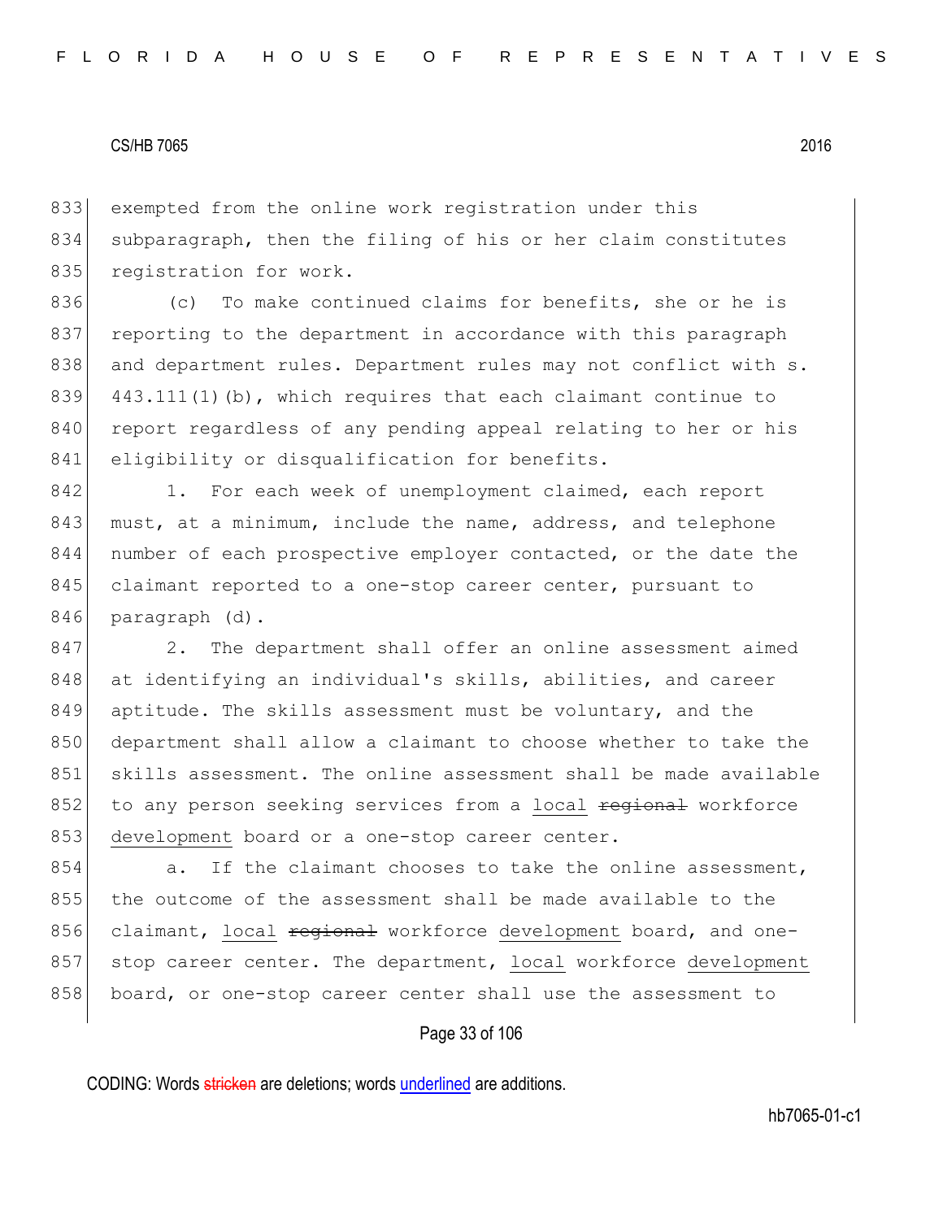exempted from the online work registration under this subparagraph, then the filing of his or her claim constitutes registration for work.

(c) To make continued claims for benefits, she or he is reporting to the department in accordance with this paragraph and department rules. Department rules may not conflict with s. 443.111(1)(b), which requires that each claimant continue to report regardless of any pending appeal relating to her or his eligibility or disqualification for benefits.

1. For each week of unemployment claimed, each report must, at a minimum, include the name, address, and telephone number of each prospective employer contacted, or the date the claimant reported to a one-stop career center, pursuant to paragraph (d).

2. The department shall offer an online assessment aimed at identifying an individual's skills, abilities, and career aptitude. The skills assessment must be voluntary, and the department shall allow a claimant to choose whether to take the skills assessment. The online assessment shall be made available to any person seeking services from a <u>local</u> ~~regional~~ workforce <u>development</u> board or a one-stop career center.

a. If the claimant chooses to take the online assessment, the outcome of the assessment shall be made available to the claimant, <u>local</u> ~~regional~~ workforce <u>development</u> board, and one-stop career center. The department, <u>local</u> workforce <u>development</u> board, or one-stop career center shall use the assessment to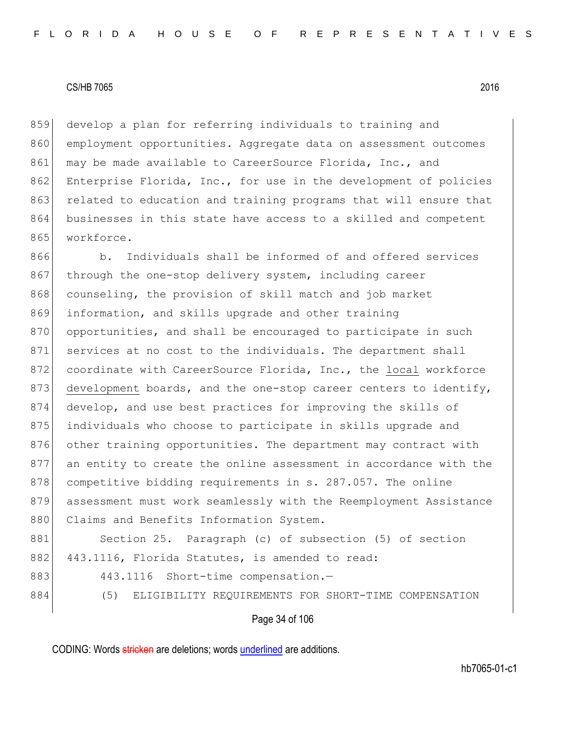develop a plan for referring individuals to training and employment opportunities. Aggregate data on assessment outcomes may be made available to CareerSource Florida, Inc., and Enterprise Florida, Inc., for use in the development of policies related to education and training programs that will ensure that businesses in this state have access to a skilled and competent workforce.

b. Individuals shall be informed of and offered services through the one-stop delivery system, including career counseling, the provision of skill match and job market information, and skills upgrade and other training opportunities, and shall be encouraged to participate in such services at no cost to the individuals. The department shall coordinate with CareerSource Florida, Inc., the local workforce development boards, and the one-stop career centers to identify, develop, and use best practices for improving the skills of individuals who choose to participate in skills upgrade and other training opportunities. The department may contract with an entity to create the online assessment in accordance with the competitive bidding requirements in s. 287.057. The online assessment must work seamlessly with the Reemployment Assistance Claims and Benefits Information System.

Section 25. Paragraph (c) of subsection (5) of section 443.1116, Florida Statutes, is amended to read:

443.1116 Short-time compensation.—

(5) ELIGIBILITY REQUIREMENTS FOR SHORT-TIME COMPENSATION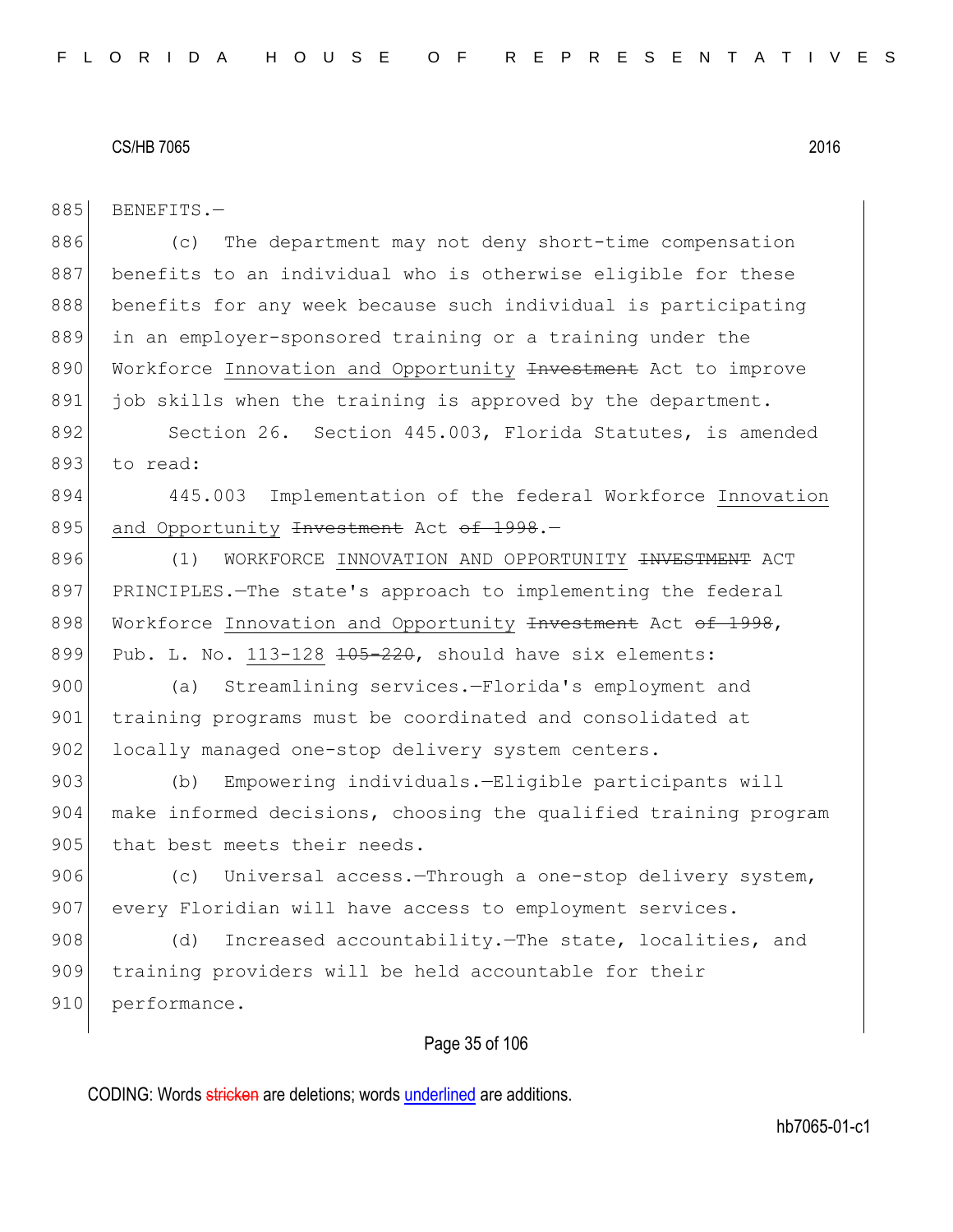885 BENEFITS.—

886 (c) The department may not deny short-time compensation
887 benefits to an individual who is otherwise eligible for these
888 benefits for any week because such individual is participating
889 in an employer-sponsored training or a training under the
890 Workforce <u>Innovation and Opportunity</u> ~~Investment~~ Act to improve
891 job skills when the training is approved by the department.

892 Section 26. Section 445.003, Florida Statutes, is amended
893 to read:

894 445.003 Implementation of the federal Workforce <u>Innovation</u>
895 <u>and Opportunity</u> ~~Investment~~ Act ~~of 1998~~.—

896 (1) WORKFORCE <u>INNOVATION AND OPPORTUNITY</u> ~~INVESTMENT~~ ACT
897 PRINCIPLES.—The state's approach to implementing the federal
898 Workforce <u>Innovation and Opportunity</u> ~~Investment~~ Act ~~of 1998~~,
899 Pub. L. No. <u>113-128</u> ~~105-220~~, should have six elements:

900 (a) Streamlining services.—Florida's employment and
901 training programs must be coordinated and consolidated at
902 locally managed one-stop delivery system centers.

903 (b) Empowering individuals.—Eligible participants will
904 make informed decisions, choosing the qualified training program
905 that best meets their needs.

906 (c) Universal access.—Through a one-stop delivery system,
907 every Floridian will have access to employment services.

908 (d) Increased accountability.—The state, localities, and
909 training providers will be held accountable for their
910 performance.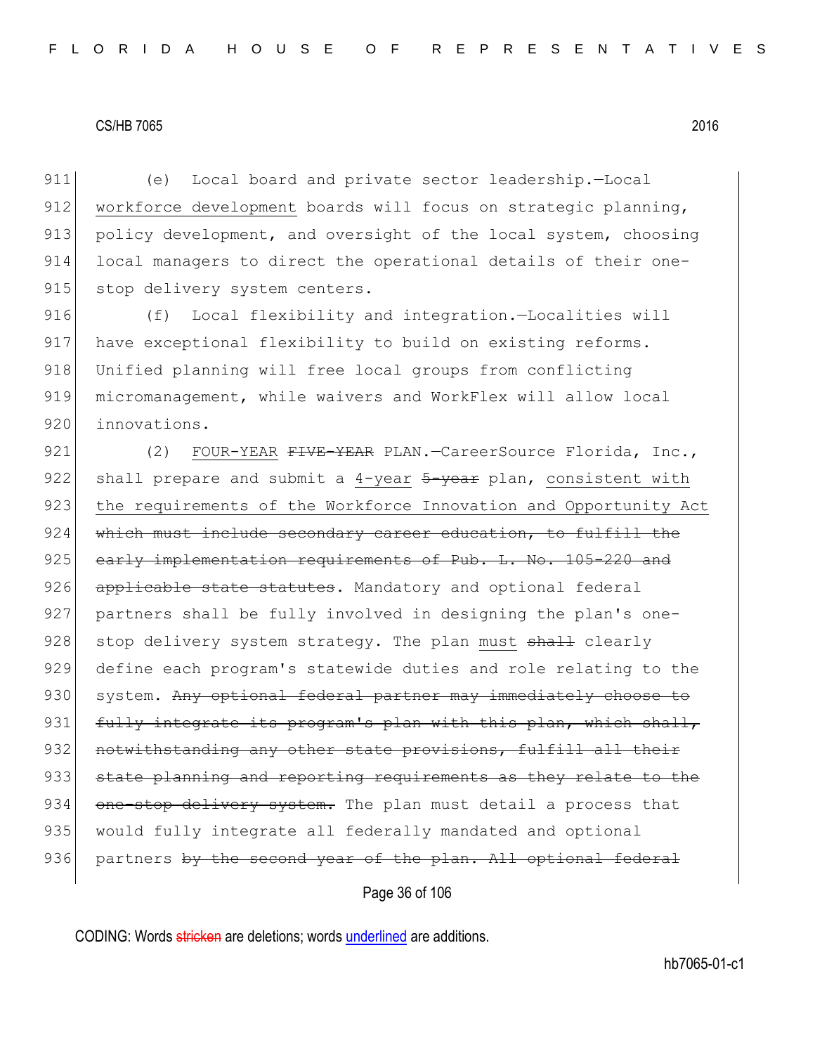(e) Local board and private sector leadership.—Local <u>workforce development</u> boards will focus on strategic planning, policy development, and oversight of the local system, choosing local managers to direct the operational details of their one-stop delivery system centers.

(f) Local flexibility and integration.—Localities will have exceptional flexibility to build on existing reforms. Unified planning will free local groups from conflicting micromanagement, while waivers and WorkFlex will allow local innovations.

(2) <u>FOUR-YEAR</u> ~~FIVE-YEAR~~ PLAN.—CareerSource Florida, Inc., shall prepare and submit a <u>4-year</u> ~~5-year~~ plan, <u>consistent with the requirements of the Workforce Innovation and Opportunity Act</u> ~~which must include secondary career education, to fulfill the early implementation requirements of Pub. L. No. 105-220 and applicable state statutes~~. Mandatory and optional federal partners shall be fully involved in designing the plan's one-stop delivery system strategy. The plan <u>must</u> ~~shall~~ clearly define each program's statewide duties and role relating to the system. ~~Any optional federal partner may immediately choose to fully integrate its program's plan with this plan, which shall, notwithstanding any other state provisions, fulfill all their state planning and reporting requirements as they relate to the one-stop delivery system.~~ The plan must detail a process that would fully integrate all federally mandated and optional partners ~~by the second year of the plan. All optional federal~~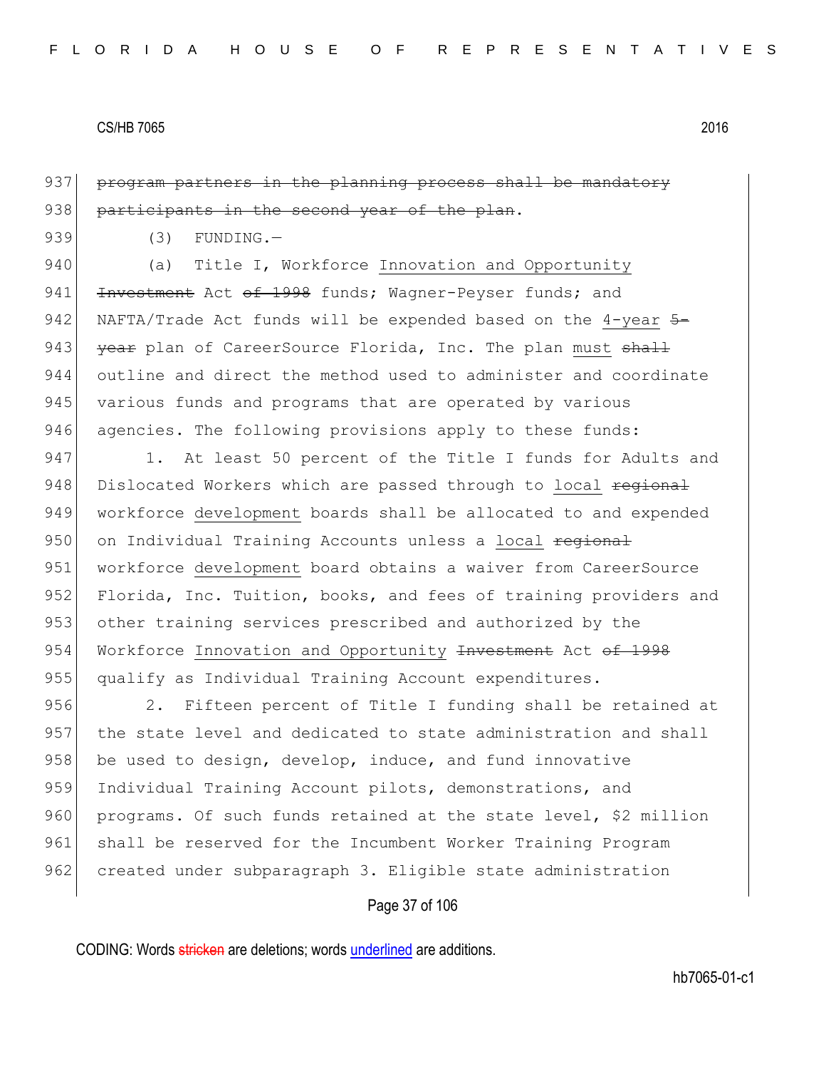~~program partners in the planning process shall be mandatory participants in the second year of the plan~~.

(3) FUNDING.—

(a) Title I, Workforce <u>Innovation and Opportunity</u> ~~Investment~~ Act ~~of 1998~~ funds; Wagner-Peyser funds; and NAFTA/Trade Act funds will be expended based on the <u>4-year</u> ~~5-year~~ plan of CareerSource Florida, Inc. The plan <u>must</u> ~~shall~~ outline and direct the method used to administer and coordinate various funds and programs that are operated by various agencies. The following provisions apply to these funds:

1. At least 50 percent of the Title I funds for Adults and Dislocated Workers which are passed through to <u>local</u> ~~regional~~ workforce <u>development</u> boards shall be allocated to and expended on Individual Training Accounts unless a <u>local</u> ~~regional~~ workforce <u>development</u> board obtains a waiver from CareerSource Florida, Inc. Tuition, books, and fees of training providers and other training services prescribed and authorized by the Workforce <u>Innovation and Opportunity</u> ~~Investment~~ Act ~~of 1998~~ qualify as Individual Training Account expenditures.

2. Fifteen percent of Title I funding shall be retained at the state level and dedicated to state administration and shall be used to design, develop, induce, and fund innovative Individual Training Account pilots, demonstrations, and programs. Of such funds retained at the state level, $2 million shall be reserved for the Incumbent Worker Training Program created under subparagraph 3. Eligible state administration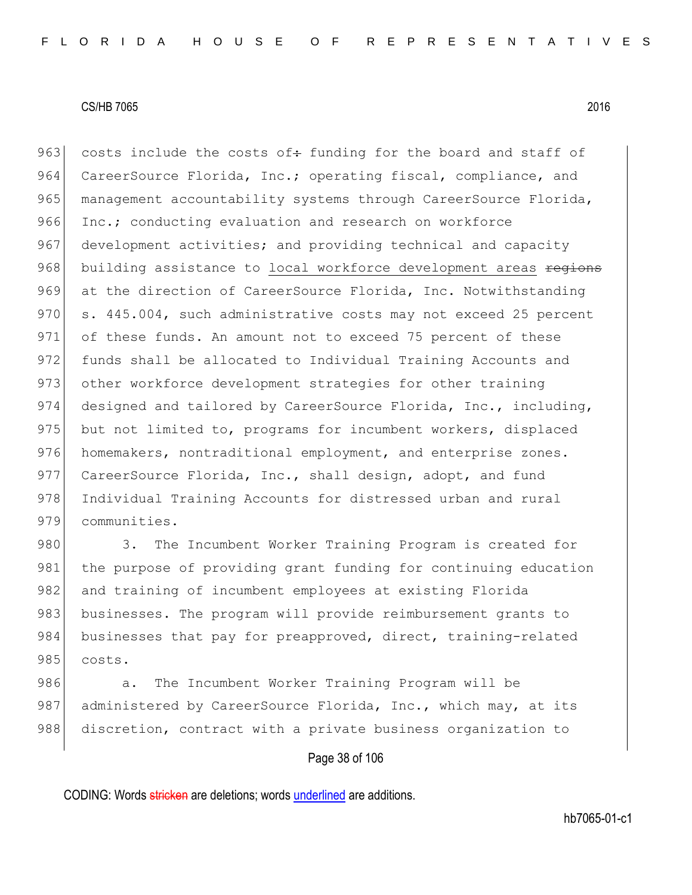costs include the costs of~~:~~ funding for the board and staff of CareerSource Florida, Inc.; operating fiscal, compliance, and management accountability systems through CareerSource Florida, Inc.; conducting evaluation and research on workforce development activities; and providing technical and capacity building assistance to <u>local workforce development areas</u> ~~regions~~ at the direction of CareerSource Florida, Inc. Notwithstanding s. 445.004, such administrative costs may not exceed 25 percent of these funds. An amount not to exceed 75 percent of these funds shall be allocated to Individual Training Accounts and other workforce development strategies for other training designed and tailored by CareerSource Florida, Inc., including, but not limited to, programs for incumbent workers, displaced homemakers, nontraditional employment, and enterprise zones. CareerSource Florida, Inc., shall design, adopt, and fund Individual Training Accounts for distressed urban and rural communities.

3. The Incumbent Worker Training Program is created for the purpose of providing grant funding for continuing education and training of incumbent employees at existing Florida businesses. The program will provide reimbursement grants to businesses that pay for preapproved, direct, training-related costs.

a. The Incumbent Worker Training Program will be administered by CareerSource Florida, Inc., which may, at its discretion, contract with a private business organization to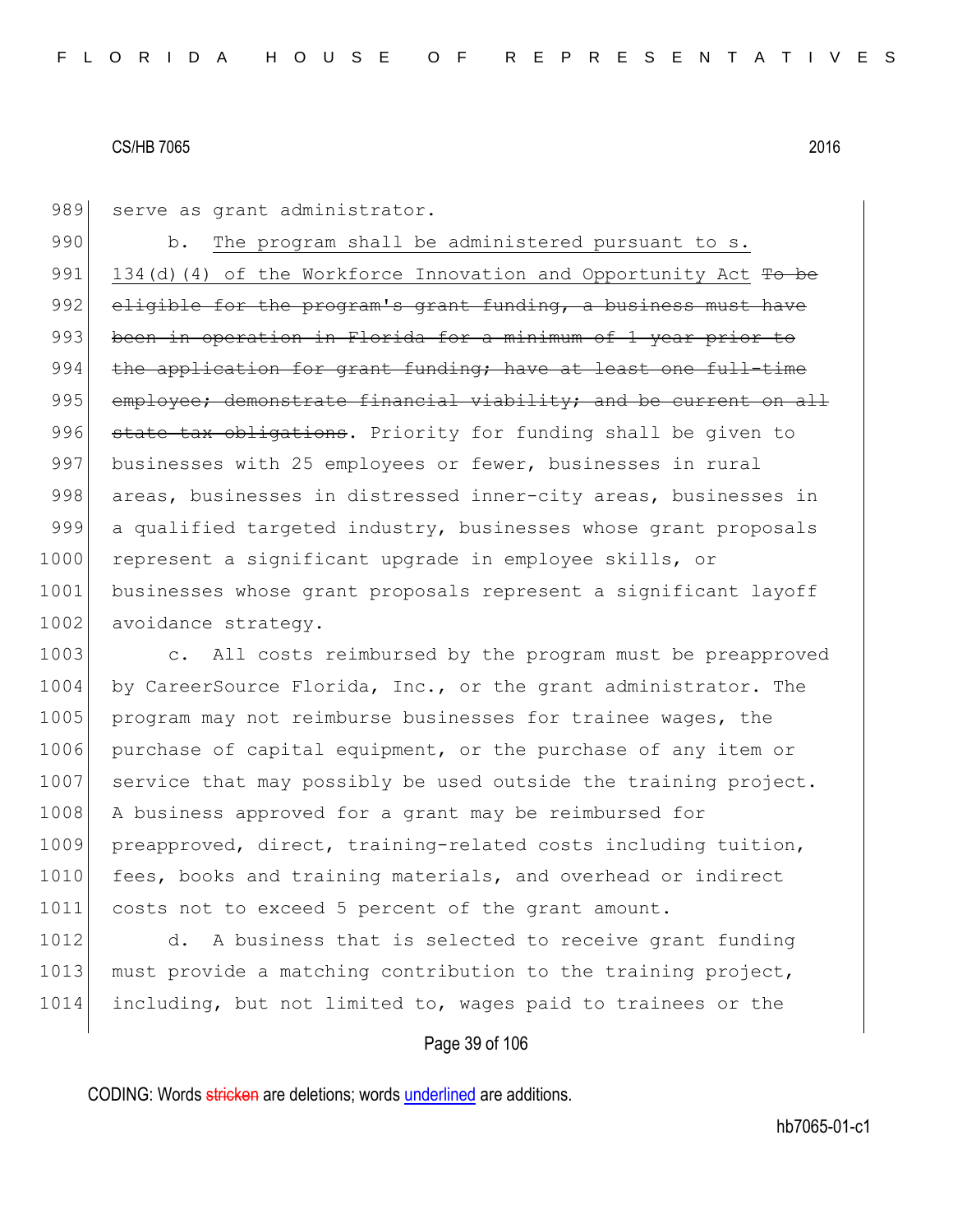989 serve as grant administrator.

990 b. The program shall be administered pursuant to s. 991 134(d)(4) of the Workforce Innovation and Opportunity Act ~~To be 992 eligible for the program's grant funding, a business must have 993 been in operation in Florida for a minimum of 1 year prior to 994 the application for grant funding; have at least one full-time 995 employee; demonstrate financial viability; and be current on all 996 state tax obligations~~. Priority for funding shall be given to 997 businesses with 25 employees or fewer, businesses in rural 998 areas, businesses in distressed inner-city areas, businesses in 999 a qualified targeted industry, businesses whose grant proposals 1000 represent a significant upgrade in employee skills, or 1001 businesses whose grant proposals represent a significant layoff 1002 avoidance strategy.

1003 c. All costs reimbursed by the program must be preapproved 1004 by CareerSource Florida, Inc., or the grant administrator. The 1005 program may not reimburse businesses for trainee wages, the 1006 purchase of capital equipment, or the purchase of any item or 1007 service that may possibly be used outside the training project. 1008 A business approved for a grant may be reimbursed for 1009 preapproved, direct, training-related costs including tuition, 1010 fees, books and training materials, and overhead or indirect 1011 costs not to exceed 5 percent of the grant amount.

1012 d. A business that is selected to receive grant funding 1013 must provide a matching contribution to the training project, 1014 including, but not limited to, wages paid to trainees or the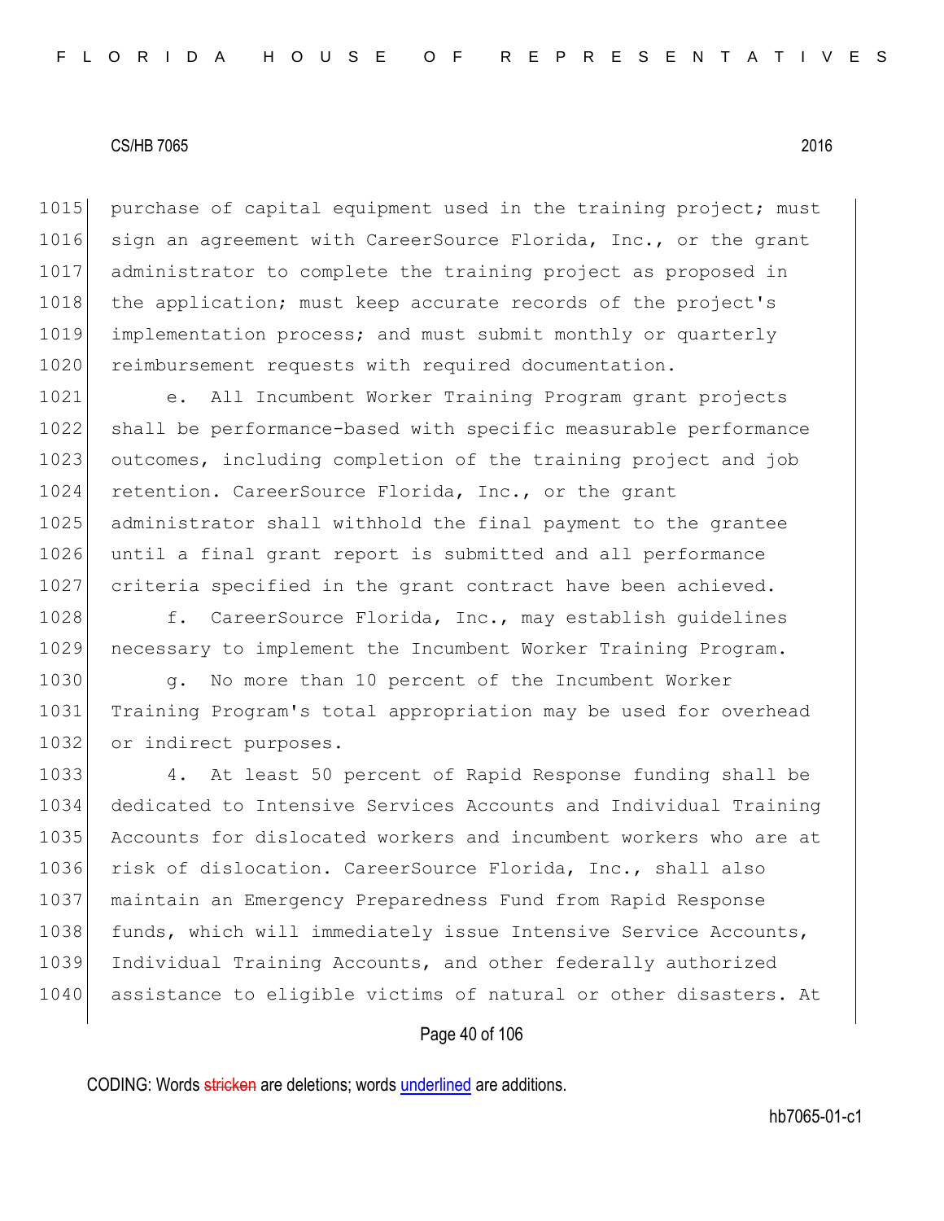purchase of capital equipment used in the training project; must sign an agreement with CareerSource Florida, Inc., or the grant administrator to complete the training project as proposed in the application; must keep accurate records of the project's implementation process; and must submit monthly or quarterly reimbursement requests with required documentation.

e. All Incumbent Worker Training Program grant projects shall be performance-based with specific measurable performance outcomes, including completion of the training project and job retention. CareerSource Florida, Inc., or the grant administrator shall withhold the final payment to the grantee until a final grant report is submitted and all performance criteria specified in the grant contract have been achieved.

f. CareerSource Florida, Inc., may establish guidelines necessary to implement the Incumbent Worker Training Program.

g. No more than 10 percent of the Incumbent Worker Training Program's total appropriation may be used for overhead or indirect purposes.

4. At least 50 percent of Rapid Response funding shall be dedicated to Intensive Services Accounts and Individual Training Accounts for dislocated workers and incumbent workers who are at risk of dislocation. CareerSource Florida, Inc., shall also maintain an Emergency Preparedness Fund from Rapid Response funds, which will immediately issue Intensive Service Accounts, Individual Training Accounts, and other federally authorized assistance to eligible victims of natural or other disasters. At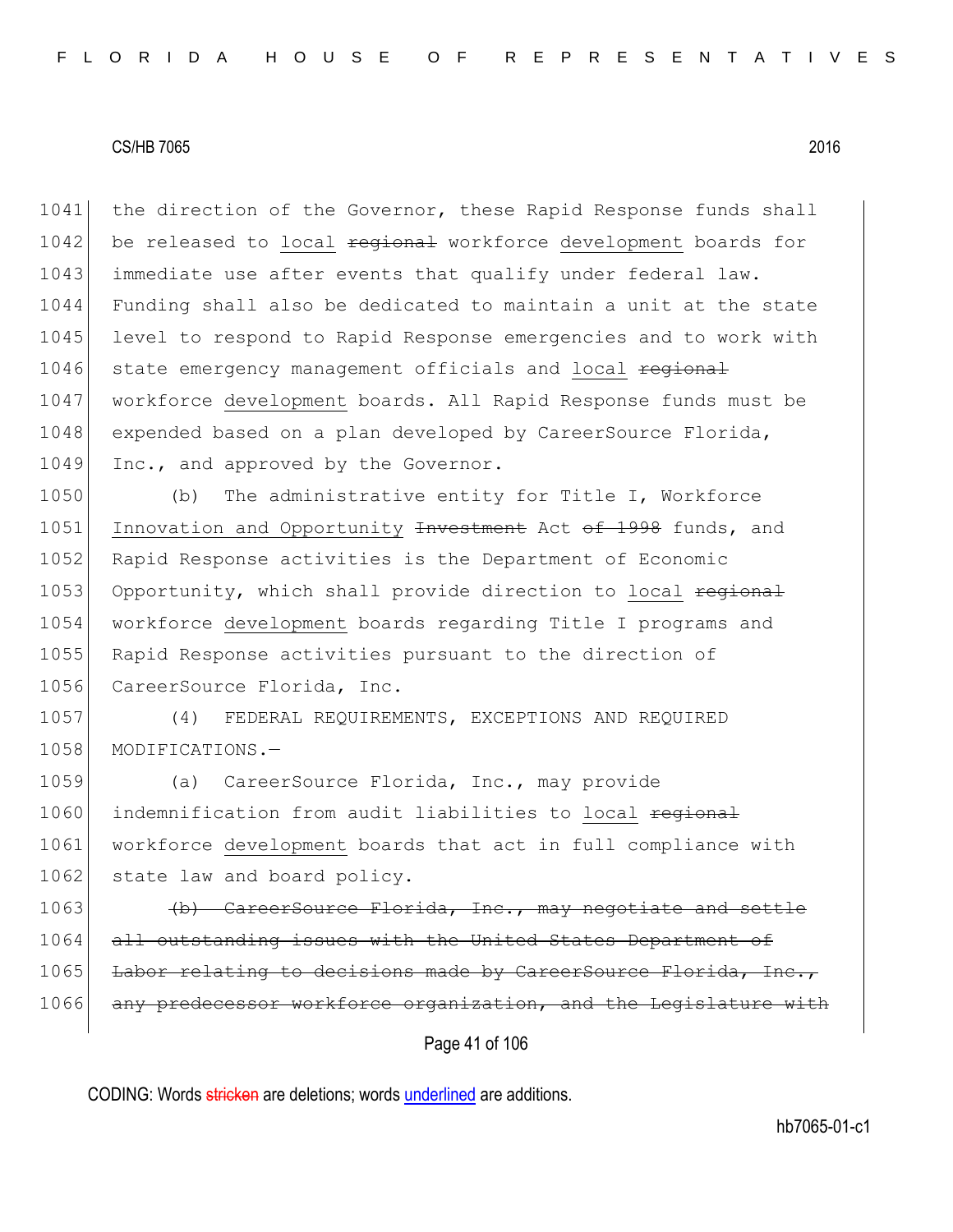1041 the direction of the Governor, these Rapid Response funds shall
1042 be released to <u>local</u> ~~regional~~ workforce <u>development</u> boards for
1043 immediate use after events that qualify under federal law.
1044 Funding shall also be dedicated to maintain a unit at the state
1045 level to respond to Rapid Response emergencies and to work with
1046 state emergency management officials and <u>local</u> ~~regional~~
1047 workforce <u>development</u> boards. All Rapid Response funds must be
1048 expended based on a plan developed by CareerSource Florida,
1049 Inc., and approved by the Governor.

1050 (b) The administrative entity for Title I, Workforce
1051 <u>Innovation and Opportunity</u> ~~Investment~~ Act ~~of 1998~~ funds, and
1052 Rapid Response activities is the Department of Economic
1053 Opportunity, which shall provide direction to <u>local</u> ~~regional~~
1054 workforce <u>development</u> boards regarding Title I programs and
1055 Rapid Response activities pursuant to the direction of
1056 CareerSource Florida, Inc.

1057 (4) FEDERAL REQUIREMENTS, EXCEPTIONS AND REQUIRED
1058 MODIFICATIONS.—

1059 (a) CareerSource Florida, Inc., may provide
1060 indemnification from audit liabilities to <u>local</u> ~~regional~~
1061 workforce <u>development</u> boards that act in full compliance with
1062 state law and board policy.

1063 ~~(b) CareerSource Florida, Inc., may negotiate and settle~~
1064 ~~all outstanding issues with the United States Department of~~
1065 ~~Labor relating to decisions made by CareerSource Florida, Inc.,~~
1066 ~~any predecessor workforce organization, and the Legislature with~~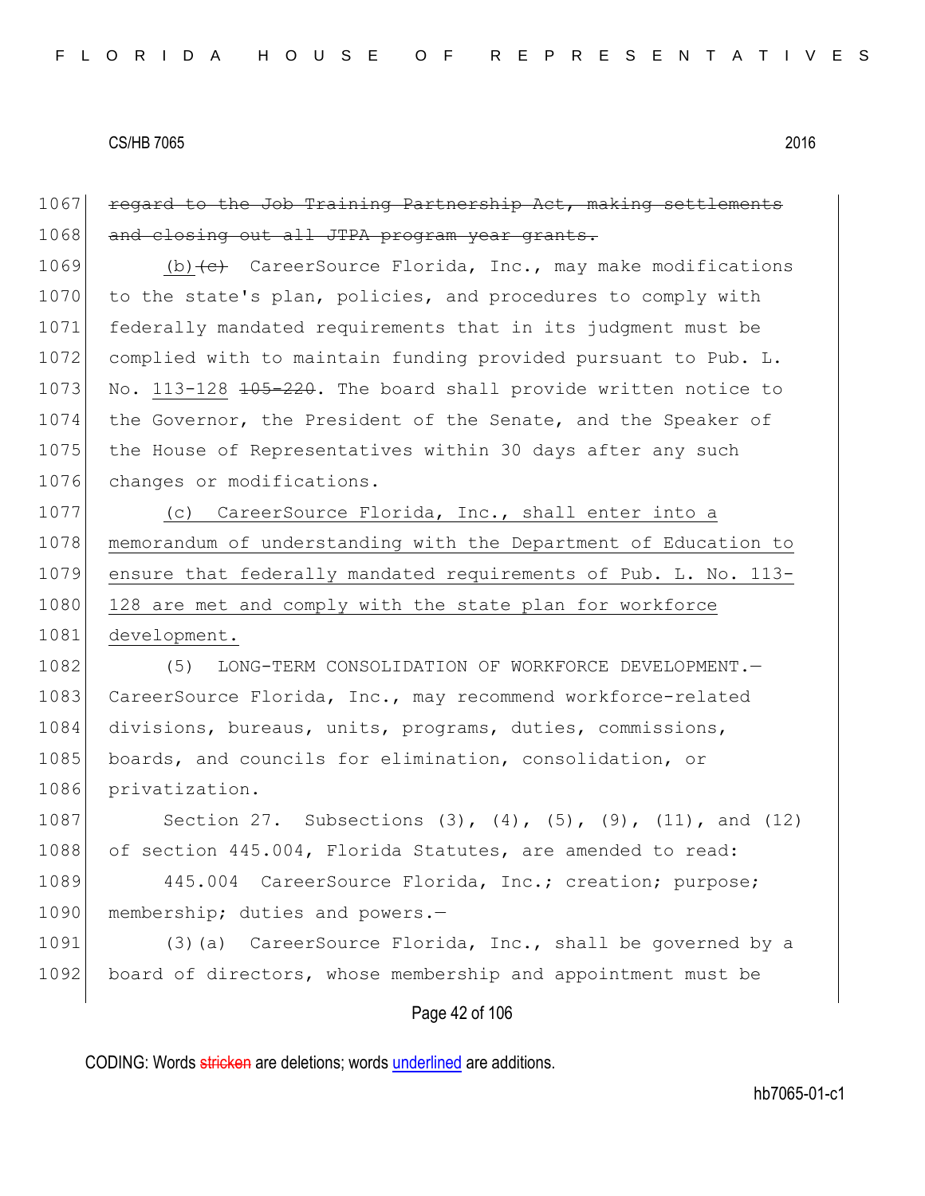1067 ~~regard to the Job Training Partnership Act, making settlements~~
1068 ~~and closing out all JTPA program year grants.~~

1069 (b)~~(c)~~ CareerSource Florida, Inc., may make modifications
1070 to the state's plan, policies, and procedures to comply with
1071 federally mandated requirements that in its judgment must be
1072 complied with to maintain funding provided pursuant to Pub. L.
1073 No. 113-128 ~~105-220~~. The board shall provide written notice to
1074 the Governor, the President of the Senate, and the Speaker of
1075 the House of Representatives within 30 days after any such
1076 changes or modifications.

1077 <u>(c) CareerSource Florida, Inc., shall enter into a</u>
1078 <u>memorandum of understanding with the Department of Education to</u>
1079 <u>ensure that federally mandated requirements of Pub. L. No. 113-</u>
1080 <u>128 are met and comply with the state plan for workforce</u>
1081 <u>development.</u>

1082 (5) LONG-TERM CONSOLIDATION OF WORKFORCE DEVELOPMENT.—
1083 CareerSource Florida, Inc., may recommend workforce-related
1084 divisions, bureaus, units, programs, duties, commissions,
1085 boards, and councils for elimination, consolidation, or
1086 privatization.

1087 Section 27. Subsections (3), (4), (5), (9), (11), and (12)
1088 of section 445.004, Florida Statutes, are amended to read:

1089 445.004 CareerSource Florida, Inc.; creation; purpose;
1090 membership; duties and powers.—

1091 (3)(a) CareerSource Florida, Inc., shall be governed by a
1092 board of directors, whose membership and appointment must be

CODING: Words ~~stricken~~ are deletions; words <u>underlined</u> are additions.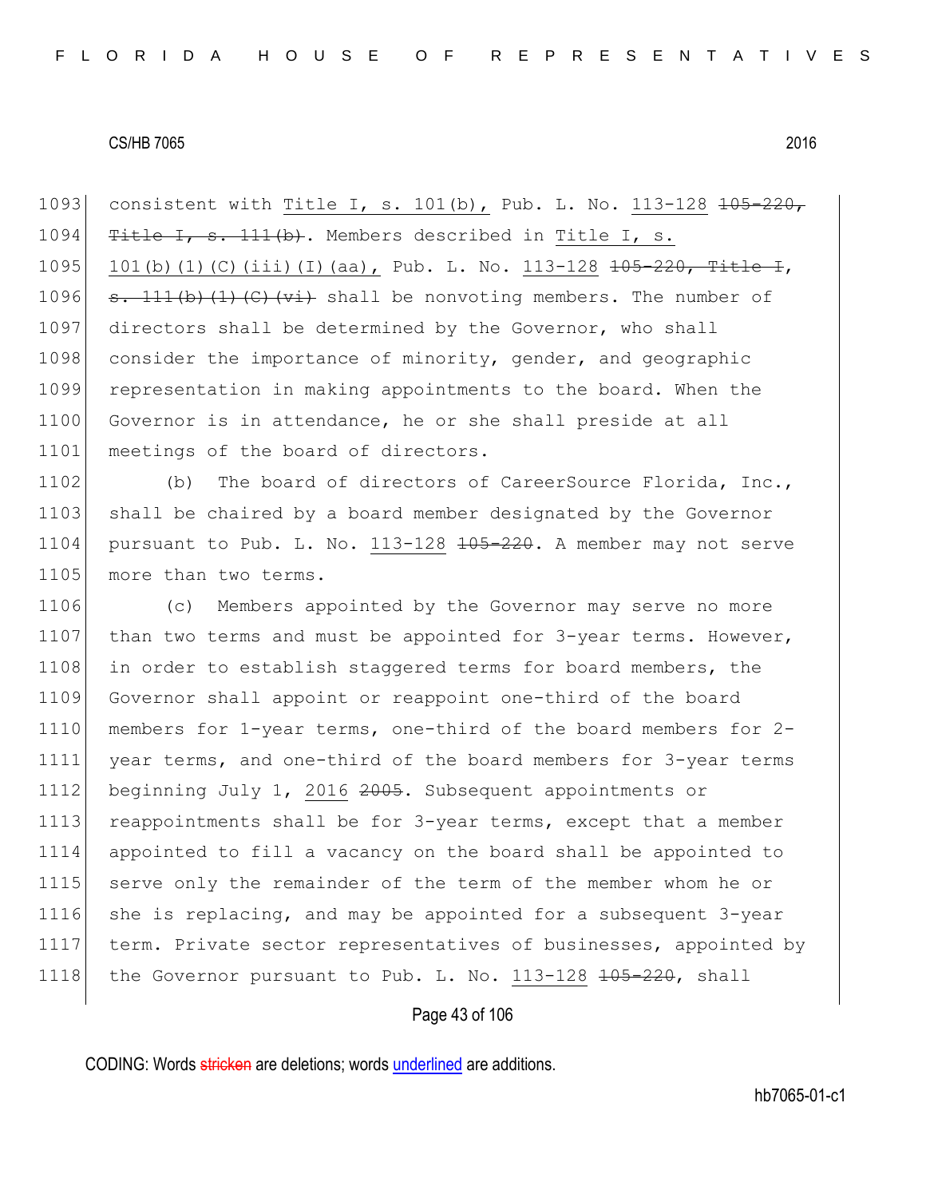consistent with Title I, s. 101(b), Pub. L. No. 113-128 ~~105-220, Title I, s. 111(b)~~. Members described in Title I, s. 101(b)(1)(C)(iii)(I)(aa), Pub. L. No. 113-128 ~~105-220, Title I, s. 111(b)(1)(C)(vi)~~ shall be nonvoting members. The number of directors shall be determined by the Governor, who shall consider the importance of minority, gender, and geographic representation in making appointments to the board. When the Governor is in attendance, he or she shall preside at all meetings of the board of directors.

(b) The board of directors of CareerSource Florida, Inc., shall be chaired by a board member designated by the Governor pursuant to Pub. L. No. 113-128 ~~105-220~~. A member may not serve more than two terms.

(c) Members appointed by the Governor may serve no more than two terms and must be appointed for 3-year terms. However, in order to establish staggered terms for board members, the Governor shall appoint or reappoint one-third of the board members for 1-year terms, one-third of the board members for 2-year terms, and one-third of the board members for 3-year terms beginning July 1, 2016 ~~2005~~. Subsequent appointments or reappointments shall be for 3-year terms, except that a member appointed to fill a vacancy on the board shall be appointed to serve only the remainder of the term of the member whom he or she is replacing, and may be appointed for a subsequent 3-year term. Private sector representatives of businesses, appointed by the Governor pursuant to Pub. L. No. 113-128 ~~105-220~~, shall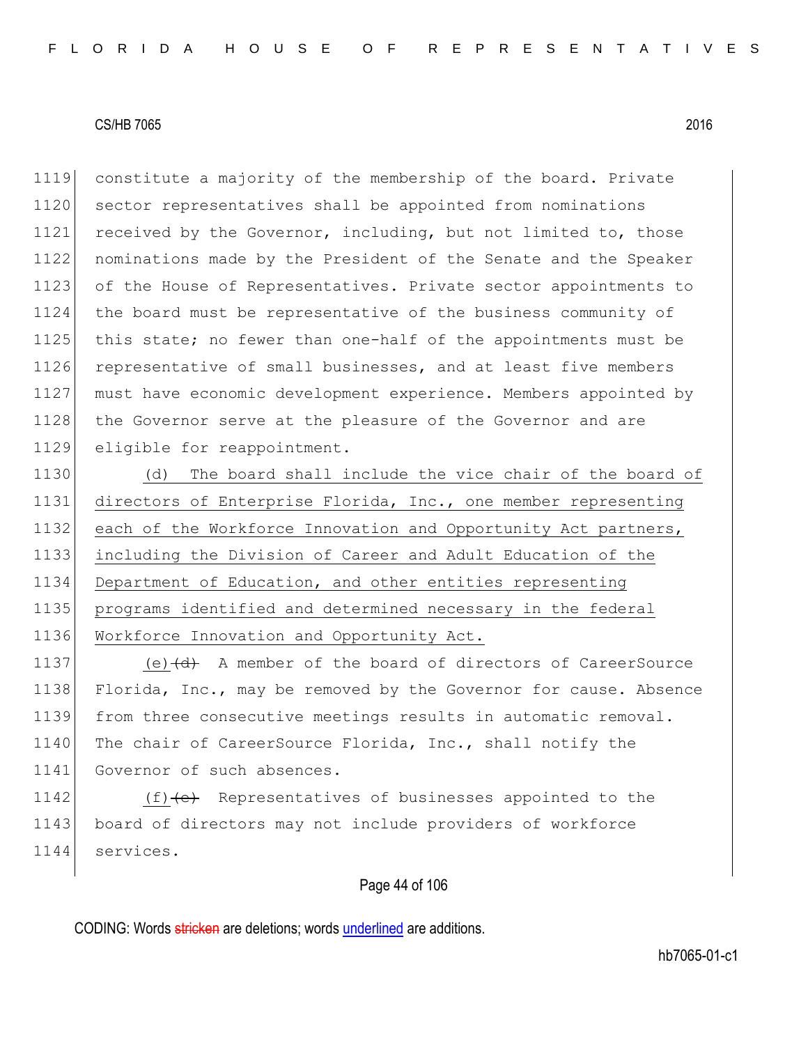constitute a majority of the membership of the board. Private sector representatives shall be appointed from nominations received by the Governor, including, but not limited to, those nominations made by the President of the Senate and the Speaker of the House of Representatives. Private sector appointments to the board must be representative of the business community of this state; no fewer than one-half of the appointments must be representative of small businesses, and at least five members must have economic development experience. Members appointed by the Governor serve at the pleasure of the Governor and are eligible for reappointment.

<u>(d) The board shall include the vice chair of the board of directors of Enterprise Florida, Inc., one member representing each of the Workforce Innovation and Opportunity Act partners, including the Division of Career and Adult Education of the Department of Education, and other entities representing programs identified and determined necessary in the federal Workforce Innovation and Opportunity Act.</u>

<u>(e)</u>~~(d)~~ A member of the board of directors of CareerSource Florida, Inc., may be removed by the Governor for cause. Absence from three consecutive meetings results in automatic removal. The chair of CareerSource Florida, Inc., shall notify the Governor of such absences.

<u>(f)</u>~~(e)~~ Representatives of businesses appointed to the board of directors may not include providers of workforce services.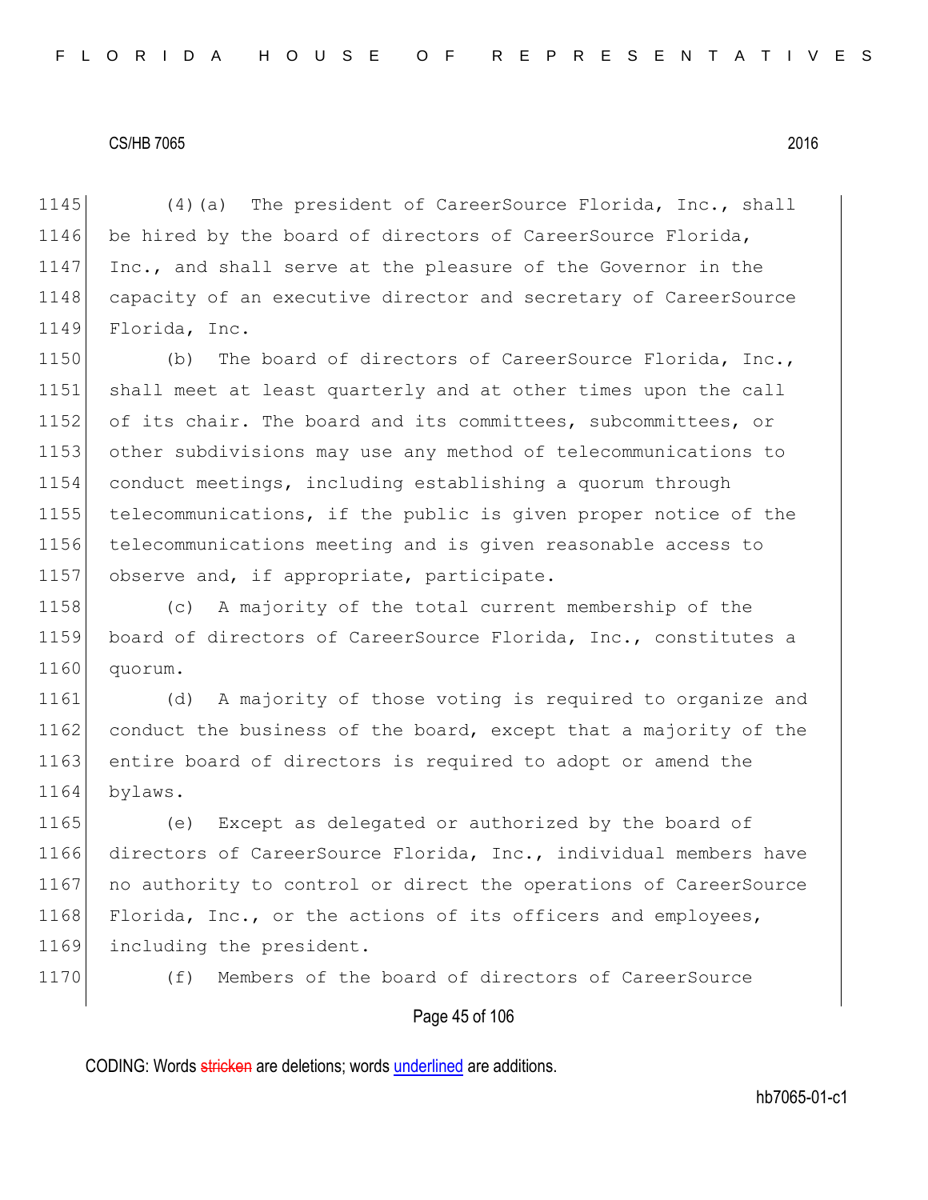(4)(a) The president of CareerSource Florida, Inc., shall be hired by the board of directors of CareerSource Florida, Inc., and shall serve at the pleasure of the Governor in the capacity of an executive director and secretary of CareerSource Florida, Inc.

(b) The board of directors of CareerSource Florida, Inc., shall meet at least quarterly and at other times upon the call of its chair. The board and its committees, subcommittees, or other subdivisions may use any method of telecommunications to conduct meetings, including establishing a quorum through telecommunications, if the public is given proper notice of the telecommunications meeting and is given reasonable access to observe and, if appropriate, participate.

(c) A majority of the total current membership of the board of directors of CareerSource Florida, Inc., constitutes a quorum.

(d) A majority of those voting is required to organize and conduct the business of the board, except that a majority of the entire board of directors is required to adopt or amend the bylaws.

(e) Except as delegated or authorized by the board of directors of CareerSource Florida, Inc., individual members have no authority to control or direct the operations of CareerSource Florida, Inc., or the actions of its officers and employees, including the president.

(f) Members of the board of directors of CareerSource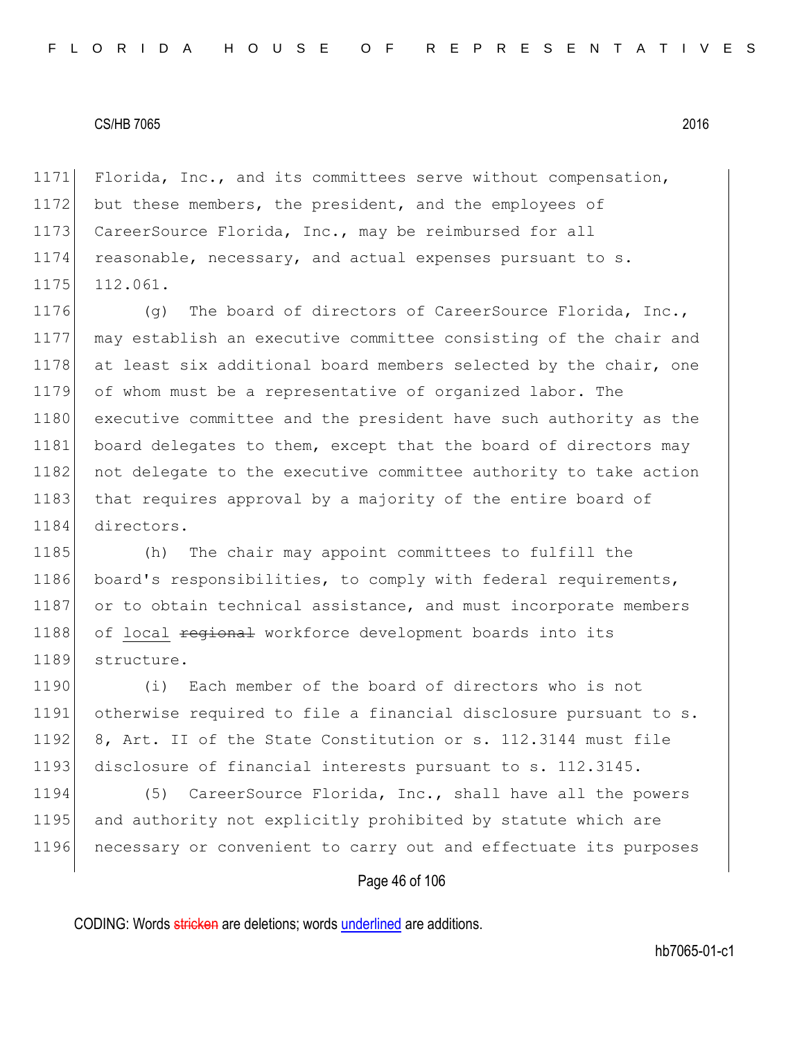1171 Florida, Inc., and its committees serve without compensation,
1172 but these members, the president, and the employees of
1173 CareerSource Florida, Inc., may be reimbursed for all
1174 reasonable, necessary, and actual expenses pursuant to s.
1175 112.061.

1176 (g) The board of directors of CareerSource Florida, Inc.,
1177 may establish an executive committee consisting of the chair and
1178 at least six additional board members selected by the chair, one
1179 of whom must be a representative of organized labor. The
1180 executive committee and the president have such authority as the
1181 board delegates to them, except that the board of directors may
1182 not delegate to the executive committee authority to take action
1183 that requires approval by a majority of the entire board of
1184 directors.

1185 (h) The chair may appoint committees to fulfill the
1186 board's responsibilities, to comply with federal requirements,
1187 or to obtain technical assistance, and must incorporate members
1188 of <u>local</u> ~~regional~~ workforce development boards into its
1189 structure.

1190 (i) Each member of the board of directors who is not
1191 otherwise required to file a financial disclosure pursuant to s.
1192 8, Art. II of the State Constitution or s. 112.3144 must file
1193 disclosure of financial interests pursuant to s. 112.3145.

1194 (5) CareerSource Florida, Inc., shall have all the powers
1195 and authority not explicitly prohibited by statute which are
1196 necessary or convenient to carry out and effectuate its purposes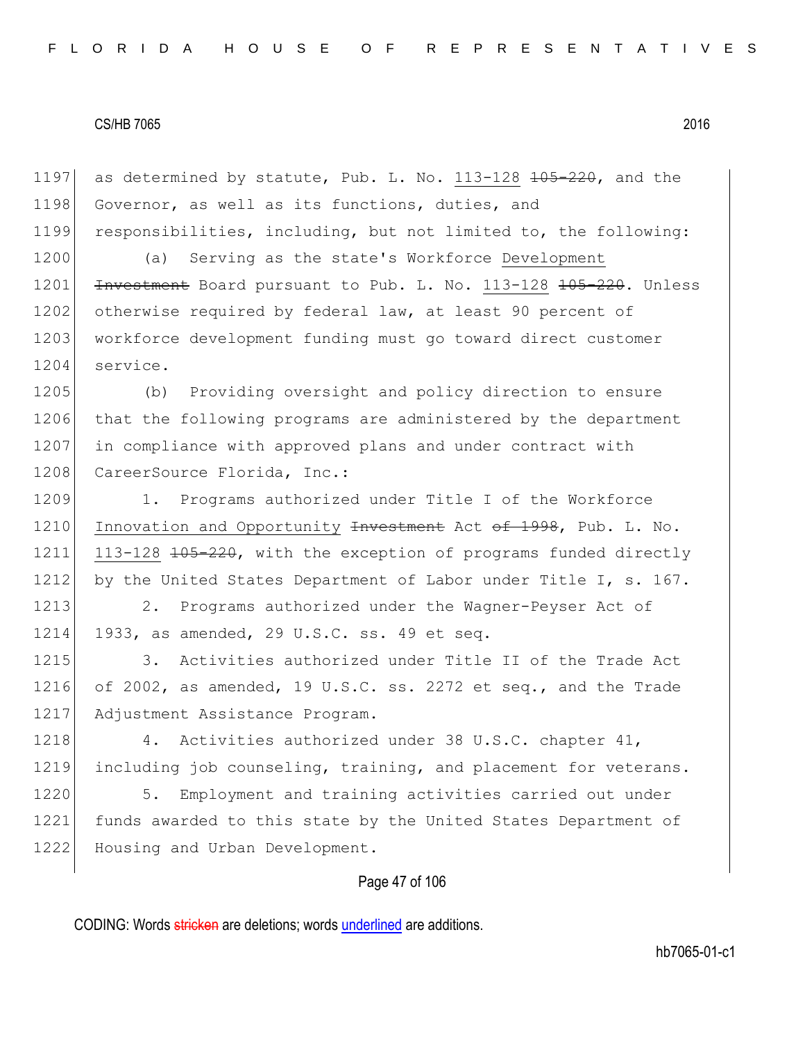as determined by statute, Pub. L. No. <u>113-128</u> ~~105-220~~, and the Governor, as well as its functions, duties, and responsibilities, including, but not limited to, the following:

(a) Serving as the state's Workforce <u>Development</u> ~~Investment~~ Board pursuant to Pub. L. No. <u>113-128</u> ~~105-220~~. Unless otherwise required by federal law, at least 90 percent of workforce development funding must go toward direct customer service.

(b) Providing oversight and policy direction to ensure that the following programs are administered by the department in compliance with approved plans and under contract with CareerSource Florida, Inc.:

1. Programs authorized under Title I of the Workforce <u>Innovation and Opportunity</u> ~~Investment~~ Act ~~of 1998~~, Pub. L. No. <u>113-128</u> ~~105-220~~, with the exception of programs funded directly by the United States Department of Labor under Title I, s. 167.

2. Programs authorized under the Wagner-Peyser Act of 1933, as amended, 29 U.S.C. ss. 49 et seq.

3. Activities authorized under Title II of the Trade Act of 2002, as amended, 19 U.S.C. ss. 2272 et seq., and the Trade Adjustment Assistance Program.

4. Activities authorized under 38 U.S.C. chapter 41, including job counseling, training, and placement for veterans.

5. Employment and training activities carried out under funds awarded to this state by the United States Department of Housing and Urban Development.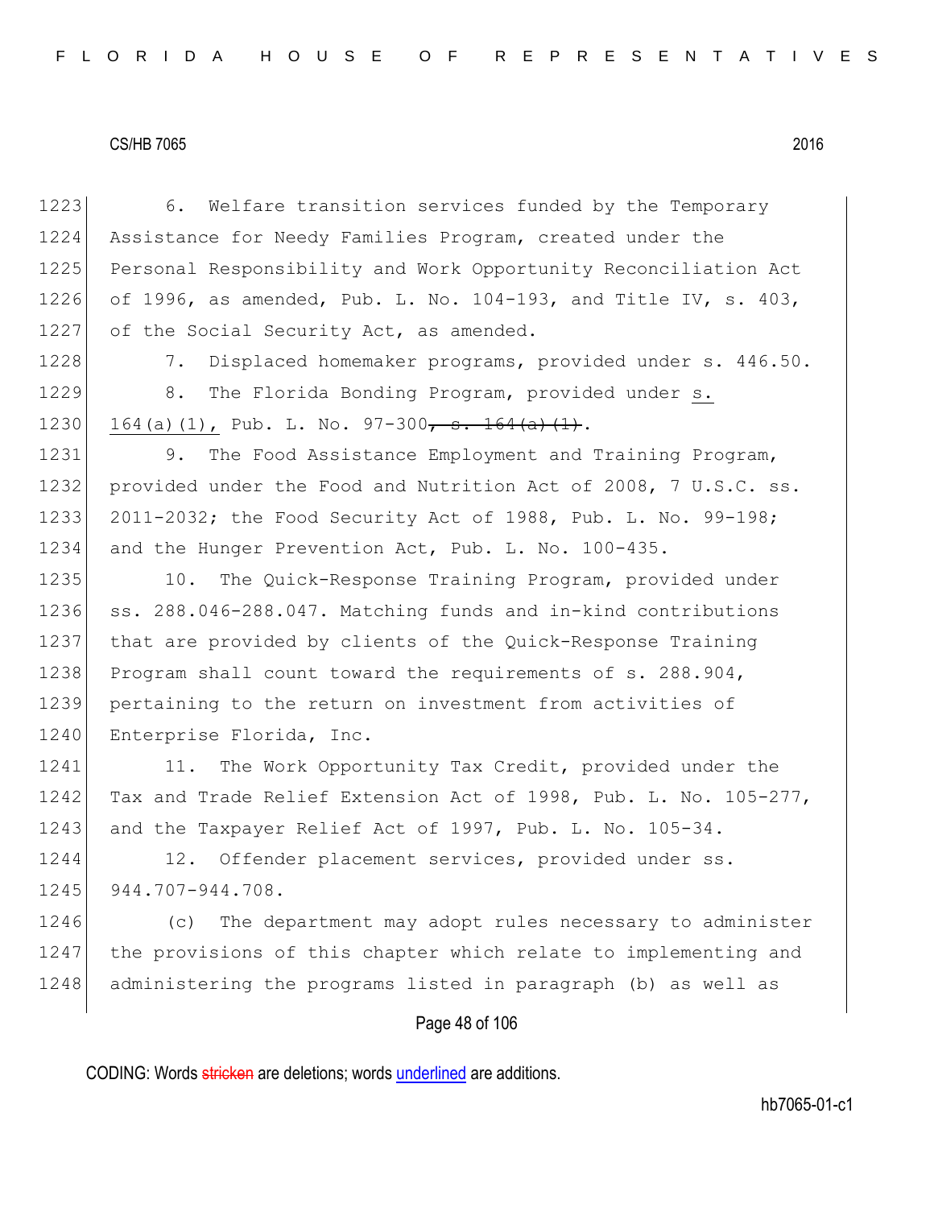6. Welfare transition services funded by the Temporary Assistance for Needy Families Program, created under the Personal Responsibility and Work Opportunity Reconciliation Act of 1996, as amended, Pub. L. No. 104-193, and Title IV, s. 403, of the Social Security Act, as amended.

7. Displaced homemaker programs, provided under s. 446.50.

8. The Florida Bonding Program, provided under s. 164(a)(1), Pub. L. No. 97-300~~, s. 164(a)(1)~~.

9. The Food Assistance Employment and Training Program, provided under the Food and Nutrition Act of 2008, 7 U.S.C. ss. 2011-2032; the Food Security Act of 1988, Pub. L. No. 99-198; and the Hunger Prevention Act, Pub. L. No. 100-435.

10. The Quick-Response Training Program, provided under ss. 288.046-288.047. Matching funds and in-kind contributions that are provided by clients of the Quick-Response Training Program shall count toward the requirements of s. 288.904, pertaining to the return on investment from activities of Enterprise Florida, Inc.

11. The Work Opportunity Tax Credit, provided under the Tax and Trade Relief Extension Act of 1998, Pub. L. No. 105-277, and the Taxpayer Relief Act of 1997, Pub. L. No. 105-34.

12. Offender placement services, provided under ss. 944.707-944.708.

(c) The department may adopt rules necessary to administer the provisions of this chapter which relate to implementing and administering the programs listed in paragraph (b) as well as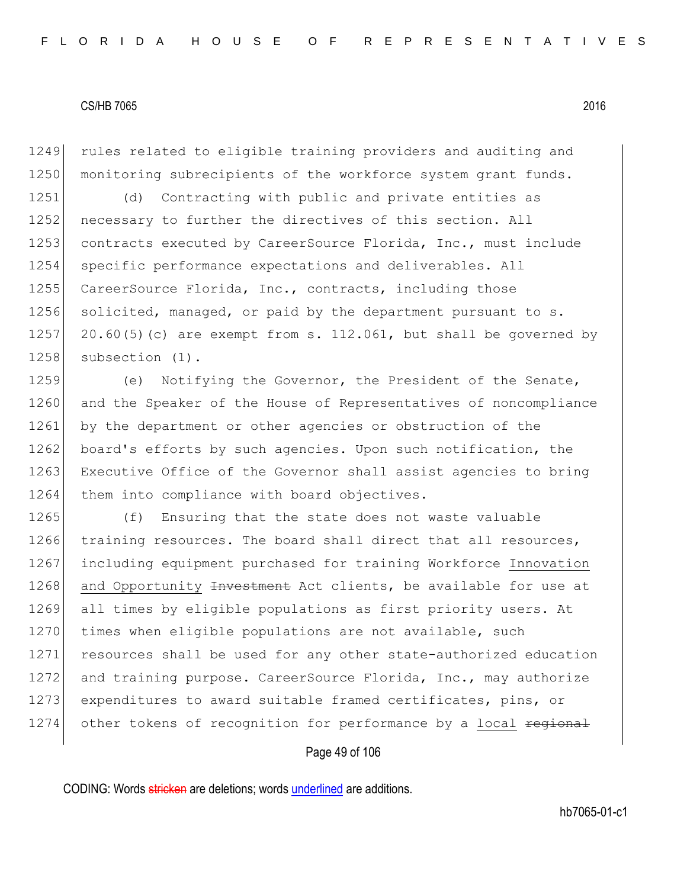1249 rules related to eligible training providers and auditing and
1250 monitoring subrecipients of the workforce system grant funds.

1251 (d) Contracting with public and private entities as
1252 necessary to further the directives of this section. All
1253 contracts executed by CareerSource Florida, Inc., must include
1254 specific performance expectations and deliverables. All
1255 CareerSource Florida, Inc., contracts, including those
1256 solicited, managed, or paid by the department pursuant to s.
1257 20.60(5)(c) are exempt from s. 112.061, but shall be governed by
1258 subsection (1).

1259 (e) Notifying the Governor, the President of the Senate,
1260 and the Speaker of the House of Representatives of noncompliance
1261 by the department or other agencies or obstruction of the
1262 board's efforts by such agencies. Upon such notification, the
1263 Executive Office of the Governor shall assist agencies to bring
1264 them into compliance with board objectives.

1265 (f) Ensuring that the state does not waste valuable
1266 training resources. The board shall direct that all resources,
1267 including equipment purchased for training Workforce <u>Innovation</u>
1268 <u>and Opportunity</u> ~~Investment~~ Act clients, be available for use at
1269 all times by eligible populations as first priority users. At
1270 times when eligible populations are not available, such
1271 resources shall be used for any other state-authorized education
1272 and training purpose. CareerSource Florida, Inc., may authorize
1273 expenditures to award suitable framed certificates, pins, or
1274 other tokens of recognition for performance by a <u>local</u> ~~regional~~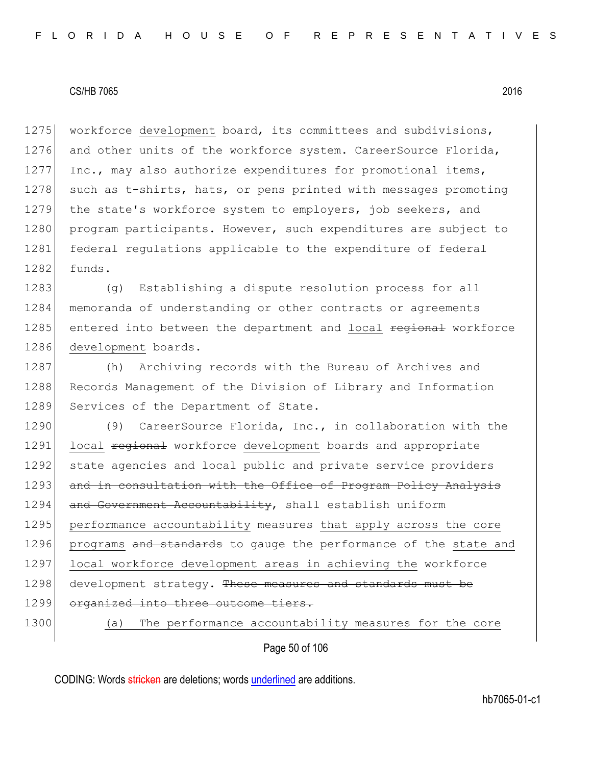workforce <u>development</u> board, its committees and subdivisions, and other units of the workforce system. CareerSource Florida, Inc., may also authorize expenditures for promotional items, such as t-shirts, hats, or pens printed with messages promoting the state's workforce system to employers, job seekers, and program participants. However, such expenditures are subject to federal regulations applicable to the expenditure of federal funds.

(g) Establishing a dispute resolution process for all memoranda of understanding or other contracts or agreements entered into between the department and <u>local</u> ~~regional~~ workforce <u>development</u> boards.

(h) Archiving records with the Bureau of Archives and Records Management of the Division of Library and Information Services of the Department of State.

(9) CareerSource Florida, Inc., in collaboration with the <u>local</u> ~~regional~~ workforce <u>development</u> boards and appropriate state agencies and local public and private service providers ~~and in consultation with the Office of Program Policy Analysis and Government Accountability~~, shall establish uniform <u>performance accountability</u> measures <u>that apply across the core programs</u> ~~and standards~~ to gauge the performance of the <u>state and local workforce development areas in achieving the</u> workforce development strategy. ~~These measures and standards must be organized into three outcome tiers.~~

<u>(a) The performance accountability measures for the core</u>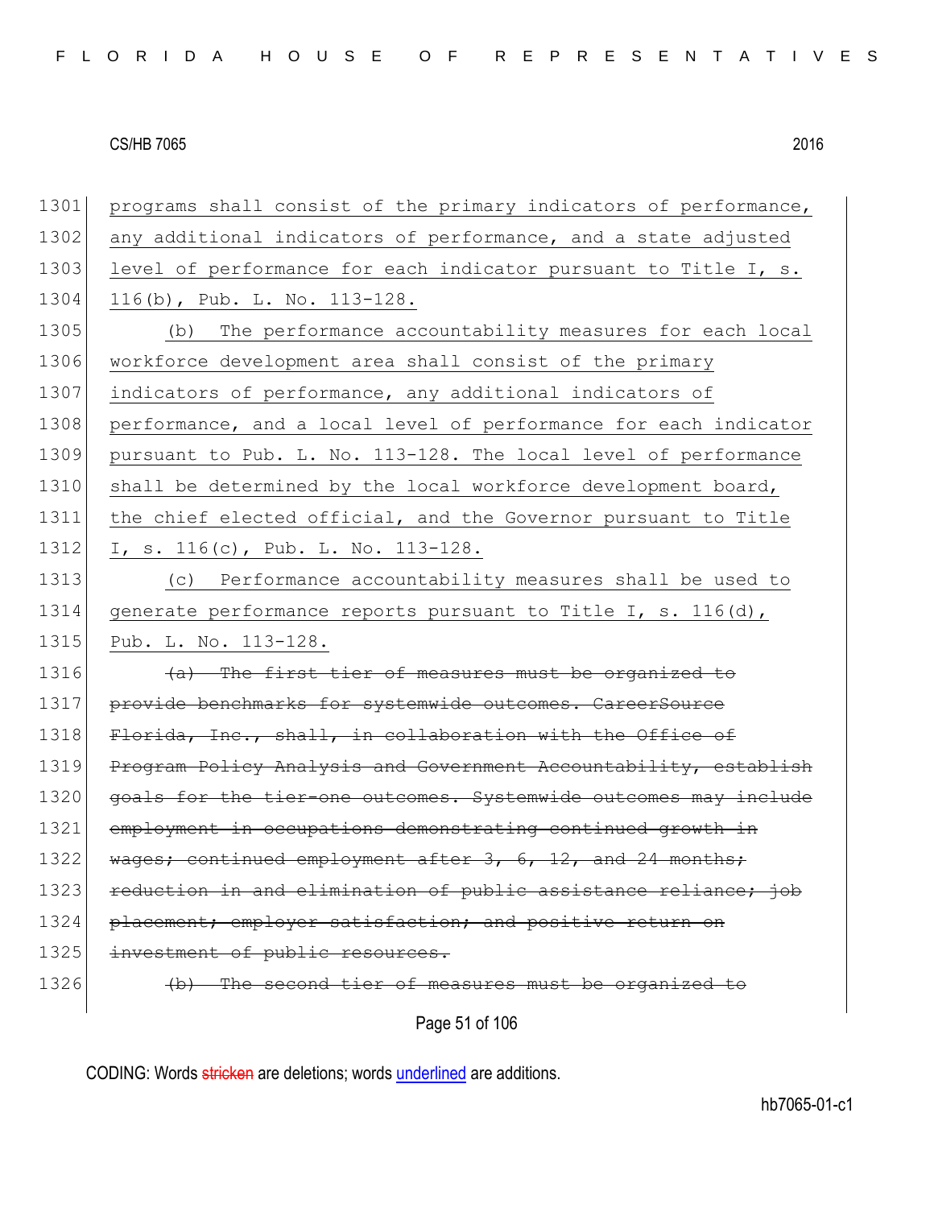programs shall consist of the primary indicators of performance, any additional indicators of performance, and a state adjusted level of performance for each indicator pursuant to Title I, s. 116(b), Pub. L. No. 113-128.

(b) The performance accountability measures for each local workforce development area shall consist of the primary indicators of performance, any additional indicators of performance, and a local level of performance for each indicator pursuant to Pub. L. No. 113-128. The local level of performance shall be determined by the local workforce development board, the chief elected official, and the Governor pursuant to Title I, s. 116(c), Pub. L. No. 113-128.

(c) Performance accountability measures shall be used to generate performance reports pursuant to Title I, s. 116(d), Pub. L. No. 113-128.

~~(a) The first tier of measures must be organized to provide benchmarks for systemwide outcomes. CareerSource Florida, Inc., shall, in collaboration with the Office of Program Policy Analysis and Government Accountability, establish goals for the tier-one outcomes. Systemwide outcomes may include employment in occupations demonstrating continued growth in wages; continued employment after 3, 6, 12, and 24 months; reduction in and elimination of public assistance reliance; job placement; employer satisfaction; and positive return on investment of public resources.~~

~~(b) The second tier of measures must be organized to~~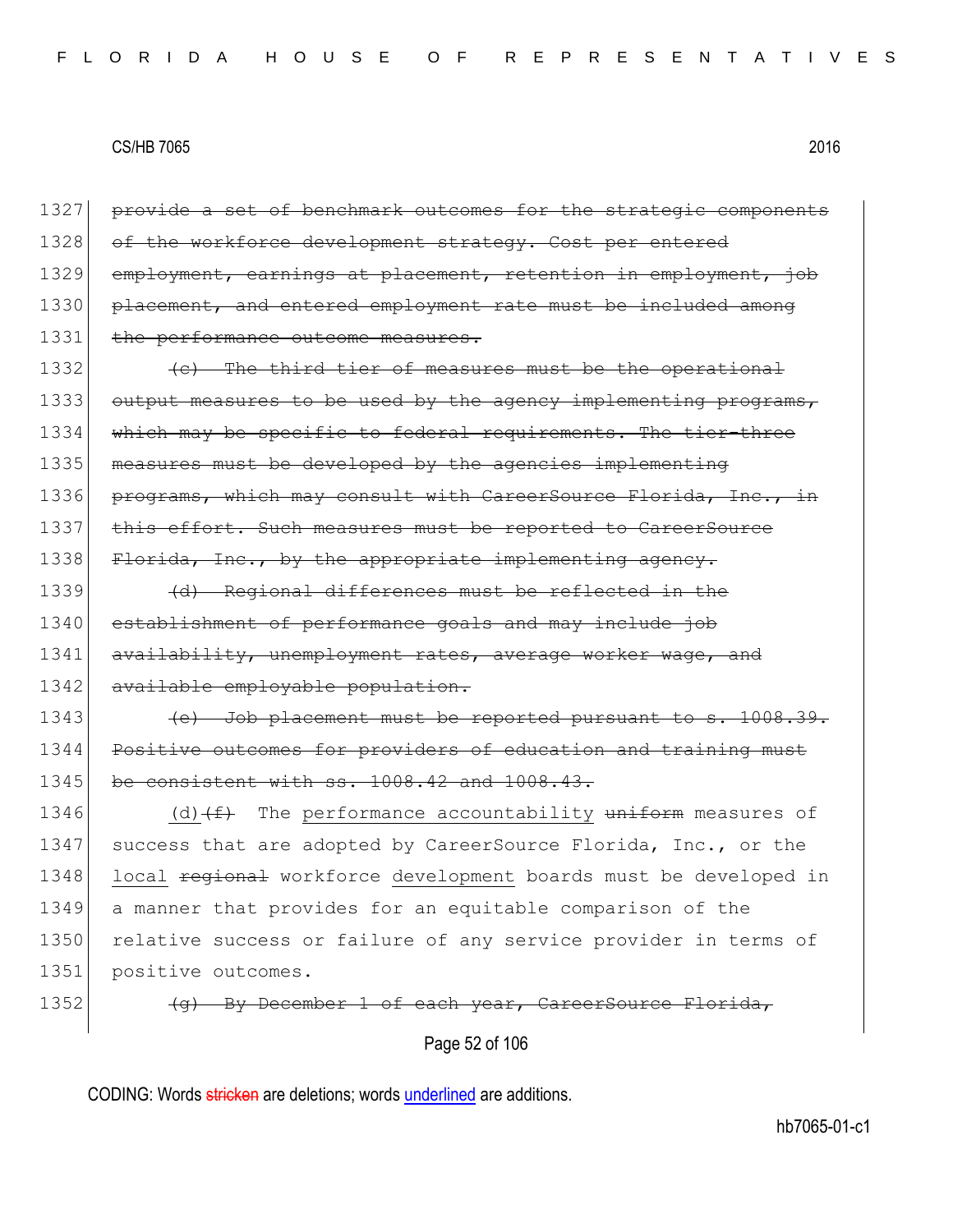1327 ~~provide a set of benchmark outcomes for the strategic components~~
1328 ~~of the workforce development strategy. Cost per entered~~
1329 ~~employment, earnings at placement, retention in employment, job~~
1330 ~~placement, and entered employment rate must be included among~~
1331 ~~the performance outcome measures.~~

1332 ~~(c) The third tier of measures must be the operational~~
1333 ~~output measures to be used by the agency implementing programs,~~
1334 ~~which may be specific to federal requirements. The tier-three~~
1335 ~~measures must be developed by the agencies implementing~~
1336 ~~programs, which may consult with CareerSource Florida, Inc., in~~
1337 ~~this effort. Such measures must be reported to CareerSource~~
1338 ~~Florida, Inc., by the appropriate implementing agency.~~

1339 ~~(d) Regional differences must be reflected in the~~
1340 ~~establishment of performance goals and may include job~~
1341 ~~availability, unemployment rates, average worker wage, and~~
1342 ~~available employable population.~~

1343 ~~(e) Job placement must be reported pursuant to s. 1008.39.~~
1344 ~~Positive outcomes for providers of education and training must~~
1345 ~~be consistent with ss. 1008.42 and 1008.43.~~

1346 <u>(d)</u>~~(f)~~ The <u>performance accountability</u> ~~uniform~~ measures of
1347 success that are adopted by CareerSource Florida, Inc., or the
1348 <u>local</u> ~~regional~~ workforce <u>development</u> boards must be developed in
1349 a manner that provides for an equitable comparison of the
1350 relative success or failure of any service provider in terms of
1351 positive outcomes.

1352 ~~(g) By December 1 of each year, CareerSource Florida,~~

CODING: Words ~~stricken~~ are deletions; words <u>underlined</u> are additions.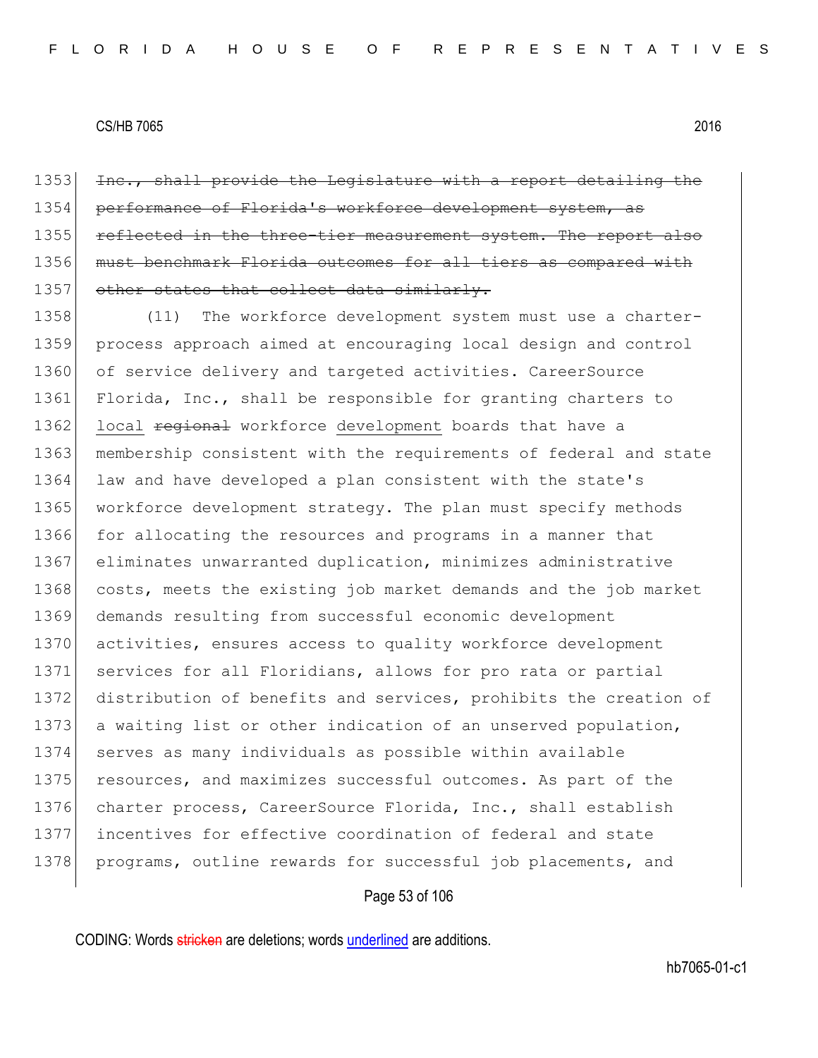1353 ~~Inc., shall provide the Legislature with a report detailing the~~
1354 ~~performance of Florida's workforce development system, as~~
1355 ~~reflected in the three-tier measurement system. The report also~~
1356 ~~must benchmark Florida outcomes for all tiers as compared with~~
1357 ~~other states that collect data similarly.~~

1358 (11) The workforce development system must use a charter-
1359 process approach aimed at encouraging local design and control
1360 of service delivery and targeted activities. CareerSource
1361 Florida, Inc., shall be responsible for granting charters to
1362 <u>local</u> ~~regional~~ workforce <u>development</u> boards that have a
1363 membership consistent with the requirements of federal and state
1364 law and have developed a plan consistent with the state's
1365 workforce development strategy. The plan must specify methods
1366 for allocating the resources and programs in a manner that
1367 eliminates unwarranted duplication, minimizes administrative
1368 costs, meets the existing job market demands and the job market
1369 demands resulting from successful economic development
1370 activities, ensures access to quality workforce development
1371 services for all Floridians, allows for pro rata or partial
1372 distribution of benefits and services, prohibits the creation of
1373 a waiting list or other indication of an unserved population,
1374 serves as many individuals as possible within available
1375 resources, and maximizes successful outcomes. As part of the
1376 charter process, CareerSource Florida, Inc., shall establish
1377 incentives for effective coordination of federal and state
1378 programs, outline rewards for successful job placements, and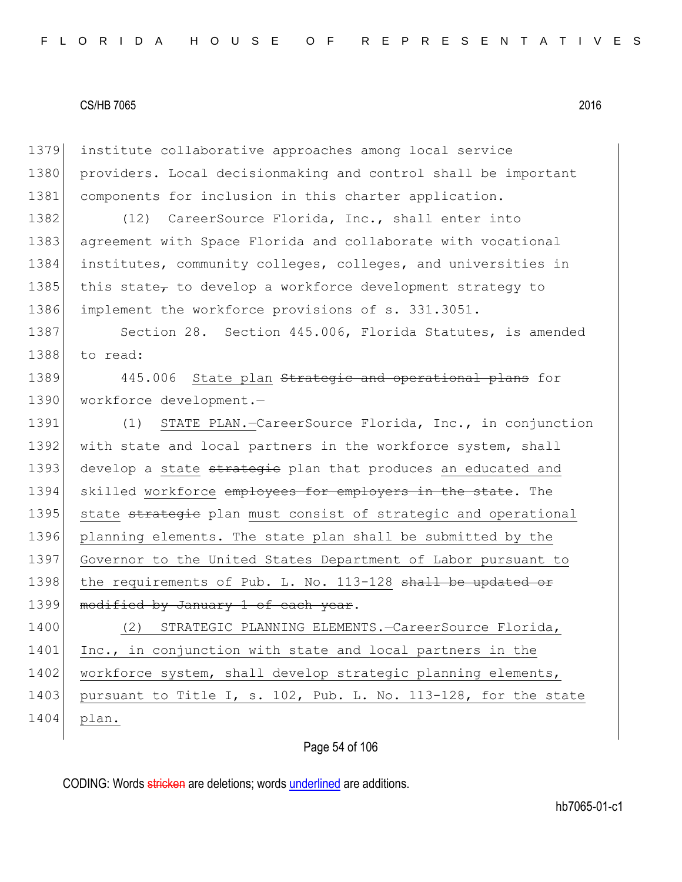institute collaborative approaches among local service providers. Local decisionmaking and control shall be important components for inclusion in this charter application.

(12) CareerSource Florida, Inc., shall enter into agreement with Space Florida and collaborate with vocational institutes, community colleges, colleges, and universities in this state~~,~~ to develop a workforce development strategy to implement the workforce provisions of s. 331.3051.

Section 28. Section 445.006, Florida Statutes, is amended to read:

445.006 <u>State plan</u> ~~Strategic and operational plans~~ for workforce development.—

(1) <u>STATE PLAN.—</u>CareerSource Florida, Inc., in conjunction with state and local partners in the workforce system, shall develop a <u>state</u> ~~strategic~~ plan that produces <u>an educated and</u> skilled <u>workforce</u> ~~employees for employers in the state~~. The <u>state</u> ~~strategic~~ plan <u>must consist of strategic and operational planning elements. The state plan shall be submitted by the Governor to the United States Department of Labor pursuant to the requirements of Pub. L. No. 113-128</u> ~~shall be updated or modified by January 1 of each year~~.

<u>(2) STRATEGIC PLANNING ELEMENTS.—CareerSource Florida, Inc., in conjunction with state and local partners in the workforce system, shall develop strategic planning elements, pursuant to Title I, s. 102, Pub. L. No. 113-128, for the state plan.</u>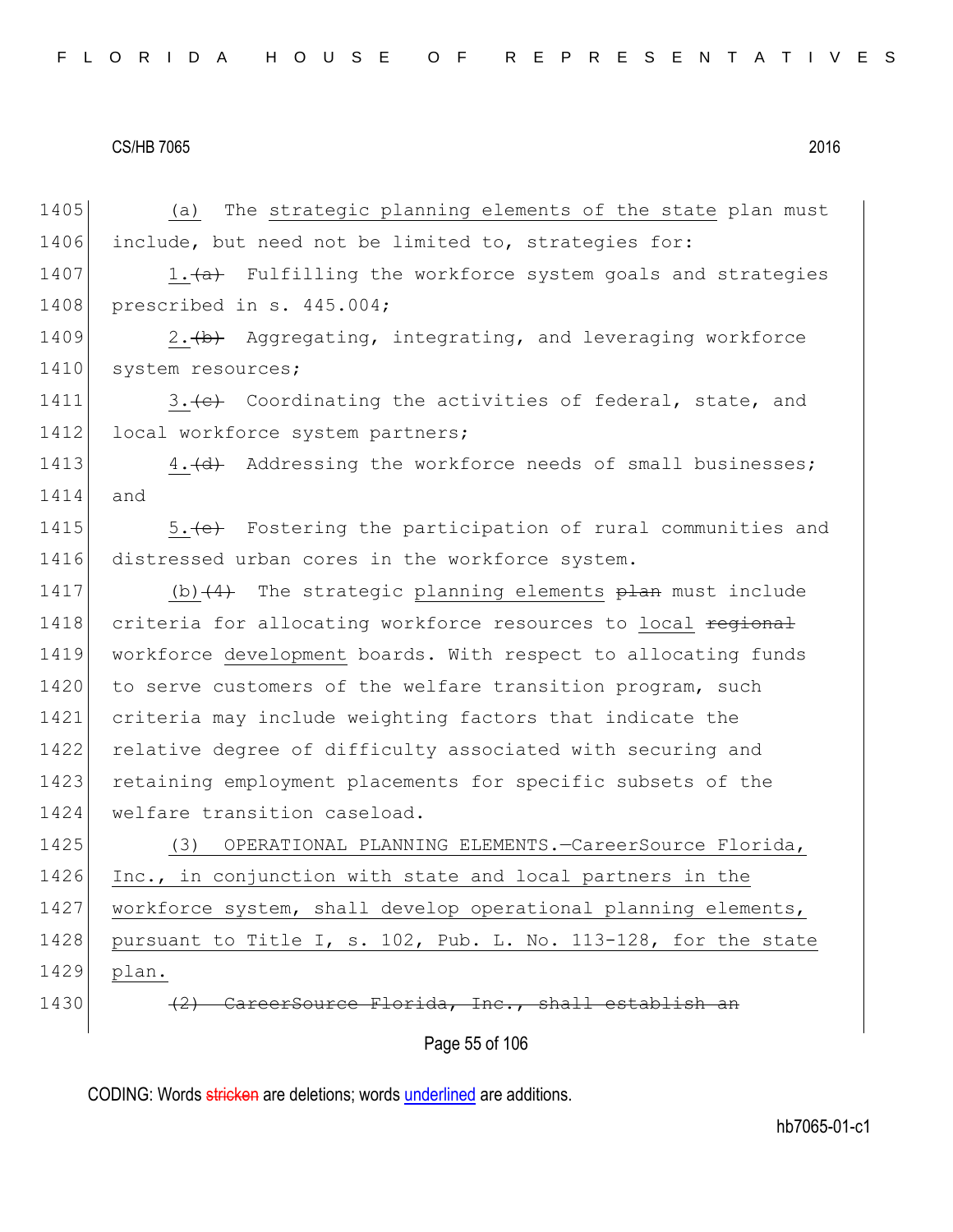1405 (a) The strategic planning elements of the state plan must
1406 include, but need not be limited to, strategies for:
1407 1.~~(a)~~ Fulfilling the workforce system goals and strategies
1408 prescribed in s. 445.004;
1409 2.~~(b)~~ Aggregating, integrating, and leveraging workforce
1410 system resources;
1411 3.~~(c)~~ Coordinating the activities of federal, state, and
1412 local workforce system partners;
1413 4.~~(d)~~ Addressing the workforce needs of small businesses;
1414 and
1415 5.~~(e)~~ Fostering the participation of rural communities and
1416 distressed urban cores in the workforce system.
1417 (b)~~(4)~~ The strategic planning elements ~~plan~~ must include
1418 criteria for allocating workforce resources to local ~~regional~~
1419 workforce development boards. With respect to allocating funds
1420 to serve customers of the welfare transition program, such
1421 criteria may include weighting factors that indicate the
1422 relative degree of difficulty associated with securing and
1423 retaining employment placements for specific subsets of the
1424 welfare transition caseload.
1425 (3) OPERATIONAL PLANNING ELEMENTS.—CareerSource Florida,
1426 Inc., in conjunction with state and local partners in the
1427 workforce system, shall develop operational planning elements,
1428 pursuant to Title I, s. 102, Pub. L. No. 113-128, for the state
1429 plan.
1430 ~~(2) CareerSource Florida, Inc., shall establish an~~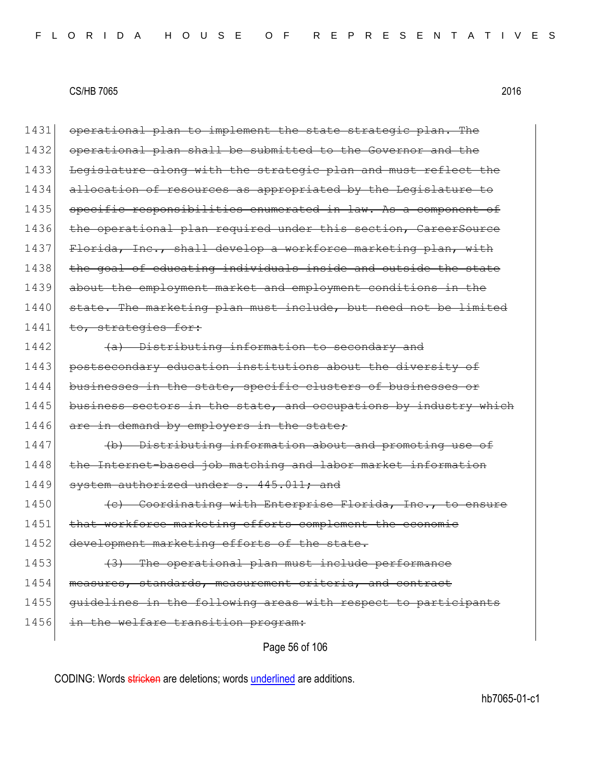1431 ~~operational plan to implement the state strategic plan. The~~
1432 ~~operational plan shall be submitted to the Governor and the~~
1433 ~~Legislature along with the strategic plan and must reflect the~~
1434 ~~allocation of resources as appropriated by the Legislature to~~
1435 ~~specific responsibilities enumerated in law. As a component of~~
1436 ~~the operational plan required under this section, CareerSource~~
1437 ~~Florida, Inc., shall develop a workforce marketing plan, with~~
1438 ~~the goal of educating individuals inside and outside the state~~
1439 ~~about the employment market and employment conditions in the~~
1440 ~~state. The marketing plan must include, but need not be limited~~
1441 ~~to, strategies for:~~
1442 ~~(a) Distributing information to secondary and~~
1443 ~~postsecondary education institutions about the diversity of~~
1444 ~~businesses in the state, specific clusters of businesses or~~
1445 ~~business sectors in the state, and occupations by industry which~~
1446 ~~are in demand by employers in the state;~~
1447 ~~(b) Distributing information about and promoting use of~~
1448 ~~the Internet-based job matching and labor market information~~
1449 ~~system authorized under s. 445.011; and~~
1450 ~~(c) Coordinating with Enterprise Florida, Inc., to ensure~~
1451 ~~that workforce marketing efforts complement the economic~~
1452 ~~development marketing efforts of the state.~~
1453 ~~(3) The operational plan must include performance~~
1454 ~~measures, standards, measurement criteria, and contract~~
1455 ~~guidelines in the following areas with respect to participants~~
1456 ~~in the welfare transition program:~~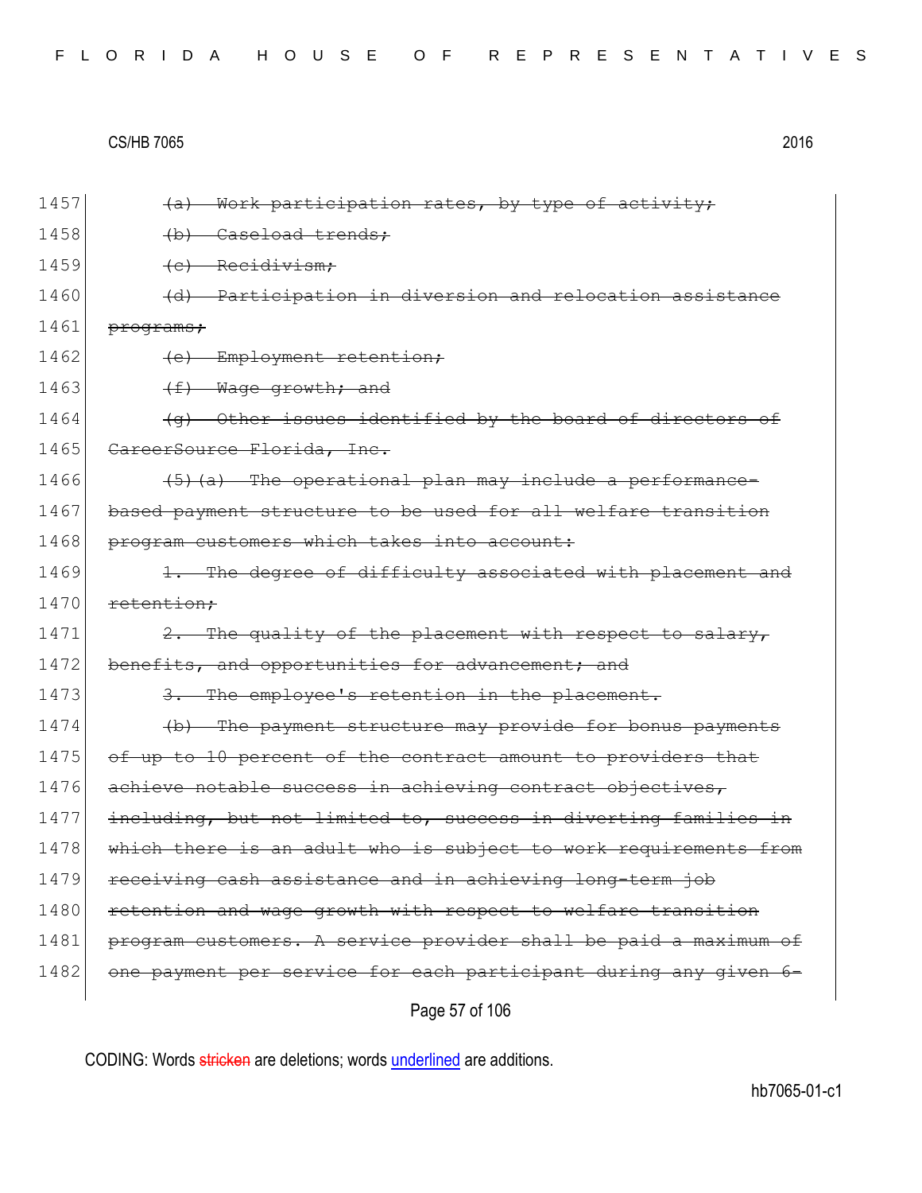1457 ~~(a) Work participation rates, by type of activity;~~

1458 ~~(b) Caseload trends;~~

1459 ~~(c) Recidivism;~~

1460 ~~(d) Participation in diversion and relocation assistance~~

1461 ~~programs;~~

1462 ~~(e) Employment retention;~~

1463 ~~(f) Wage growth; and~~

1464 ~~(g) Other issues identified by the board of directors of~~

1465 ~~CareerSource Florida, Inc.~~

1466 ~~(5)(a) The operational plan may include a performance-~~

1467 ~~based payment structure to be used for all welfare transition~~

1468 ~~program customers which takes into account:~~

1469 ~~1. The degree of difficulty associated with placement and~~

1470 ~~retention;~~

1471 ~~2. The quality of the placement with respect to salary,~~

1472 ~~benefits, and opportunities for advancement; and~~

1473 ~~3. The employee's retention in the placement.~~

1474 ~~(b) The payment structure may provide for bonus payments~~

1475 ~~of up to 10 percent of the contract amount to providers that~~

1476 ~~achieve notable success in achieving contract objectives,~~

1477 ~~including, but not limited to, success in diverting families in~~

1478 ~~which there is an adult who is subject to work requirements from~~

1479 ~~receiving cash assistance and in achieving long-term job~~

1480 ~~retention and wage growth with respect to welfare transition~~

1481 ~~program customers. A service provider shall be paid a maximum of~~

1482 ~~one payment per service for each participant during any given 6-~~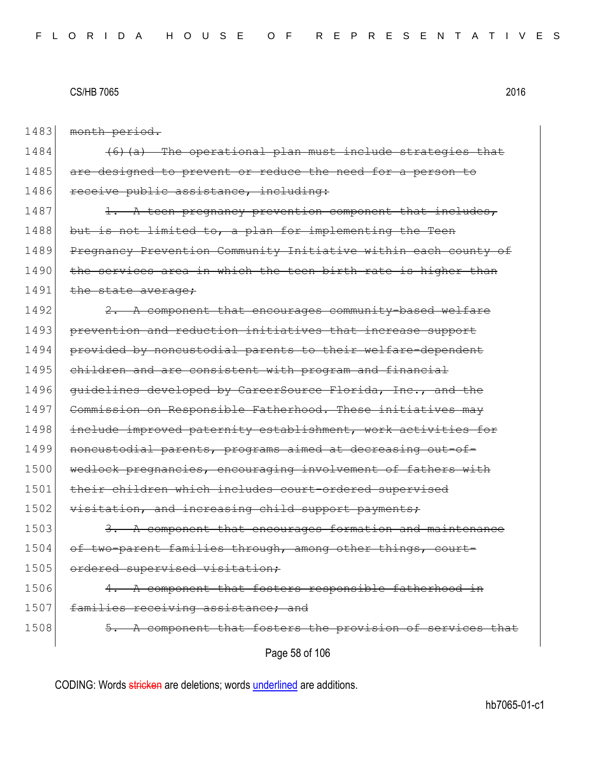~~month period.~~

~~(6)(a) The operational plan must include strategies that are designed to prevent or reduce the need for a person to receive public assistance, including:~~

~~1. A teen pregnancy prevention component that includes, but is not limited to, a plan for implementing the Teen Pregnancy Prevention Community Initiative within each county of the services area in which the teen birth rate is higher than the state average;~~

~~2. A component that encourages community-based welfare prevention and reduction initiatives that increase support provided by noncustodial parents to their welfare-dependent children and are consistent with program and financial guidelines developed by CareerSource Florida, Inc., and the Commission on Responsible Fatherhood. These initiatives may include improved paternity establishment, work activities for noncustodial parents, programs aimed at decreasing out-of-wedlock pregnancies, encouraging involvement of fathers with their children which includes court-ordered supervised visitation, and increasing child support payments;~~

~~3. A component that encourages formation and maintenance of two-parent families through, among other things, court-ordered supervised visitation;~~

~~4. A component that fosters responsible fatherhood in families receiving assistance; and~~

~~5. A component that fosters the provision of services that~~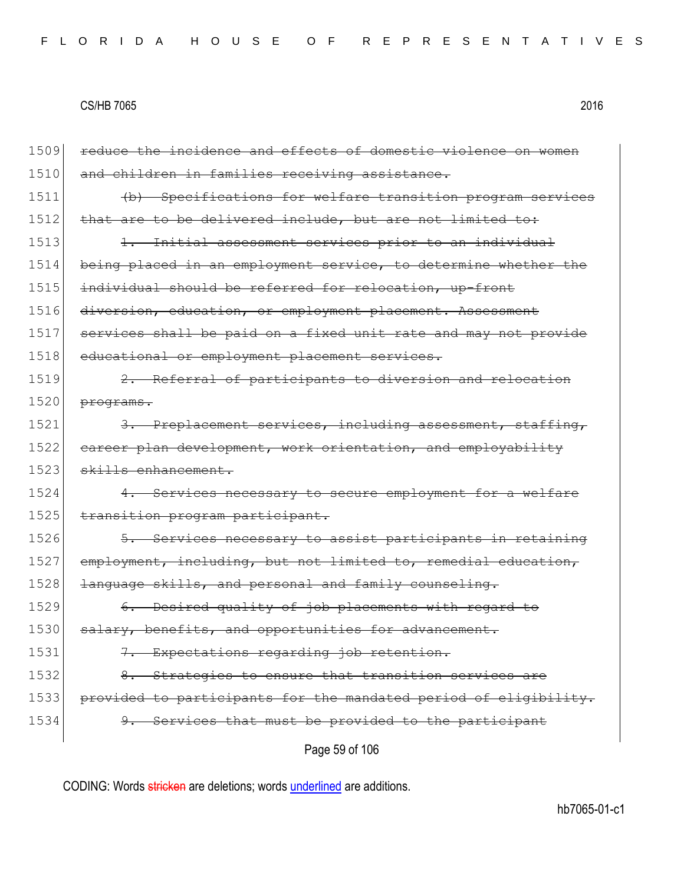1509 ~~reduce the incidence and effects of domestic violence on women~~
1510 ~~and children in families receiving assistance.~~
1511 ~~(b) Specifications for welfare transition program services~~
1512 ~~that are to be delivered include, but are not limited to:~~
1513 ~~1. Initial assessment services prior to an individual~~
1514 ~~being placed in an employment service, to determine whether the~~
1515 ~~individual should be referred for relocation, up-front~~
1516 ~~diversion, education, or employment placement. Assessment~~
1517 ~~services shall be paid on a fixed unit rate and may not provide~~
1518 ~~educational or employment placement services.~~
1519 ~~2. Referral of participants to diversion and relocation~~
1520 ~~programs.~~
1521 ~~3. Preplacement services, including assessment, staffing,~~
1522 ~~career plan development, work orientation, and employability~~
1523 ~~skills enhancement.~~
1524 ~~4. Services necessary to secure employment for a welfare~~
1525 ~~transition program participant.~~
1526 ~~5. Services necessary to assist participants in retaining~~
1527 ~~employment, including, but not limited to, remedial education,~~
1528 ~~language skills, and personal and family counseling.~~
1529 ~~6. Desired quality of job placements with regard to~~
1530 ~~salary, benefits, and opportunities for advancement.~~
1531 ~~7. Expectations regarding job retention.~~
1532 ~~8. Strategies to ensure that transition services are~~
1533 ~~provided to participants for the mandated period of eligibility.~~
1534 ~~9. Services that must be provided to the participant~~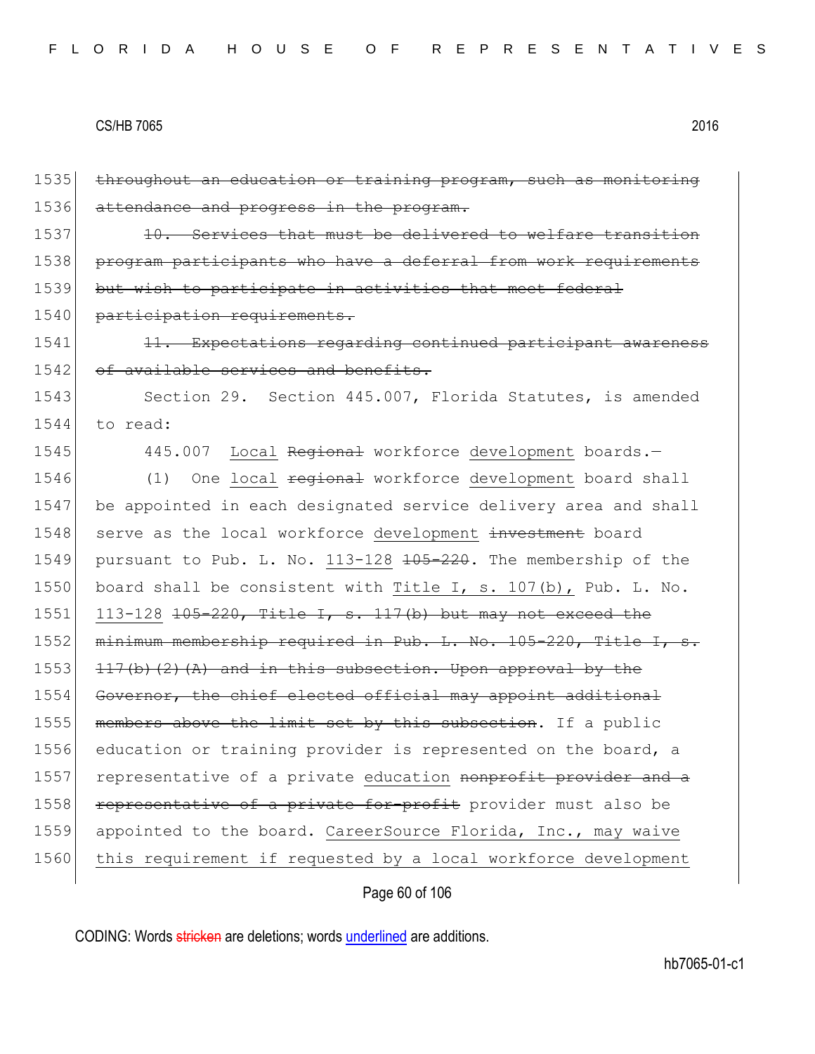1535 ~~throughout an education or training program, such as monitoring~~
1536 ~~attendance and progress in the program.~~

1537 ~~10. Services that must be delivered to welfare transition~~
1538 ~~program participants who have a deferral from work requirements~~
1539 ~~but wish to participate in activities that meet federal~~
1540 ~~participation requirements.~~

1541 ~~11. Expectations regarding continued participant awareness~~
1542 ~~of available services and benefits.~~

1543 Section 29. Section 445.007, Florida Statutes, is amended
1544 to read:

1545 445.007 <u>Local</u> ~~Regional~~ workforce <u>development</u> boards.—

1546 (1) One <u>local</u> ~~regional~~ workforce <u>development</u> board shall
1547 be appointed in each designated service delivery area and shall
1548 serve as the local workforce <u>development</u> ~~investment~~ board
1549 pursuant to Pub. L. No. <u>113-128</u> ~~105-220~~. The membership of the
1550 board shall be consistent with <u>Title I, s. 107(b),</u> Pub. L. No.
1551 <u>113-128</u> ~~105-220, Title I, s. 117(b) but may not exceed the~~
1552 ~~minimum membership required in Pub. L. No. 105-220, Title I, s.~~
1553 ~~117(b)(2)(A) and in this subsection. Upon approval by the~~
1554 ~~Governor, the chief elected official may appoint additional~~
1555 ~~members above the limit set by this subsection~~. If a public
1556 education or training provider is represented on the board, a
1557 representative of a private <u>education</u> ~~nonprofit provider and a~~
1558 ~~representative of a private for-profit~~ provider must also be
1559 appointed to the board. <u>CareerSource Florida, Inc., may waive</u>
1560 <u>this requirement if requested by a local workforce development</u>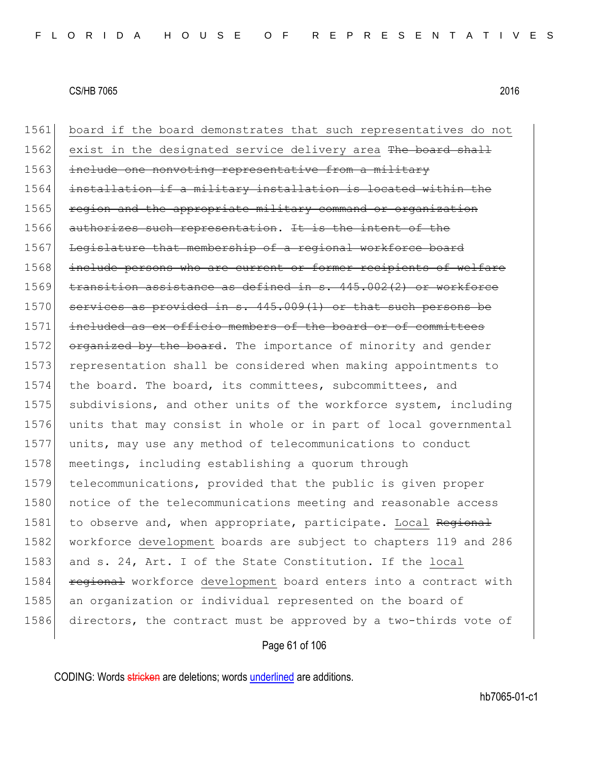1561 board if the board demonstrates that such representatives do not
1562 exist in the designated service delivery area ~~The board shall~~
1563 ~~include one nonvoting representative from a military~~
1564 ~~installation if a military installation is located within the~~
1565 ~~region and the appropriate military command or organization~~
1566 ~~authorizes such representation~~. ~~It is the intent of the~~
1567 ~~Legislature that membership of a regional workforce board~~
1568 ~~include persons who are current or former recipients of welfare~~
1569 ~~transition assistance as defined in s. 445.002(2) or workforce~~
1570 ~~services as provided in s. 445.009(1) or that such persons be~~
1571 ~~included as ex officio members of the board or of committees~~
1572 ~~organized by the board~~. The importance of minority and gender
1573 representation shall be considered when making appointments to
1574 the board. The board, its committees, subcommittees, and
1575 subdivisions, and other units of the workforce system, including
1576 units that may consist in whole or in part of local governmental
1577 units, may use any method of telecommunications to conduct
1578 meetings, including establishing a quorum through
1579 telecommunications, provided that the public is given proper
1580 notice of the telecommunications meeting and reasonable access
1581 to observe and, when appropriate, participate. Local ~~Regional~~
1582 workforce development boards are subject to chapters 119 and 286
1583 and s. 24, Art. I of the State Constitution. If the local
1584 ~~regional~~ workforce development board enters into a contract with
1585 an organization or individual represented on the board of
1586 directors, the contract must be approved by a two-thirds vote of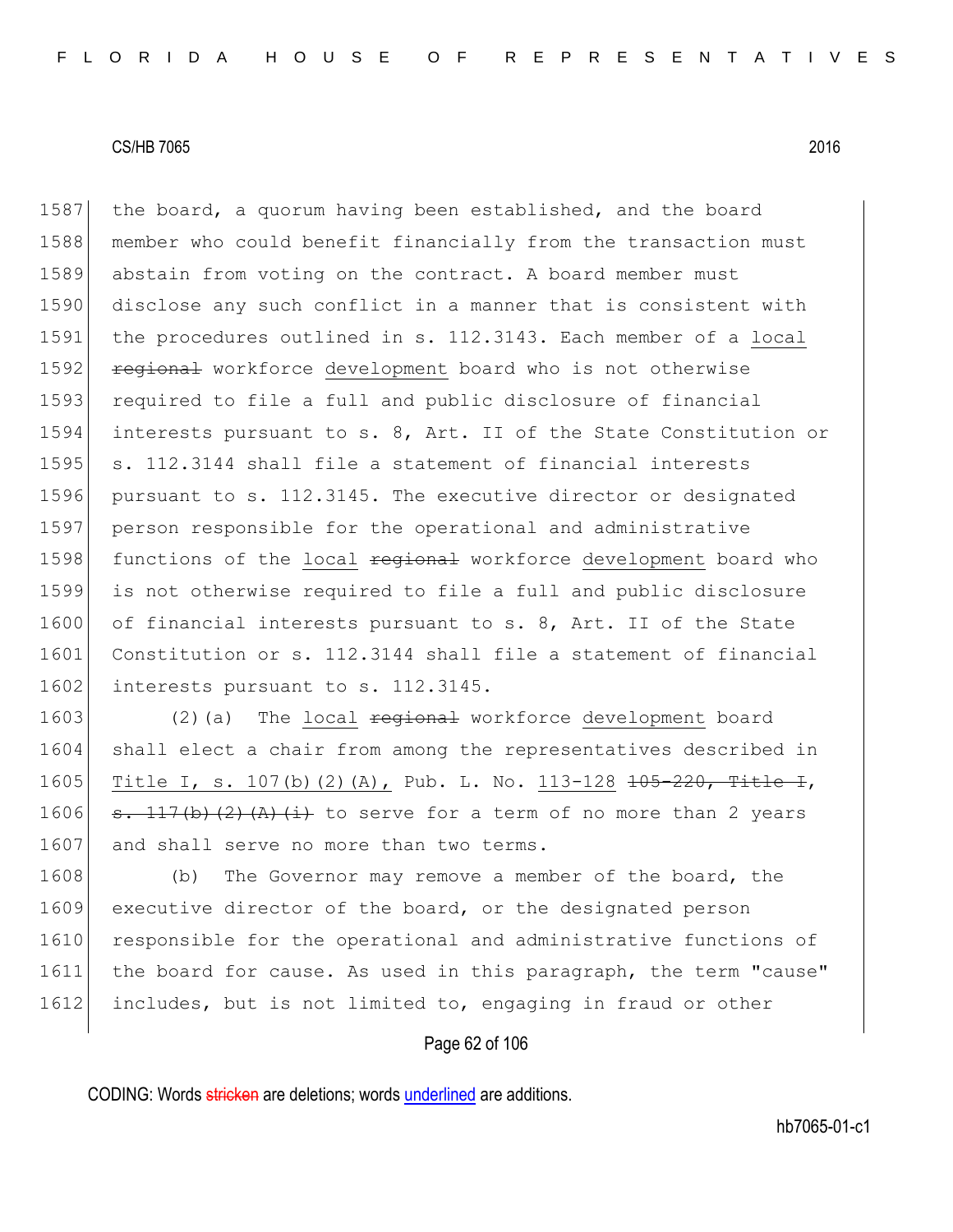the board, a quorum having been established, and the board member who could benefit financially from the transaction must abstain from voting on the contract. A board member must disclose any such conflict in a manner that is consistent with the procedures outlined in s. 112.3143. Each member of a local ~~regional~~ workforce development board who is not otherwise required to file a full and public disclosure of financial interests pursuant to s. 8, Art. II of the State Constitution or s. 112.3144 shall file a statement of financial interests pursuant to s. 112.3145. The executive director or designated person responsible for the operational and administrative functions of the local ~~regional~~ workforce development board who is not otherwise required to file a full and public disclosure of financial interests pursuant to s. 8, Art. II of the State Constitution or s. 112.3144 shall file a statement of financial interests pursuant to s. 112.3145.

(2)(a) The local ~~regional~~ workforce development board shall elect a chair from among the representatives described in Title I, s. 107(b)(2)(A), Pub. L. No. 113-128 ~~105-220, Title I, s. 117(b)(2)(A)(i)~~ to serve for a term of no more than 2 years and shall serve no more than two terms.

(b) The Governor may remove a member of the board, the executive director of the board, or the designated person responsible for the operational and administrative functions of the board for cause. As used in this paragraph, the term "cause" includes, but is not limited to, engaging in fraud or other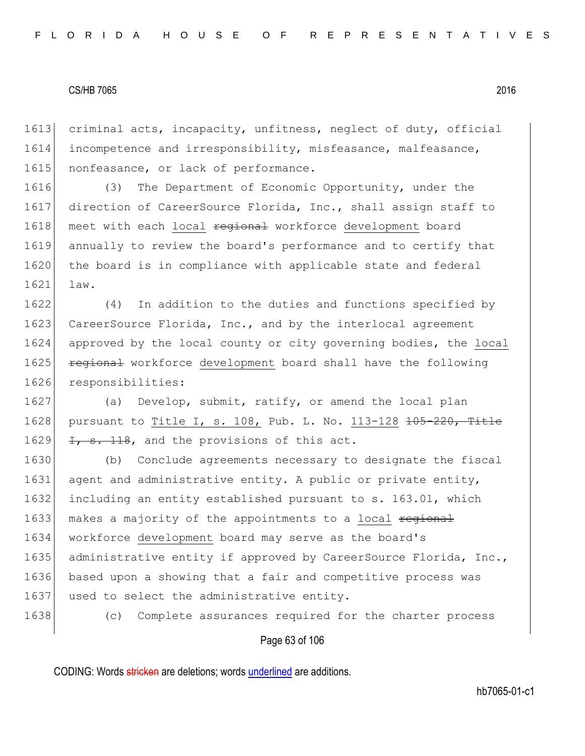criminal acts, incapacity, unfitness, neglect of duty, official incompetence and irresponsibility, misfeasance, malfeasance, nonfeasance, or lack of performance.

(3) The Department of Economic Opportunity, under the direction of CareerSource Florida, Inc., shall assign staff to meet with each <u>local</u> ~~regional~~ workforce <u>development</u> board annually to review the board's performance and to certify that the board is in compliance with applicable state and federal law.

(4) In addition to the duties and functions specified by CareerSource Florida, Inc., and by the interlocal agreement approved by the local county or city governing bodies, the <u>local</u> ~~regional~~ workforce <u>development</u> board shall have the following responsibilities:

(a) Develop, submit, ratify, or amend the local plan pursuant to <u>Title I, s. 108,</u> Pub. L. No. <u>113-128</u> ~~105-220, Title I, s. 118~~, and the provisions of this act.

(b) Conclude agreements necessary to designate the fiscal agent and administrative entity. A public or private entity, including an entity established pursuant to s. 163.01, which makes a majority of the appointments to a <u>local</u> ~~regional~~ workforce <u>development</u> board may serve as the board's administrative entity if approved by CareerSource Florida, Inc., based upon a showing that a fair and competitive process was used to select the administrative entity.

(c) Complete assurances required for the charter process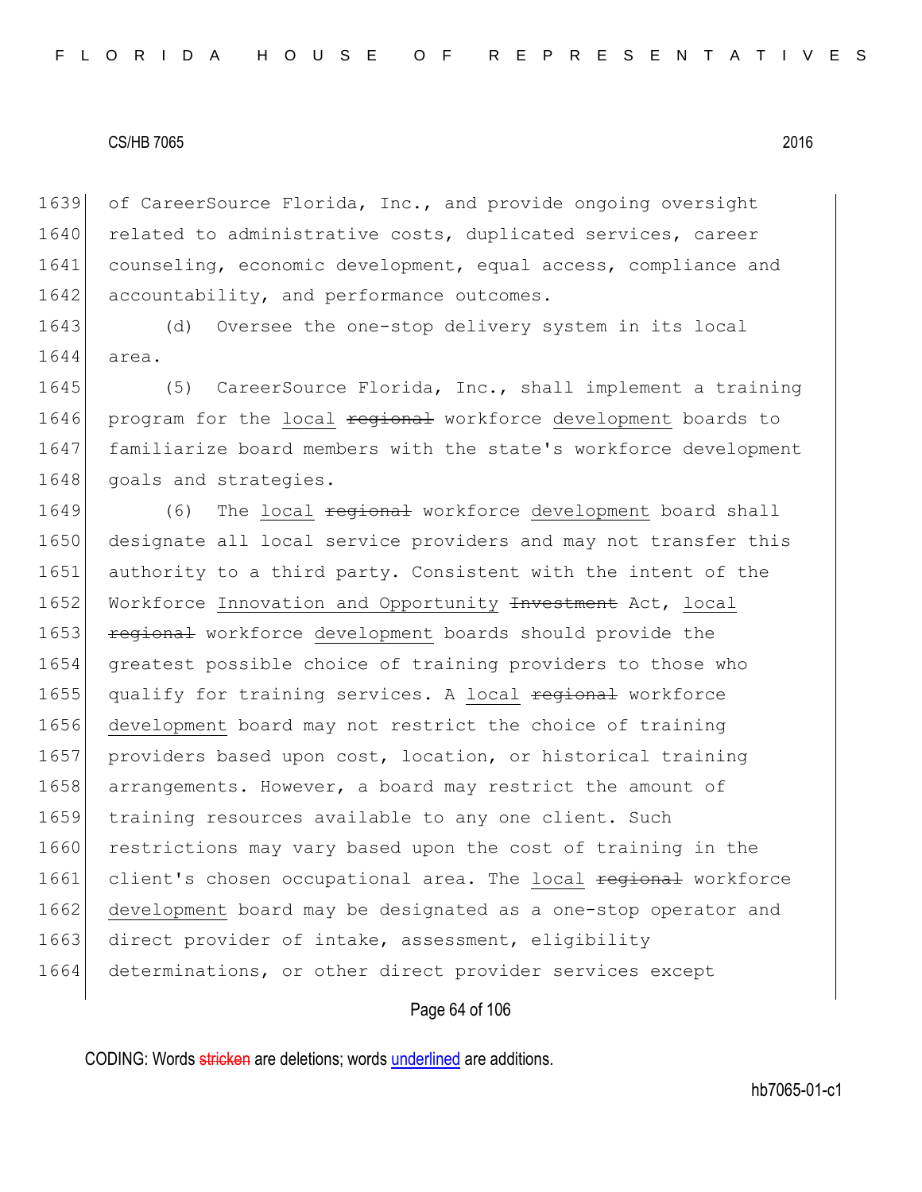of CareerSource Florida, Inc., and provide ongoing oversight related to administrative costs, duplicated services, career counseling, economic development, equal access, compliance and accountability, and performance outcomes.

(d) Oversee the one-stop delivery system in its local area.

(5) CareerSource Florida, Inc., shall implement a training program for the local ~~regional~~ workforce development boards to familiarize board members with the state's workforce development goals and strategies.

(6) The local ~~regional~~ workforce development board shall designate all local service providers and may not transfer this authority to a third party. Consistent with the intent of the Workforce Innovation and Opportunity ~~Investment~~ Act, local ~~regional~~ workforce development boards should provide the greatest possible choice of training providers to those who qualify for training services. A local ~~regional~~ workforce development board may not restrict the choice of training providers based upon cost, location, or historical training arrangements. However, a board may restrict the amount of training resources available to any one client. Such restrictions may vary based upon the cost of training in the client's chosen occupational area. The local ~~regional~~ workforce development board may be designated as a one-stop operator and direct provider of intake, assessment, eligibility determinations, or other direct provider services except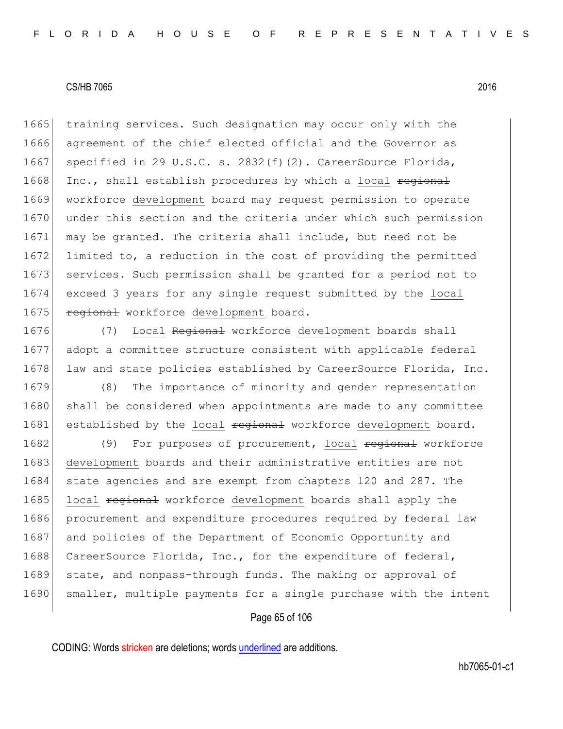training services. Such designation may occur only with the agreement of the chief elected official and the Governor as specified in 29 U.S.C. s. 2832(f)(2). CareerSource Florida, Inc., shall establish procedures by which a local ~~regional~~ workforce development board may request permission to operate under this section and the criteria under which such permission may be granted. The criteria shall include, but need not be limited to, a reduction in the cost of providing the permitted services. Such permission shall be granted for a period not to exceed 3 years for any single request submitted by the local ~~regional~~ workforce development board.

(7) Local ~~Regional~~ workforce development boards shall adopt a committee structure consistent with applicable federal law and state policies established by CareerSource Florida, Inc.

(8) The importance of minority and gender representation shall be considered when appointments are made to any committee established by the local ~~regional~~ workforce development board.

(9) For purposes of procurement, local ~~regional~~ workforce development boards and their administrative entities are not state agencies and are exempt from chapters 120 and 287. The local ~~regional~~ workforce development boards shall apply the procurement and expenditure procedures required by federal law and policies of the Department of Economic Opportunity and CareerSource Florida, Inc., for the expenditure of federal, state, and nonpass-through funds. The making or approval of smaller, multiple payments for a single purchase with the intent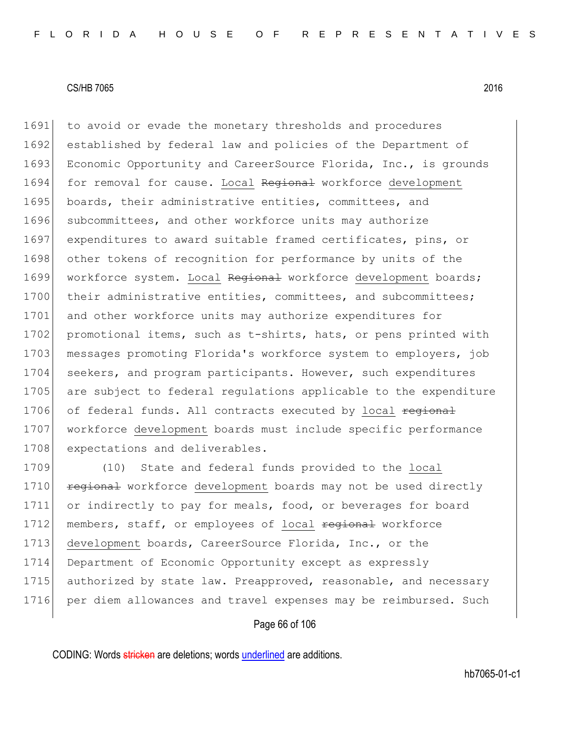to avoid or evade the monetary thresholds and procedures established by federal law and policies of the Department of Economic Opportunity and CareerSource Florida, Inc., is grounds for removal for cause. Local ~~Regional~~ workforce development boards, their administrative entities, committees, and subcommittees, and other workforce units may authorize expenditures to award suitable framed certificates, pins, or other tokens of recognition for performance by units of the workforce system. Local ~~Regional~~ workforce development boards; their administrative entities, committees, and subcommittees; and other workforce units may authorize expenditures for promotional items, such as t-shirts, hats, or pens printed with messages promoting Florida's workforce system to employers, job seekers, and program participants. However, such expenditures are subject to federal regulations applicable to the expenditure of federal funds. All contracts executed by local ~~regional~~ workforce development boards must include specific performance expectations and deliverables.

(10) State and federal funds provided to the local ~~regional~~ workforce development boards may not be used directly or indirectly to pay for meals, food, or beverages for board members, staff, or employees of local ~~regional~~ workforce development boards, CareerSource Florida, Inc., or the Department of Economic Opportunity except as expressly authorized by state law. Preapproved, reasonable, and necessary per diem allowances and travel expenses may be reimbursed. Such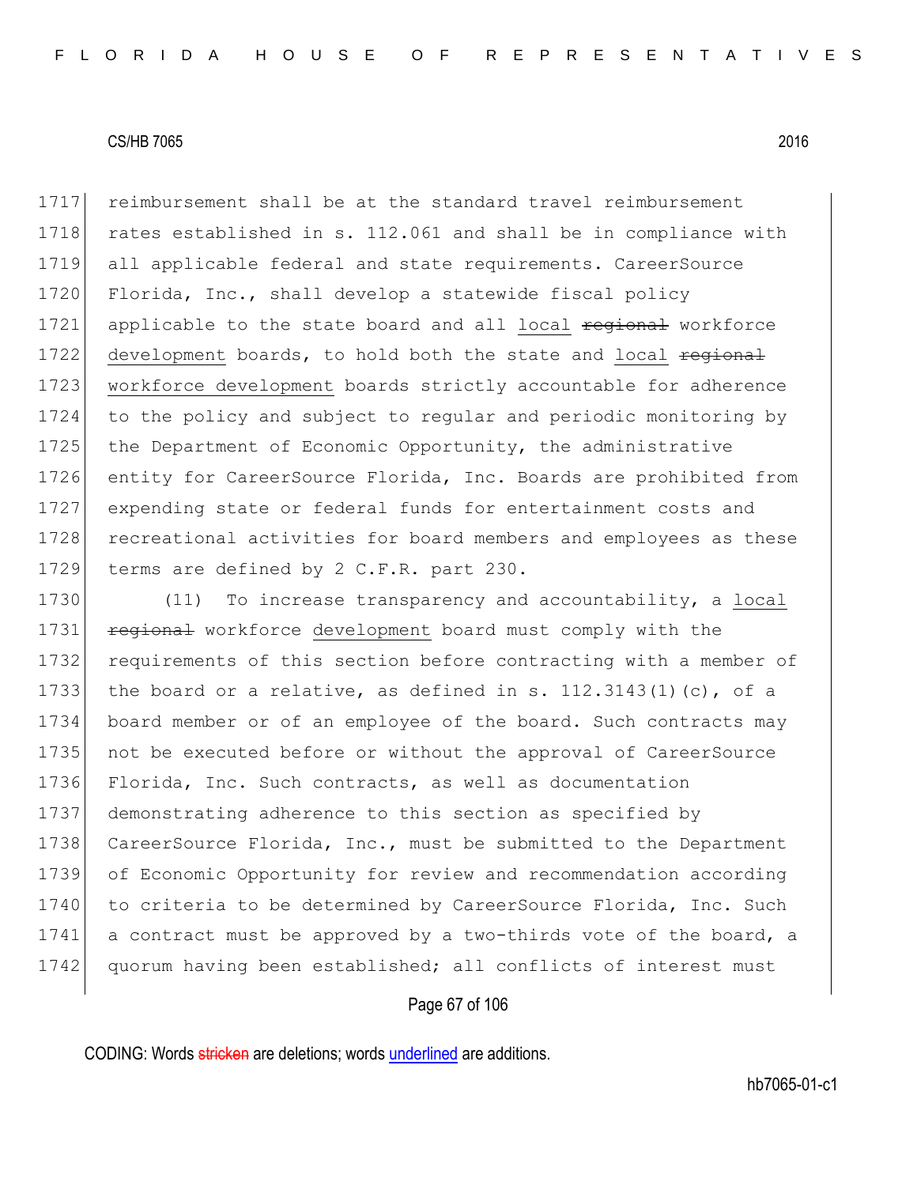reimbursement shall be at the standard travel reimbursement rates established in s. 112.061 and shall be in compliance with all applicable federal and state requirements. CareerSource Florida, Inc., shall develop a statewide fiscal policy applicable to the state board and all local ~~regional~~ workforce development boards, to hold both the state and local ~~regional~~ workforce development boards strictly accountable for adherence to the policy and subject to regular and periodic monitoring by the Department of Economic Opportunity, the administrative entity for CareerSource Florida, Inc. Boards are prohibited from expending state or federal funds for entertainment costs and recreational activities for board members and employees as these terms are defined by 2 C.F.R. part 230.

(11) To increase transparency and accountability, a local ~~regional~~ workforce development board must comply with the requirements of this section before contracting with a member of the board or a relative, as defined in s. 112.3143(1)(c), of a board member or of an employee of the board. Such contracts may not be executed before or without the approval of CareerSource Florida, Inc. Such contracts, as well as documentation demonstrating adherence to this section as specified by CareerSource Florida, Inc., must be submitted to the Department of Economic Opportunity for review and recommendation according to criteria to be determined by CareerSource Florida, Inc. Such a contract must be approved by a two-thirds vote of the board, a quorum having been established; all conflicts of interest must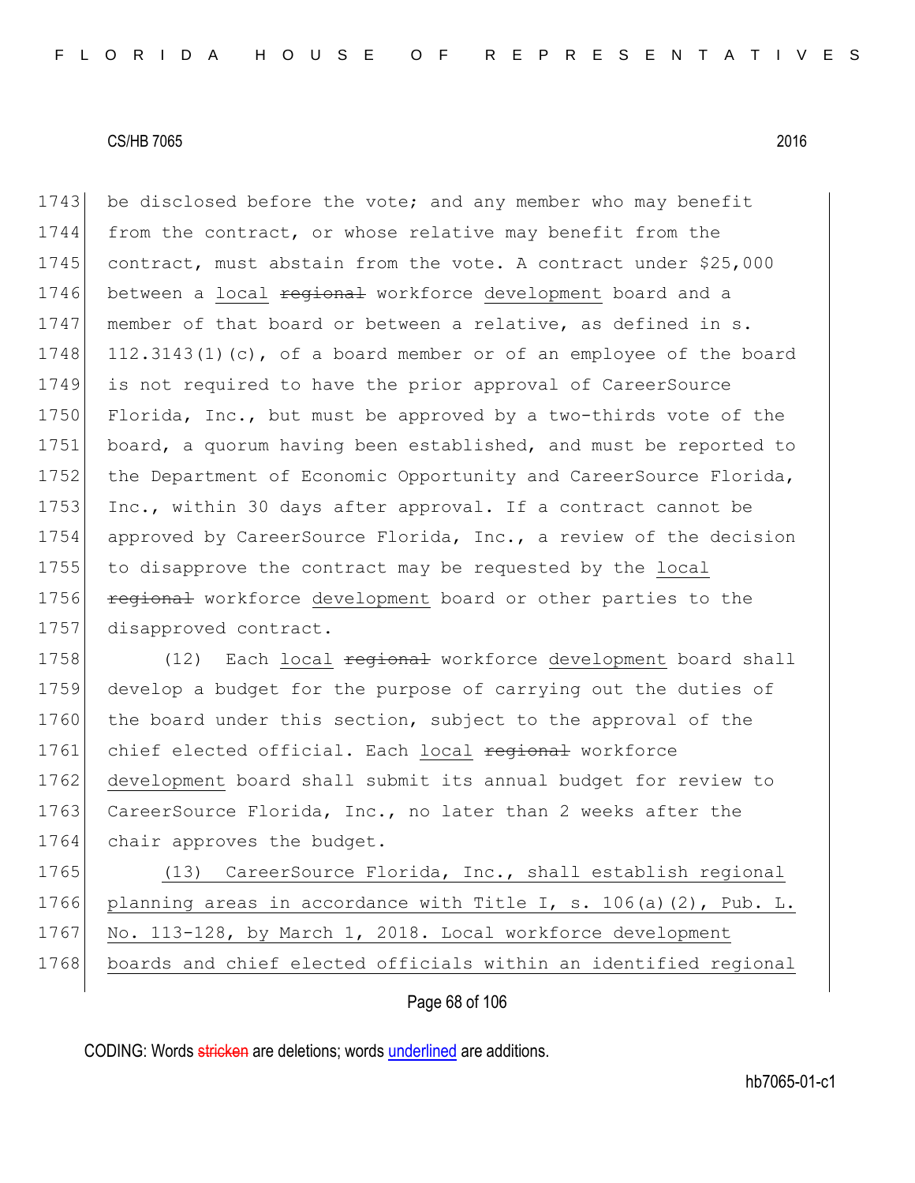be disclosed before the vote; and any member who may benefit from the contract, or whose relative may benefit from the contract, must abstain from the vote. A contract under $25,000 between a <u>local</u> ~~regional~~ workforce <u>development</u> board and a member of that board or between a relative, as defined in s. 112.3143(1)(c), of a board member or of an employee of the board is not required to have the prior approval of CareerSource Florida, Inc., but must be approved by a two-thirds vote of the board, a quorum having been established, and must be reported to the Department of Economic Opportunity and CareerSource Florida, Inc., within 30 days after approval. If a contract cannot be approved by CareerSource Florida, Inc., a review of the decision to disapprove the contract may be requested by the <u>local</u> ~~regional~~ workforce <u>development</u> board or other parties to the disapproved contract.

(12) Each <u>local</u> ~~regional~~ workforce <u>development</u> board shall develop a budget for the purpose of carrying out the duties of the board under this section, subject to the approval of the chief elected official. Each <u>local</u> ~~regional~~ workforce <u>development</u> board shall submit its annual budget for review to CareerSource Florida, Inc., no later than 2 weeks after the chair approves the budget.

<u>(13) CareerSource Florida, Inc., shall establish regional planning areas in accordance with Title I, s. 106(a)(2), Pub. L. No. 113-128, by March 1, 2018. Local workforce development boards and chief elected officials within an identified regional</u>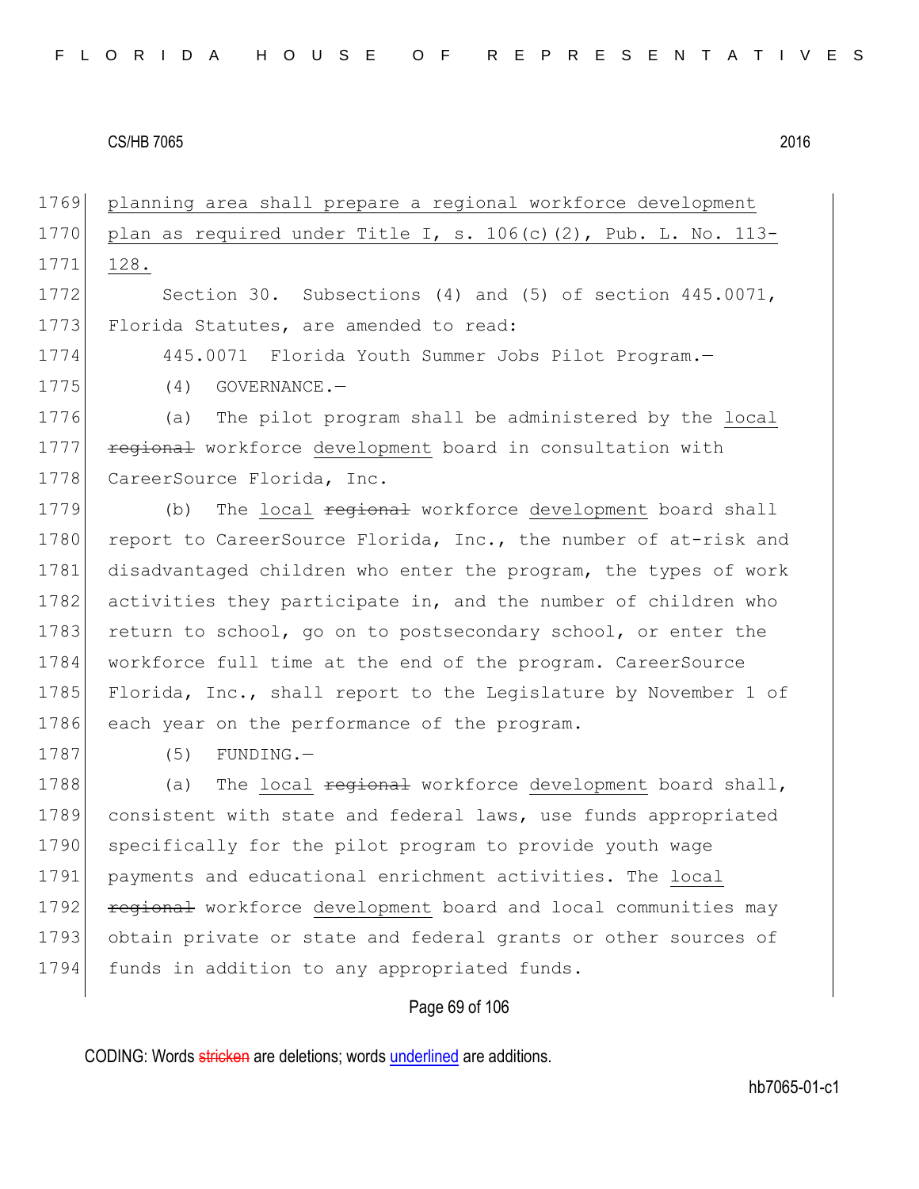planning area shall prepare a regional workforce development plan as required under Title I, s. 106(c)(2), Pub. L. No. 113-128.

Section 30. Subsections (4) and (5) of section 445.0071, Florida Statutes, are amended to read:

445.0071 Florida Youth Summer Jobs Pilot Program.—

(4) GOVERNANCE.—

(a) The pilot program shall be administered by the local ~~regional~~ workforce development board in consultation with CareerSource Florida, Inc.

(b) The local ~~regional~~ workforce development board shall report to CareerSource Florida, Inc., the number of at-risk and disadvantaged children who enter the program, the types of work activities they participate in, and the number of children who return to school, go on to postsecondary school, or enter the workforce full time at the end of the program. CareerSource Florida, Inc., shall report to the Legislature by November 1 of each year on the performance of the program.

(5) FUNDING.—

(a) The local ~~regional~~ workforce development board shall, consistent with state and federal laws, use funds appropriated specifically for the pilot program to provide youth wage payments and educational enrichment activities. The local ~~regional~~ workforce development board and local communities may obtain private or state and federal grants or other sources of funds in addition to any appropriated funds.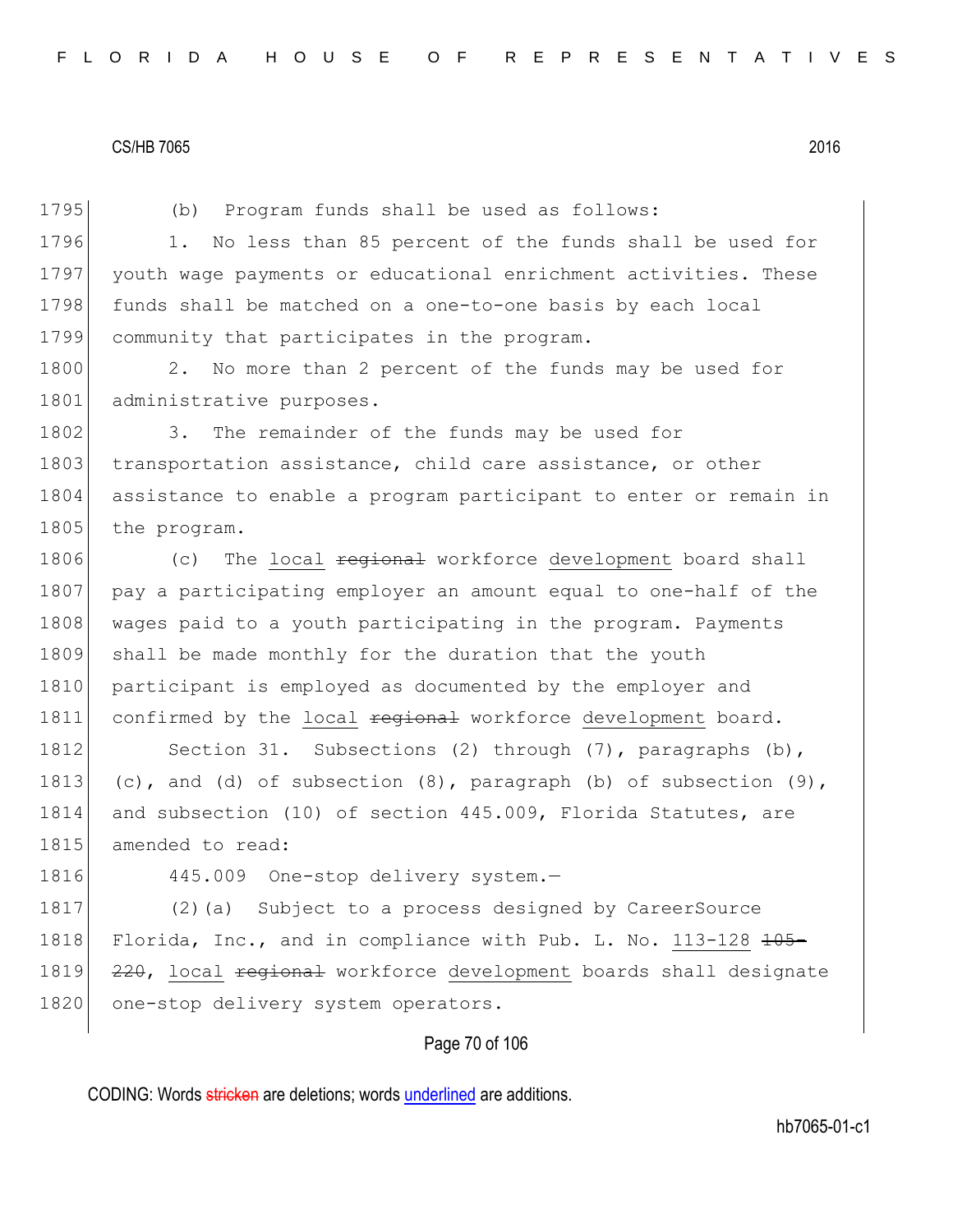(b) Program funds shall be used as follows:

1. No less than 85 percent of the funds shall be used for youth wage payments or educational enrichment activities. These funds shall be matched on a one-to-one basis by each local community that participates in the program.

2. No more than 2 percent of the funds may be used for administrative purposes.

3. The remainder of the funds may be used for transportation assistance, child care assistance, or other assistance to enable a program participant to enter or remain in the program.

(c) The local ~~regional~~ workforce development board shall pay a participating employer an amount equal to one-half of the wages paid to a youth participating in the program. Payments shall be made monthly for the duration that the youth participant is employed as documented by the employer and confirmed by the local ~~regional~~ workforce development board.

Section 31. Subsections (2) through (7), paragraphs (b), (c), and (d) of subsection (8), paragraph (b) of subsection (9), and subsection (10) of section 445.009, Florida Statutes, are amended to read:

445.009 One-stop delivery system.—

(2)(a) Subject to a process designed by CareerSource Florida, Inc., and in compliance with Pub. L. No. 113-128 ~~105-220~~, local ~~regional~~ workforce development boards shall designate one-stop delivery system operators.

CODING: Words ~~stricken~~ are deletions; words underlined are additions.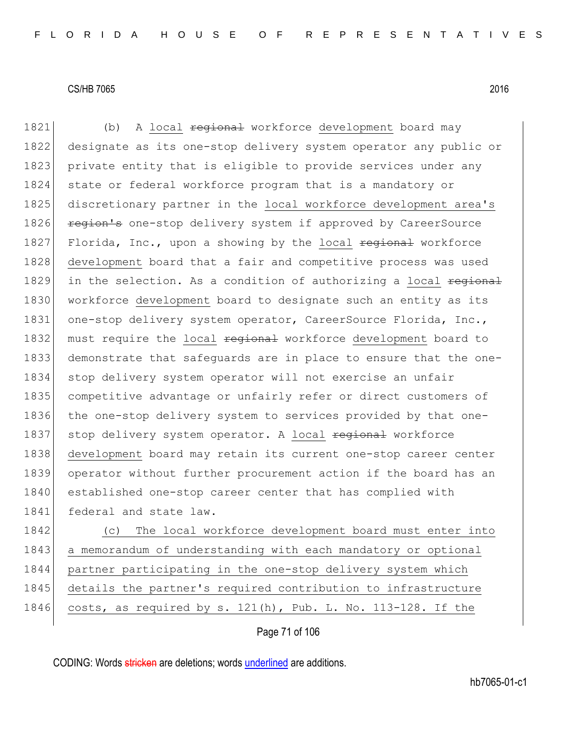(b) A local ~~regional~~ workforce development board may designate as its one-stop delivery system operator any public or private entity that is eligible to provide services under any state or federal workforce program that is a mandatory or discretionary partner in the local workforce development area's ~~region's~~ one-stop delivery system if approved by CareerSource Florida, Inc., upon a showing by the local ~~regional~~ workforce development board that a fair and competitive process was used in the selection. As a condition of authorizing a local ~~regional~~ workforce development board to designate such an entity as its one-stop delivery system operator, CareerSource Florida, Inc., must require the local ~~regional~~ workforce development board to demonstrate that safeguards are in place to ensure that the one-stop delivery system operator will not exercise an unfair competitive advantage or unfairly refer or direct customers of the one-stop delivery system to services provided by that one-stop delivery system operator. A local ~~regional~~ workforce development board may retain its current one-stop career center operator without further procurement action if the board has an established one-stop career center that has complied with federal and state law.

(c) The local workforce development board must enter into a memorandum of understanding with each mandatory or optional partner participating in the one-stop delivery system which details the partner's required contribution to infrastructure costs, as required by s. 121(h), Pub. L. No. 113-128. If the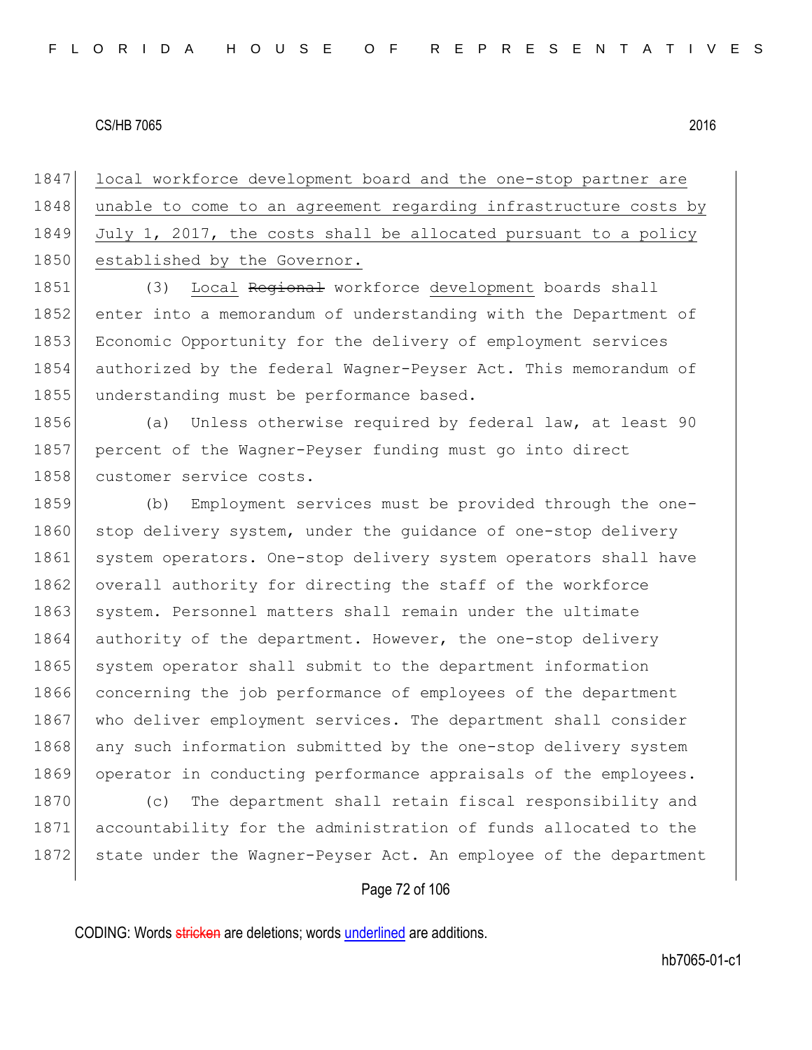local workforce development board and the one-stop partner are unable to come to an agreement regarding infrastructure costs by July 1, 2017, the costs shall be allocated pursuant to a policy established by the Governor.

(3) Local ~~Regional~~ workforce development boards shall enter into a memorandum of understanding with the Department of Economic Opportunity for the delivery of employment services authorized by the federal Wagner-Peyser Act. This memorandum of understanding must be performance based.

(a) Unless otherwise required by federal law, at least 90 percent of the Wagner-Peyser funding must go into direct customer service costs.

(b) Employment services must be provided through the one-stop delivery system, under the guidance of one-stop delivery system operators. One-stop delivery system operators shall have overall authority for directing the staff of the workforce system. Personnel matters shall remain under the ultimate authority of the department. However, the one-stop delivery system operator shall submit to the department information concerning the job performance of employees of the department who deliver employment services. The department shall consider any such information submitted by the one-stop delivery system operator in conducting performance appraisals of the employees.

(c) The department shall retain fiscal responsibility and accountability for the administration of funds allocated to the state under the Wagner-Peyser Act. An employee of the department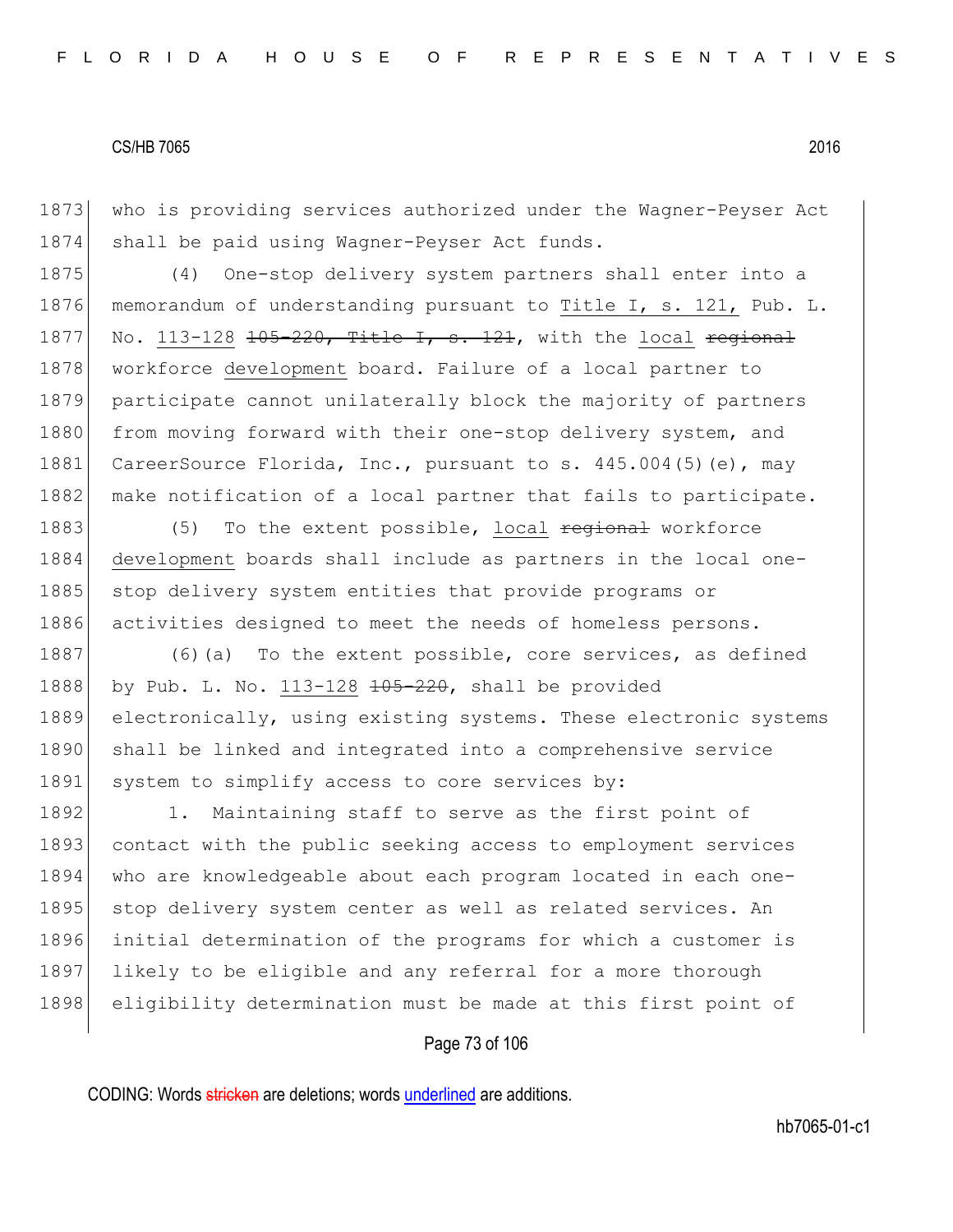who is providing services authorized under the Wagner-Peyser Act shall be paid using Wagner-Peyser Act funds.

(4) One-stop delivery system partners shall enter into a memorandum of understanding pursuant to <u>Title I, s. 121,</u> Pub. L. No. <u>113-128</u> ~~105-220, Title I, s. 121~~, with the <u>local</u> ~~regional~~ workforce <u>development</u> board. Failure of a local partner to participate cannot unilaterally block the majority of partners from moving forward with their one-stop delivery system, and CareerSource Florida, Inc., pursuant to s. 445.004(5)(e), may make notification of a local partner that fails to participate.

(5) To the extent possible, <u>local</u> ~~regional~~ workforce <u>development</u> boards shall include as partners in the local one-stop delivery system entities that provide programs or activities designed to meet the needs of homeless persons.

(6)(a) To the extent possible, core services, as defined by Pub. L. No. <u>113-128</u> ~~105-220~~, shall be provided electronically, using existing systems. These electronic systems shall be linked and integrated into a comprehensive service system to simplify access to core services by:

1. Maintaining staff to serve as the first point of contact with the public seeking access to employment services who are knowledgeable about each program located in each one-stop delivery system center as well as related services. An initial determination of the programs for which a customer is likely to be eligible and any referral for a more thorough eligibility determination must be made at this first point of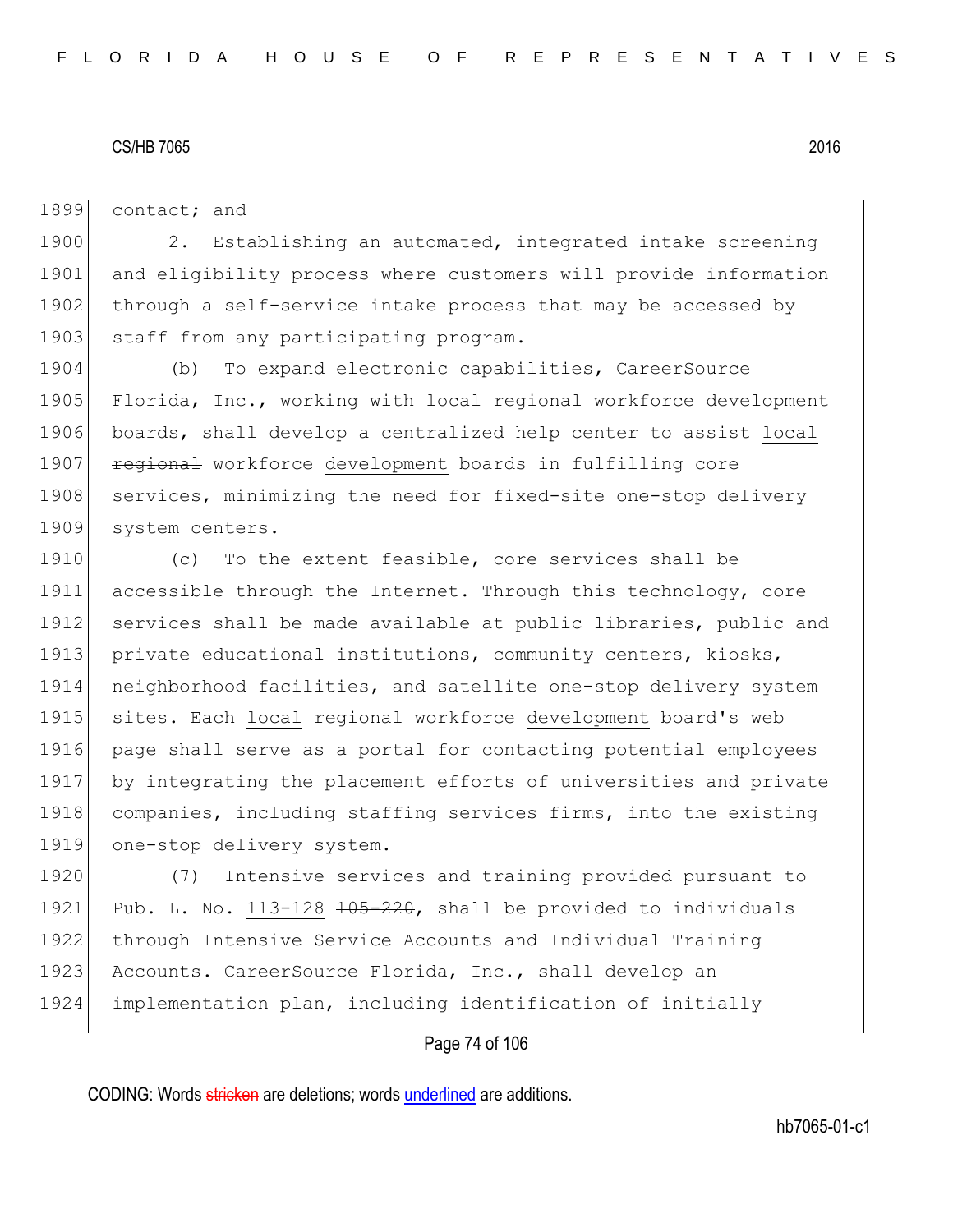contact; and

2. Establishing an automated, integrated intake screening and eligibility process where customers will provide information through a self-service intake process that may be accessed by staff from any participating program.

(b) To expand electronic capabilities, CareerSource Florida, Inc., working with <u>local</u> ~~regional~~ workforce <u>development</u> boards, shall develop a centralized help center to assist <u>local</u> ~~regional~~ workforce <u>development</u> boards in fulfilling core services, minimizing the need for fixed-site one-stop delivery system centers.

(c) To the extent feasible, core services shall be accessible through the Internet. Through this technology, core services shall be made available at public libraries, public and private educational institutions, community centers, kiosks, neighborhood facilities, and satellite one-stop delivery system sites. Each <u>local</u> ~~regional~~ workforce <u>development</u> board's web page shall serve as a portal for contacting potential employees by integrating the placement efforts of universities and private companies, including staffing services firms, into the existing one-stop delivery system.

(7) Intensive services and training provided pursuant to Pub. L. No. <u>113-128</u> ~~105-220~~, shall be provided to individuals through Intensive Service Accounts and Individual Training Accounts. CareerSource Florida, Inc., shall develop an implementation plan, including identification of initially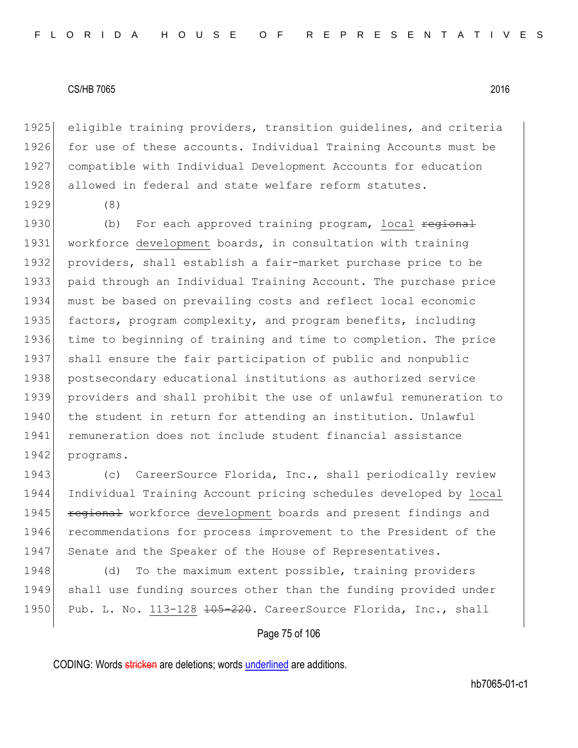eligible training providers, transition guidelines, and criteria for use of these accounts. Individual Training Accounts must be compatible with Individual Development Accounts for education allowed in federal and state welfare reform statutes.

(8)

(b) For each approved training program, <u>local</u> ~~regional~~ workforce <u>development</u> boards, in consultation with training providers, shall establish a fair-market purchase price to be paid through an Individual Training Account. The purchase price must be based on prevailing costs and reflect local economic factors, program complexity, and program benefits, including time to beginning of training and time to completion. The price shall ensure the fair participation of public and nonpublic postsecondary educational institutions as authorized service providers and shall prohibit the use of unlawful remuneration to the student in return for attending an institution. Unlawful remuneration does not include student financial assistance programs.

(c) CareerSource Florida, Inc., shall periodically review Individual Training Account pricing schedules developed by <u>local</u> ~~regional~~ workforce <u>development</u> boards and present findings and recommendations for process improvement to the President of the Senate and the Speaker of the House of Representatives.

(d) To the maximum extent possible, training providers shall use funding sources other than the funding provided under Pub. L. No. <u>113-128</u> ~~105-220~~. CareerSource Florida, Inc., shall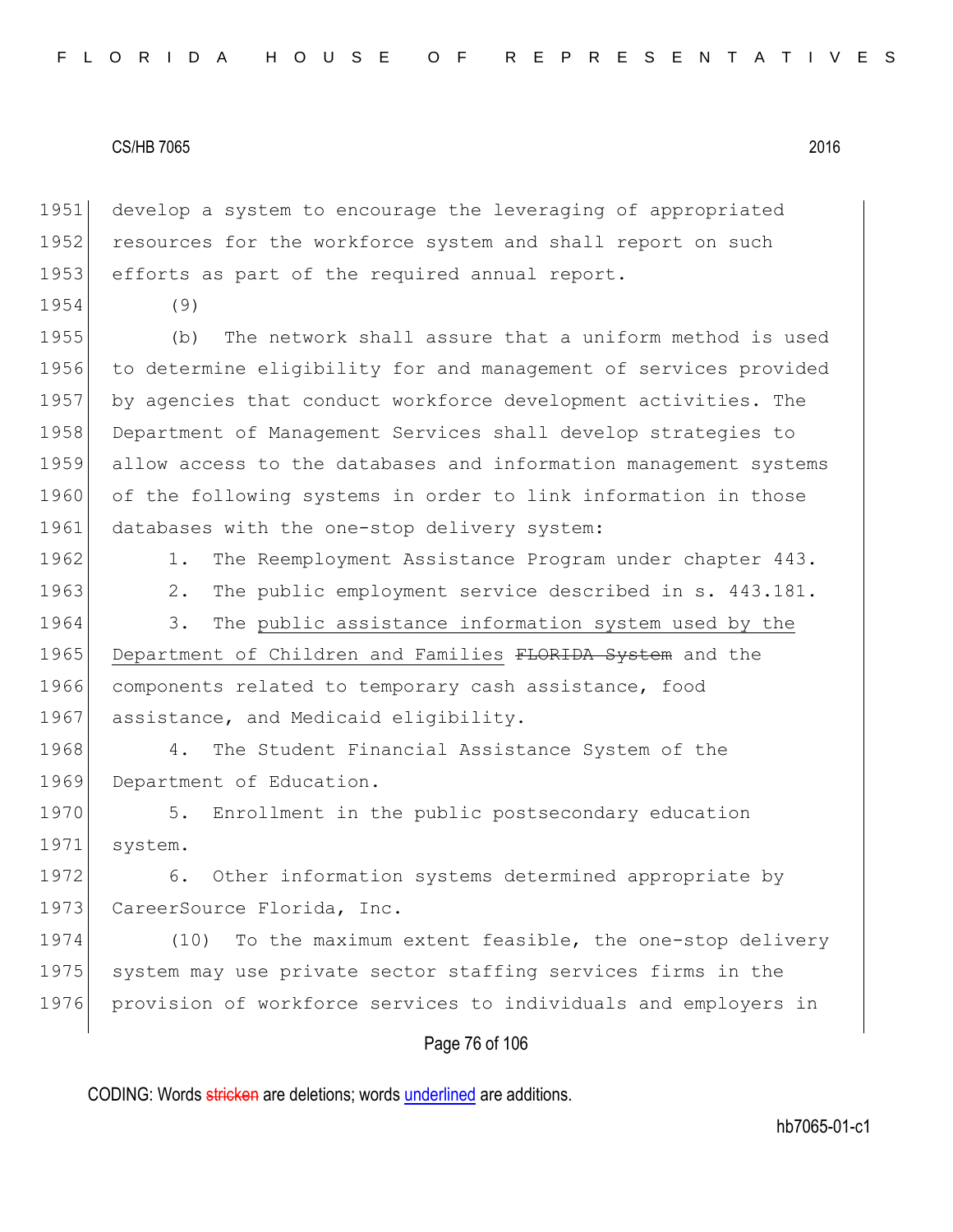develop a system to encourage the leveraging of appropriated resources for the workforce system and shall report on such efforts as part of the required annual report.

(9)

(b) The network shall assure that a uniform method is used to determine eligibility for and management of services provided by agencies that conduct workforce development activities. The Department of Management Services shall develop strategies to allow access to the databases and information management systems of the following systems in order to link information in those databases with the one-stop delivery system:

1. The Reemployment Assistance Program under chapter 443.

2. The public employment service described in s. 443.181.

3. The <u>public assistance information system used by the Department of Children and Families</u> ~~FLORIDA System~~ and the components related to temporary cash assistance, food assistance, and Medicaid eligibility.

4. The Student Financial Assistance System of the Department of Education.

5. Enrollment in the public postsecondary education system.

6. Other information systems determined appropriate by CareerSource Florida, Inc.

(10) To the maximum extent feasible, the one-stop delivery system may use private sector staffing services firms in the provision of workforce services to individuals and employers in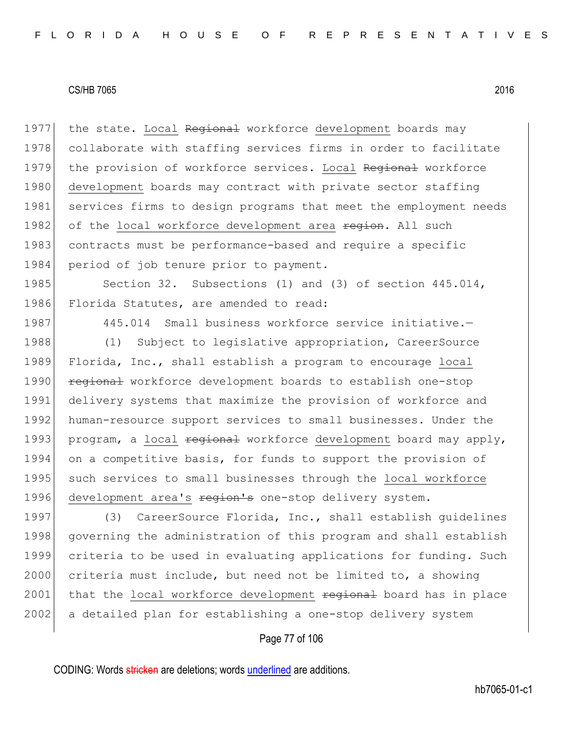the state. Local ~~Regional~~ workforce development boards may collaborate with staffing services firms in order to facilitate the provision of workforce services. Local ~~Regional~~ workforce development boards may contract with private sector staffing services firms to design programs that meet the employment needs of the local workforce development area ~~region~~. All such contracts must be performance-based and require a specific period of job tenure prior to payment.

Section 32. Subsections (1) and (3) of section 445.014, Florida Statutes, are amended to read:

445.014 Small business workforce service initiative.—

(1) Subject to legislative appropriation, CareerSource Florida, Inc., shall establish a program to encourage local ~~regional~~ workforce development boards to establish one-stop delivery systems that maximize the provision of workforce and human-resource support services to small businesses. Under the program, a local ~~regional~~ workforce development board may apply, on a competitive basis, for funds to support the provision of such services to small businesses through the local workforce development area's ~~region's~~ one-stop delivery system.

(3) CareerSource Florida, Inc., shall establish guidelines governing the administration of this program and shall establish criteria to be used in evaluating applications for funding. Such criteria must include, but need not be limited to, a showing that the local workforce development ~~regional~~ board has in place a detailed plan for establishing a one-stop delivery system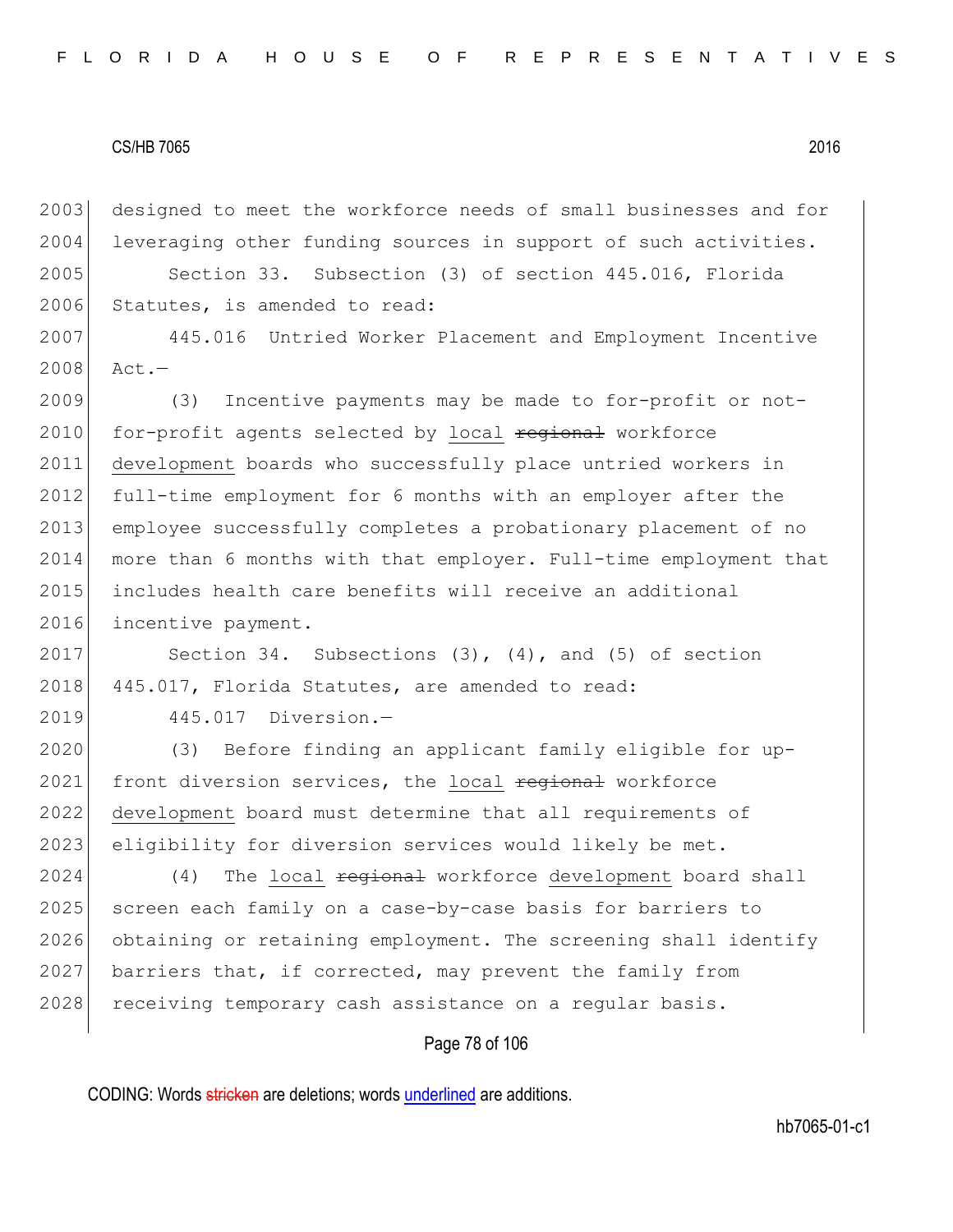designed to meet the workforce needs of small businesses and for leveraging other funding sources in support of such activities.

Section 33. Subsection (3) of section 445.016, Florida Statutes, is amended to read:

445.016 Untried Worker Placement and Employment Incentive Act.—

(3) Incentive payments may be made to for-profit or not-for-profit agents selected by <u>local</u> ~~regional~~ workforce <u>development</u> boards who successfully place untried workers in full-time employment for 6 months with an employer after the employee successfully completes a probationary placement of no more than 6 months with that employer. Full-time employment that includes health care benefits will receive an additional incentive payment.

Section 34. Subsections (3), (4), and (5) of section 445.017, Florida Statutes, are amended to read:

445.017 Diversion.—

(3) Before finding an applicant family eligible for up-front diversion services, the <u>local</u> ~~regional~~ workforce <u>development</u> board must determine that all requirements of eligibility for diversion services would likely be met.

(4) The <u>local</u> ~~regional~~ workforce <u>development</u> board shall screen each family on a case-by-case basis for barriers to obtaining or retaining employment. The screening shall identify barriers that, if corrected, may prevent the family from receiving temporary cash assistance on a regular basis.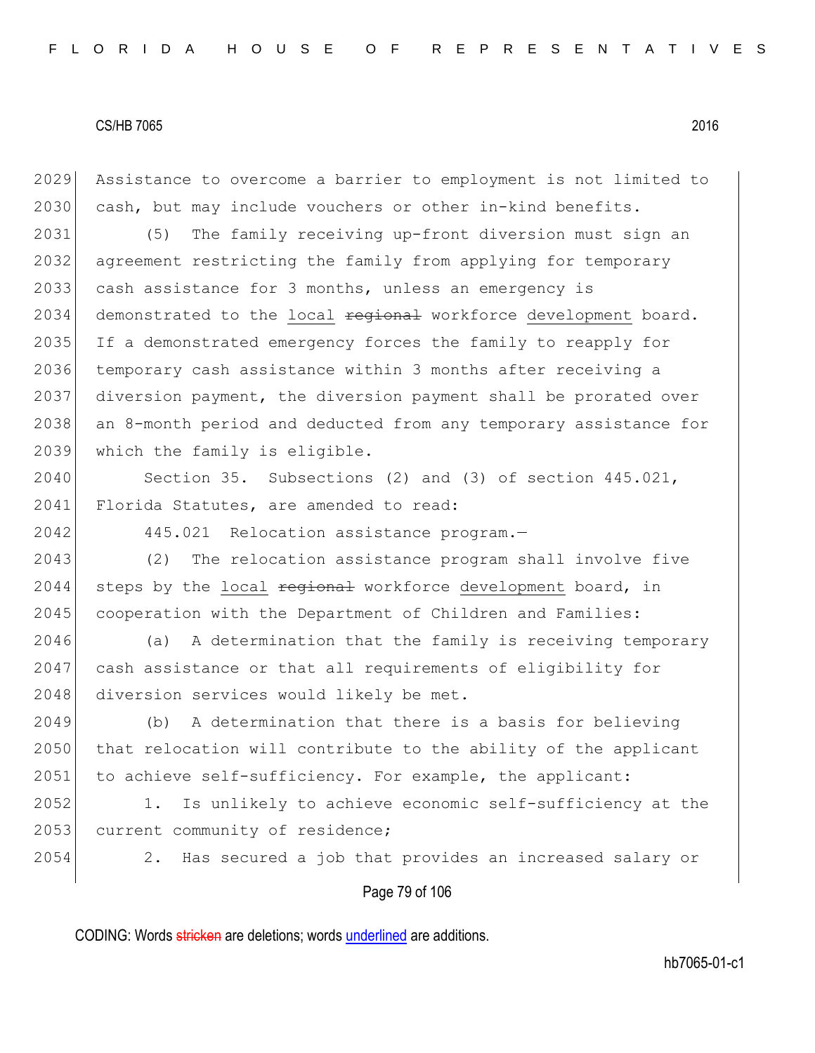Assistance to overcome a barrier to employment is not limited to cash, but may include vouchers or other in-kind benefits.

(5) The family receiving up-front diversion must sign an agreement restricting the family from applying for temporary cash assistance for 3 months, unless an emergency is demonstrated to the local ~~regional~~ workforce development board. If a demonstrated emergency forces the family to reapply for temporary cash assistance within 3 months after receiving a diversion payment, the diversion payment shall be prorated over an 8-month period and deducted from any temporary assistance for which the family is eligible.

Section 35. Subsections (2) and (3) of section 445.021, Florida Statutes, are amended to read:

445.021 Relocation assistance program.—

(2) The relocation assistance program shall involve five steps by the local ~~regional~~ workforce development board, in cooperation with the Department of Children and Families:

(a) A determination that the family is receiving temporary cash assistance or that all requirements of eligibility for diversion services would likely be met.

(b) A determination that there is a basis for believing that relocation will contribute to the ability of the applicant to achieve self-sufficiency. For example, the applicant:

1. Is unlikely to achieve economic self-sufficiency at the current community of residence;

2. Has secured a job that provides an increased salary or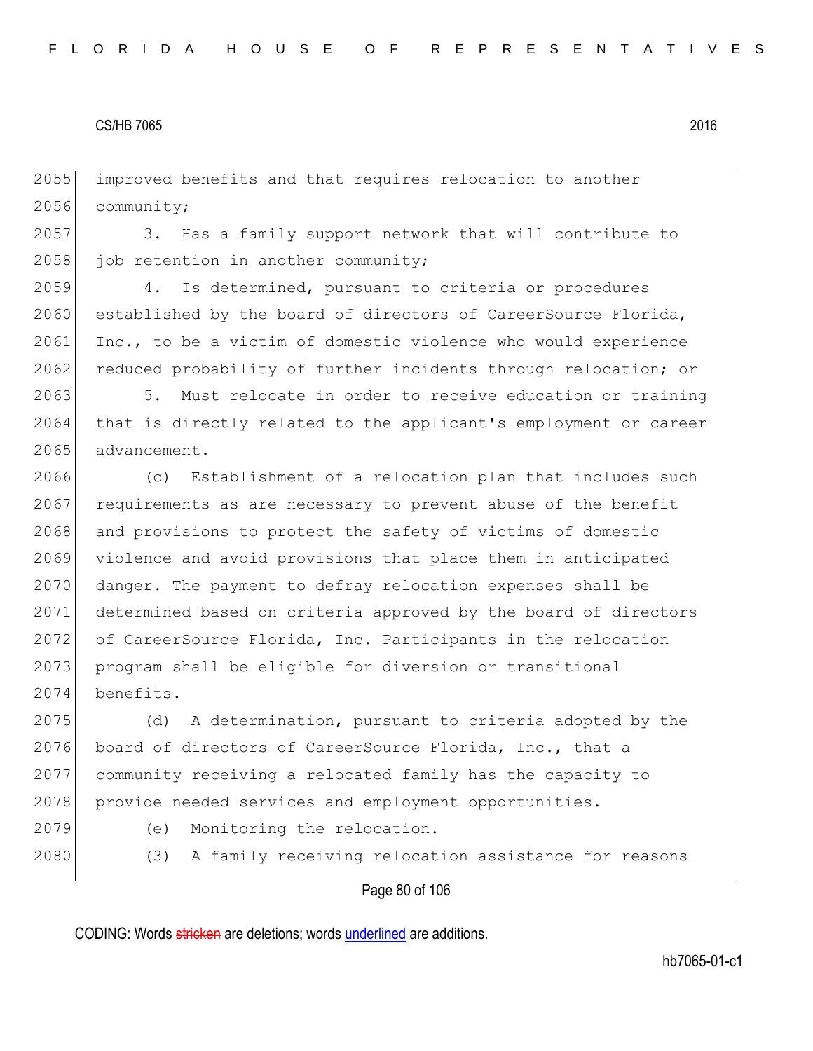improved benefits and that requires relocation to another community;

3. Has a family support network that will contribute to job retention in another community;

4. Is determined, pursuant to criteria or procedures established by the board of directors of CareerSource Florida, Inc., to be a victim of domestic violence who would experience reduced probability of further incidents through relocation; or

5. Must relocate in order to receive education or training that is directly related to the applicant's employment or career advancement.

(c) Establishment of a relocation plan that includes such requirements as are necessary to prevent abuse of the benefit and provisions to protect the safety of victims of domestic violence and avoid provisions that place them in anticipated danger. The payment to defray relocation expenses shall be determined based on criteria approved by the board of directors of CareerSource Florida, Inc. Participants in the relocation program shall be eligible for diversion or transitional benefits.

(d) A determination, pursuant to criteria adopted by the board of directors of CareerSource Florida, Inc., that a community receiving a relocated family has the capacity to provide needed services and employment opportunities.

(e) Monitoring the relocation.

(3) A family receiving relocation assistance for reasons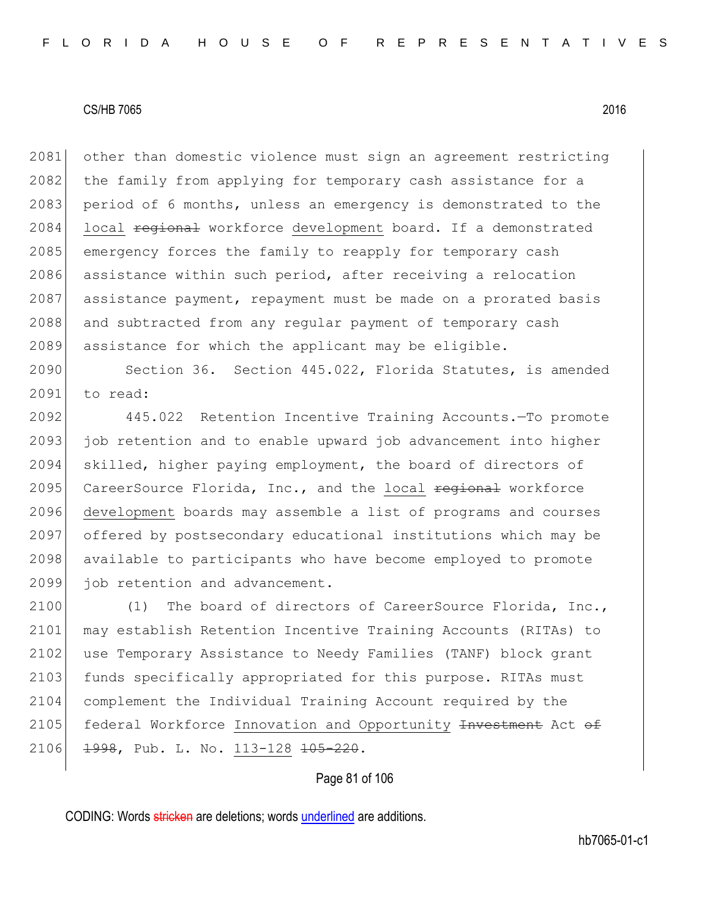other than domestic violence must sign an agreement restricting the family from applying for temporary cash assistance for a period of 6 months, unless an emergency is demonstrated to the <u>local</u> ~~regional~~ workforce <u>development</u> board. If a demonstrated emergency forces the family to reapply for temporary cash assistance within such period, after receiving a relocation assistance payment, repayment must be made on a prorated basis and subtracted from any regular payment of temporary cash assistance for which the applicant may be eligible.

Section 36. Section 445.022, Florida Statutes, is amended to read:

445.022 Retention Incentive Training Accounts.—To promote job retention and to enable upward job advancement into higher skilled, higher paying employment, the board of directors of CareerSource Florida, Inc., and the <u>local</u> ~~regional~~ workforce <u>development</u> boards may assemble a list of programs and courses offered by postsecondary educational institutions which may be available to participants who have become employed to promote job retention and advancement.

(1) The board of directors of CareerSource Florida, Inc., may establish Retention Incentive Training Accounts (RITAs) to use Temporary Assistance to Needy Families (TANF) block grant funds specifically appropriated for this purpose. RITAs must complement the Individual Training Account required by the federal Workforce <u>Innovation and Opportunity</u> ~~Investment~~ Act ~~of 1998~~, Pub. L. No. <u>113-128</u> ~~105-220~~.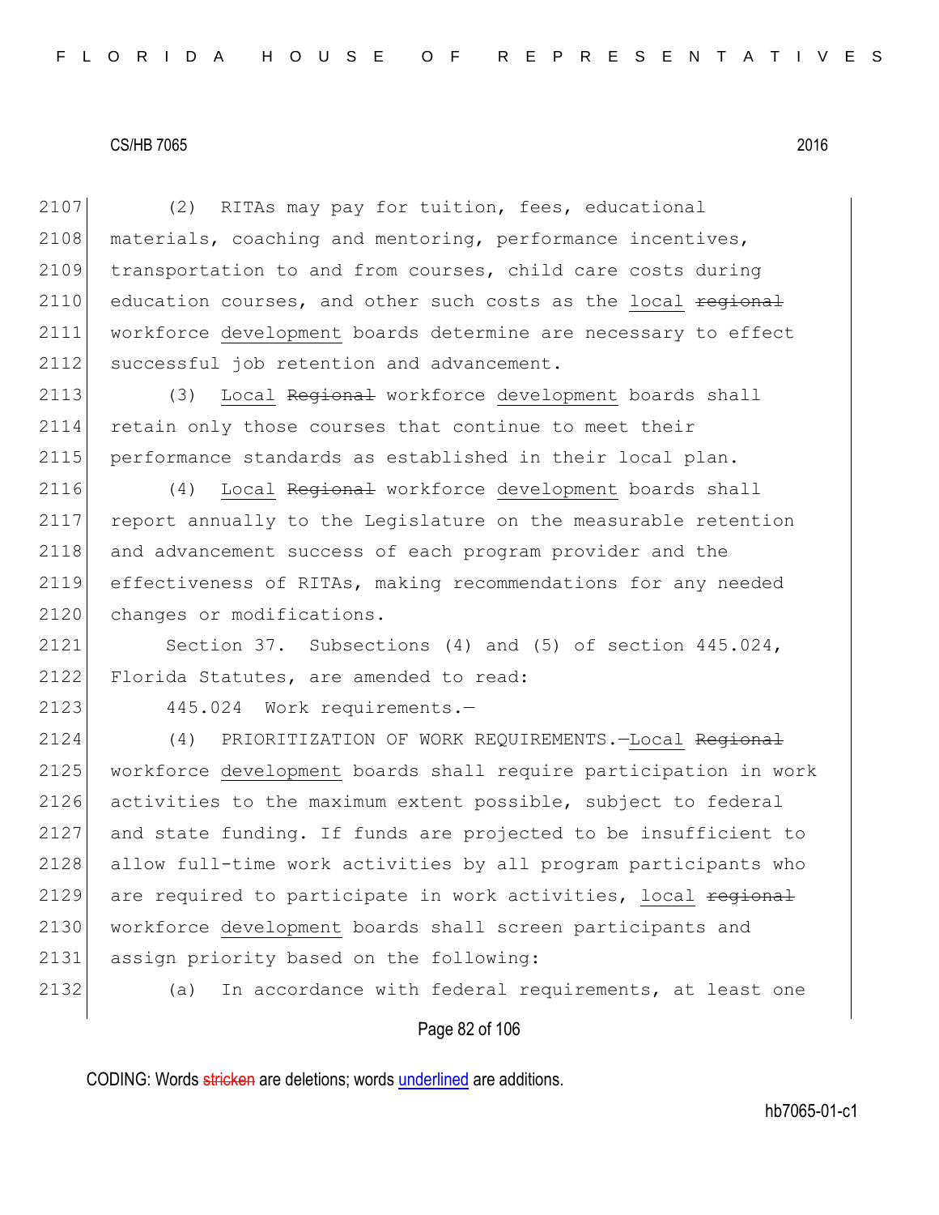(2) RITAs may pay for tuition, fees, educational materials, coaching and mentoring, performance incentives, transportation to and from courses, child care costs during education courses, and other such costs as the <u>local</u> ~~regional~~ workforce <u>development</u> boards determine are necessary to effect successful job retention and advancement.

(3) <u>Local</u> ~~Regional~~ workforce <u>development</u> boards shall retain only those courses that continue to meet their performance standards as established in their local plan.

(4) <u>Local</u> ~~Regional~~ workforce <u>development</u> boards shall report annually to the Legislature on the measurable retention and advancement success of each program provider and the effectiveness of RITAs, making recommendations for any needed changes or modifications.

Section 37. Subsections (4) and (5) of section 445.024, Florida Statutes, are amended to read:

445.024 Work requirements.—

(4) PRIORITIZATION OF WORK REQUIREMENTS.—<u>Local</u> ~~Regional~~ workforce <u>development</u> boards shall require participation in work activities to the maximum extent possible, subject to federal and state funding. If funds are projected to be insufficient to allow full-time work activities by all program participants who are required to participate in work activities, <u>local</u> ~~regional~~ workforce <u>development</u> boards shall screen participants and assign priority based on the following:

(a) In accordance with federal requirements, at least one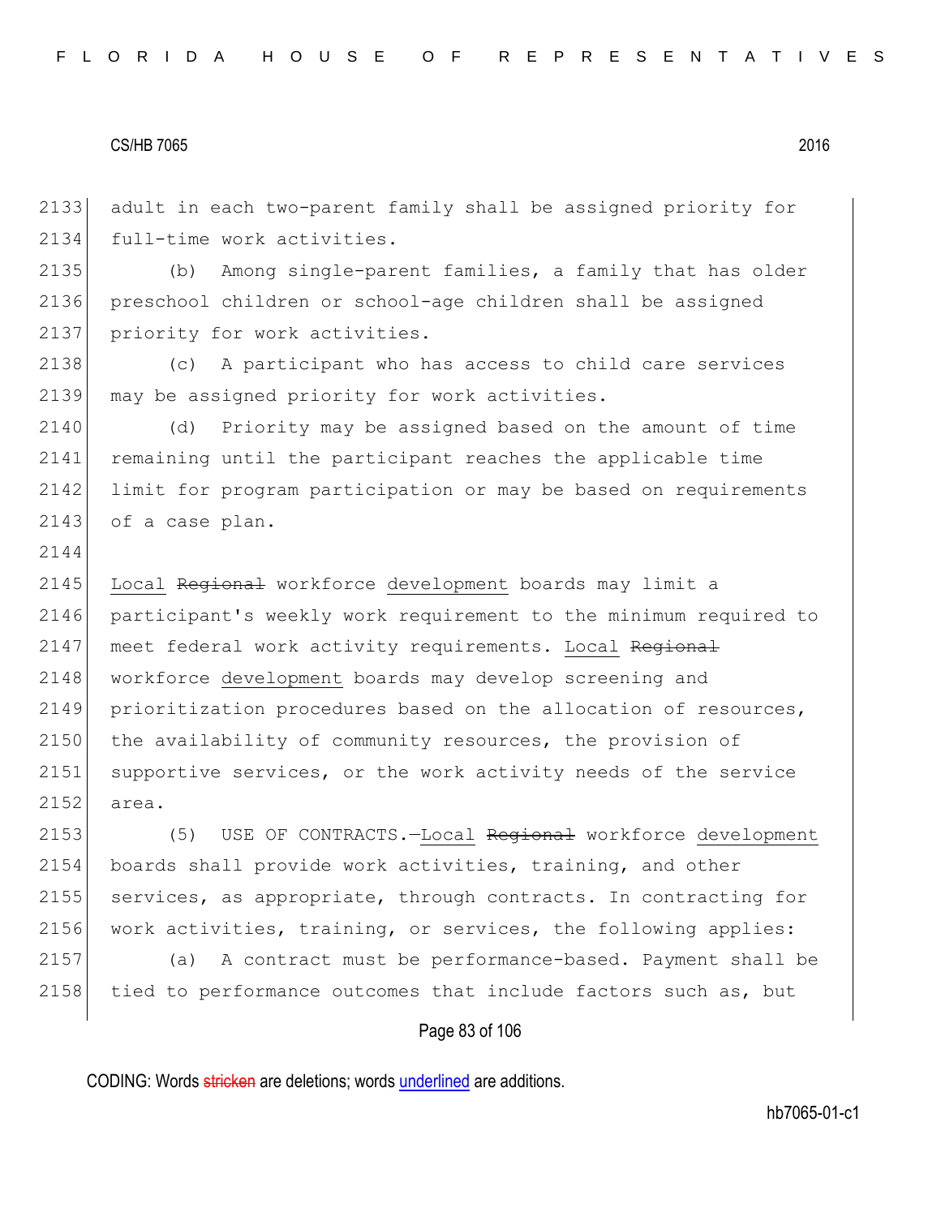adult in each two-parent family shall be assigned priority for full-time work activities.

(b) Among single-parent families, a family that has older preschool children or school-age children shall be assigned priority for work activities.

(c) A participant who has access to child care services may be assigned priority for work activities.

(d) Priority may be assigned based on the amount of time remaining until the participant reaches the applicable time limit for program participation or may be based on requirements of a case plan.

Local ~~Regional~~ workforce development boards may limit a participant's weekly work requirement to the minimum required to meet federal work activity requirements. Local ~~Regional~~ workforce development boards may develop screening and prioritization procedures based on the allocation of resources, the availability of community resources, the provision of supportive services, or the work activity needs of the service area.

(5) USE OF CONTRACTS.—Local ~~Regional~~ workforce development boards shall provide work activities, training, and other services, as appropriate, through contracts. In contracting for work activities, training, or services, the following applies:

(a) A contract must be performance-based. Payment shall be tied to performance outcomes that include factors such as, but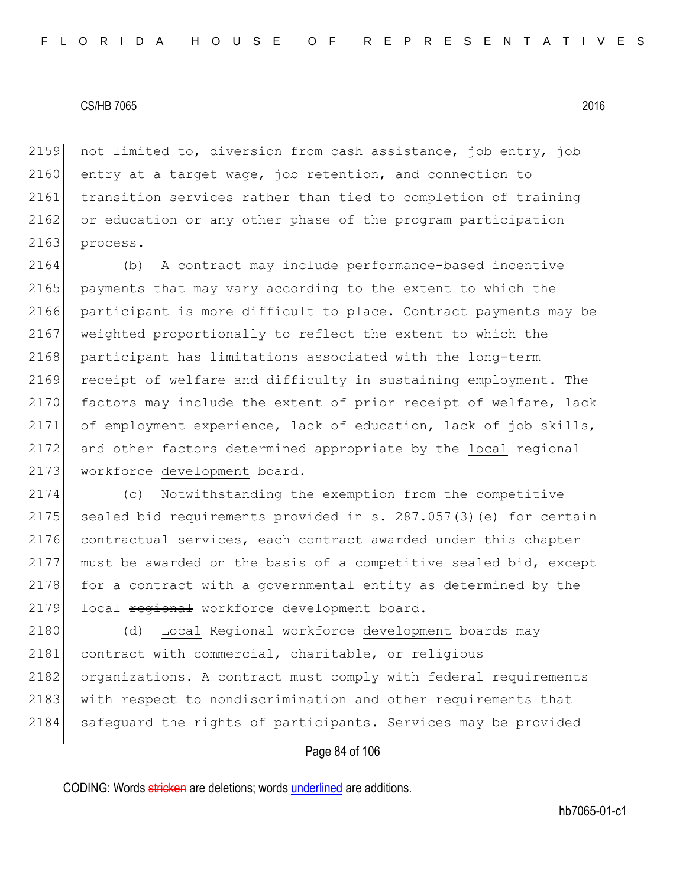not limited to, diversion from cash assistance, job entry, job entry at a target wage, job retention, and connection to transition services rather than tied to completion of training or education or any other phase of the program participation process.

(b) A contract may include performance-based incentive payments that may vary according to the extent to which the participant is more difficult to place. Contract payments may be weighted proportionally to reflect the extent to which the participant has limitations associated with the long-term receipt of welfare and difficulty in sustaining employment. The factors may include the extent of prior receipt of welfare, lack of employment experience, lack of education, lack of job skills, and other factors determined appropriate by the <u>local</u> ~~regional~~ workforce <u>development</u> board.

(c) Notwithstanding the exemption from the competitive sealed bid requirements provided in s. 287.057(3)(e) for certain contractual services, each contract awarded under this chapter must be awarded on the basis of a competitive sealed bid, except for a contract with a governmental entity as determined by the <u>local</u> ~~regional~~ workforce <u>development</u> board.

(d) <u>Local</u> ~~Regional~~ workforce <u>development</u> boards may contract with commercial, charitable, or religious organizations. A contract must comply with federal requirements with respect to nondiscrimination and other requirements that safeguard the rights of participants. Services may be provided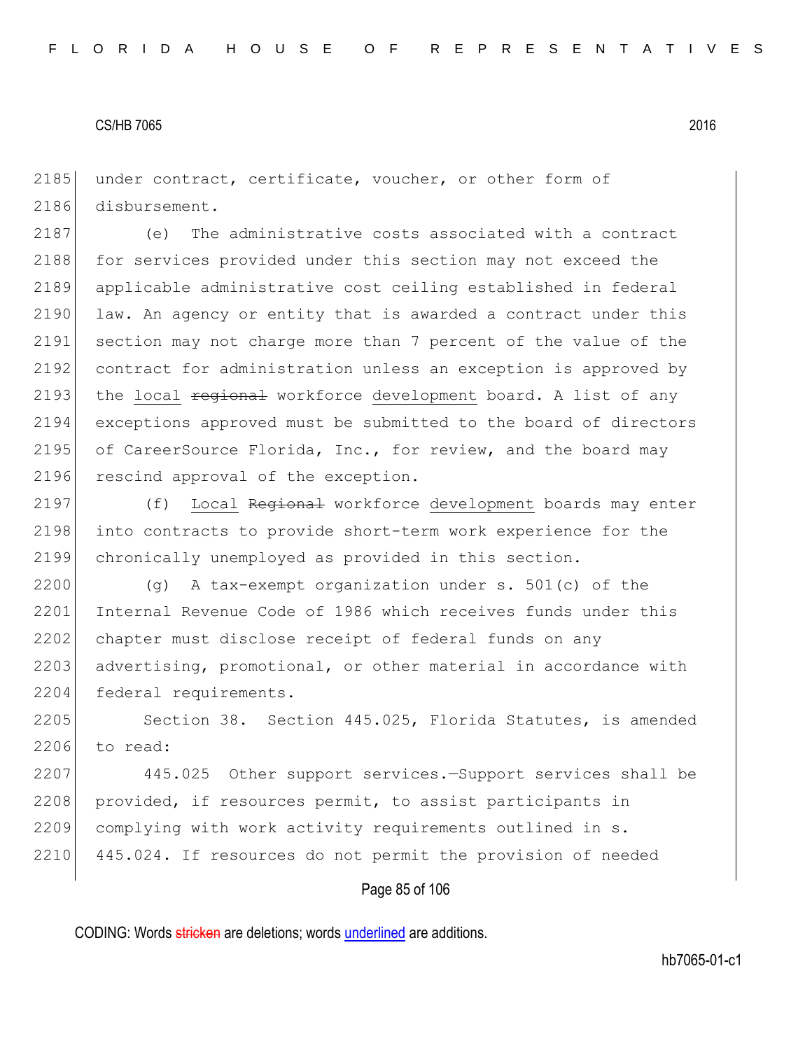under contract, certificate, voucher, or other form of disbursement.

(e) The administrative costs associated with a contract for services provided under this section may not exceed the applicable administrative cost ceiling established in federal law. An agency or entity that is awarded a contract under this section may not charge more than 7 percent of the value of the contract for administration unless an exception is approved by the local ~~regional~~ workforce development board. A list of any exceptions approved must be submitted to the board of directors of CareerSource Florida, Inc., for review, and the board may rescind approval of the exception.

(f) Local ~~Regional~~ workforce development boards may enter into contracts to provide short-term work experience for the chronically unemployed as provided in this section.

(g) A tax-exempt organization under s. 501(c) of the Internal Revenue Code of 1986 which receives funds under this chapter must disclose receipt of federal funds on any advertising, promotional, or other material in accordance with federal requirements.

Section 38. Section 445.025, Florida Statutes, is amended to read:

445.025 Other support services.—Support services shall be provided, if resources permit, to assist participants in complying with work activity requirements outlined in s. 445.024. If resources do not permit the provision of needed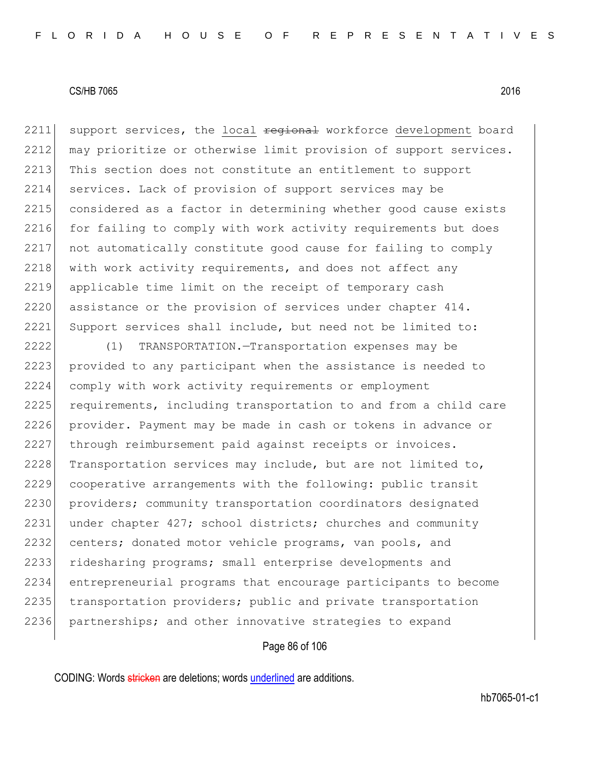support services, the <u>local</u> ~~regional~~ workforce <u>development</u> board may prioritize or otherwise limit provision of support services. This section does not constitute an entitlement to support services. Lack of provision of support services may be considered as a factor in determining whether good cause exists for failing to comply with work activity requirements but does not automatically constitute good cause for failing to comply with work activity requirements, and does not affect any applicable time limit on the receipt of temporary cash assistance or the provision of services under chapter 414. Support services shall include, but need not be limited to:

(1) TRANSPORTATION.—Transportation expenses may be provided to any participant when the assistance is needed to comply with work activity requirements or employment requirements, including transportation to and from a child care provider. Payment may be made in cash or tokens in advance or through reimbursement paid against receipts or invoices. Transportation services may include, but are not limited to, cooperative arrangements with the following: public transit providers; community transportation coordinators designated under chapter 427; school districts; churches and community centers; donated motor vehicle programs, van pools, and ridesharing programs; small enterprise developments and entrepreneurial programs that encourage participants to become transportation providers; public and private transportation partnerships; and other innovative strategies to expand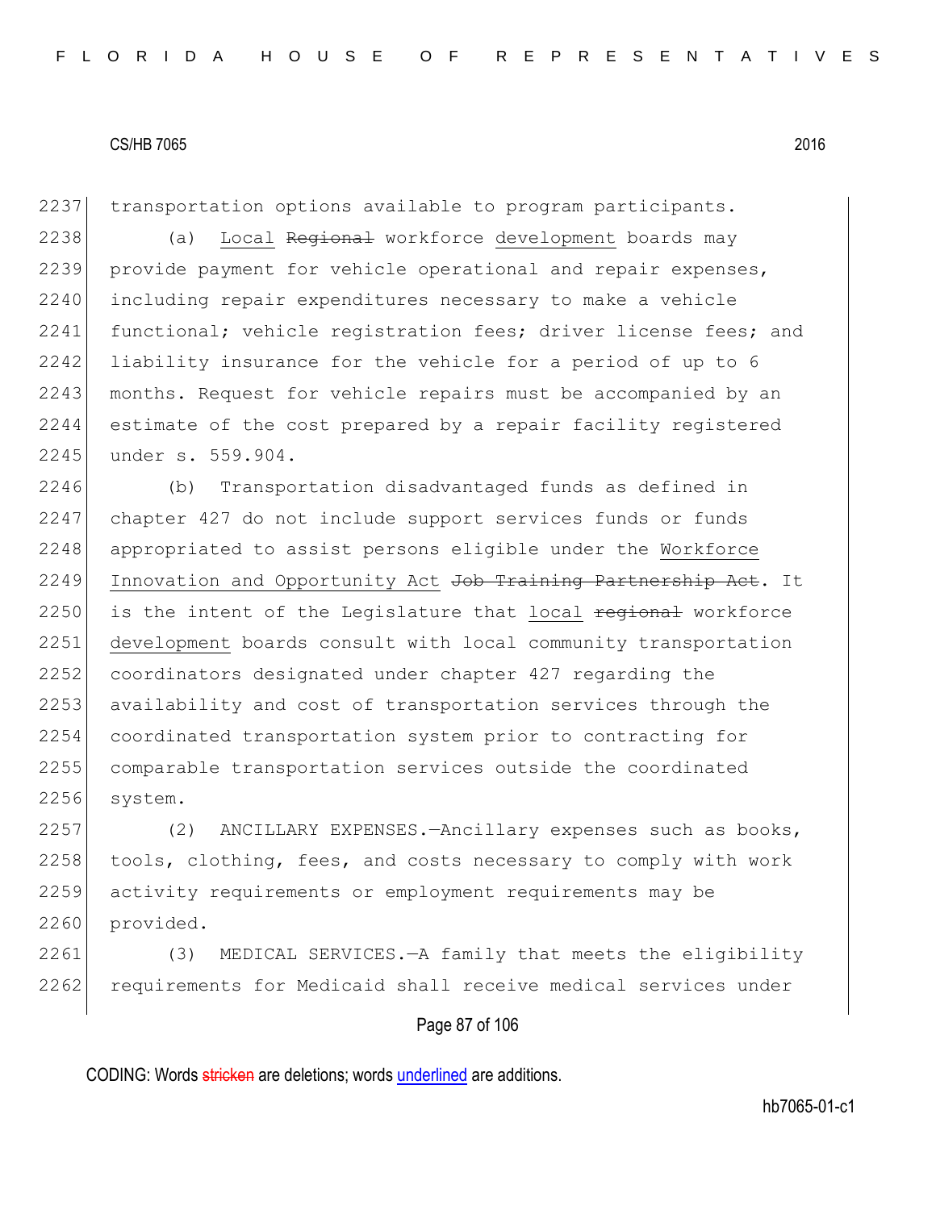transportation options available to program participants.

(a) Local ~~Regional~~ workforce development boards may provide payment for vehicle operational and repair expenses, including repair expenditures necessary to make a vehicle functional; vehicle registration fees; driver license fees; and liability insurance for the vehicle for a period of up to 6 months. Request for vehicle repairs must be accompanied by an estimate of the cost prepared by a repair facility registered under s. 559.904.

(b) Transportation disadvantaged funds as defined in chapter 427 do not include support services funds or funds appropriated to assist persons eligible under the Workforce Innovation and Opportunity Act ~~Job Training Partnership Act~~. It is the intent of the Legislature that local ~~regional~~ workforce development boards consult with local community transportation coordinators designated under chapter 427 regarding the availability and cost of transportation services through the coordinated transportation system prior to contracting for comparable transportation services outside the coordinated system.

(2) ANCILLARY EXPENSES.—Ancillary expenses such as books, tools, clothing, fees, and costs necessary to comply with work activity requirements or employment requirements may be provided.

(3) MEDICAL SERVICES.—A family that meets the eligibility requirements for Medicaid shall receive medical services under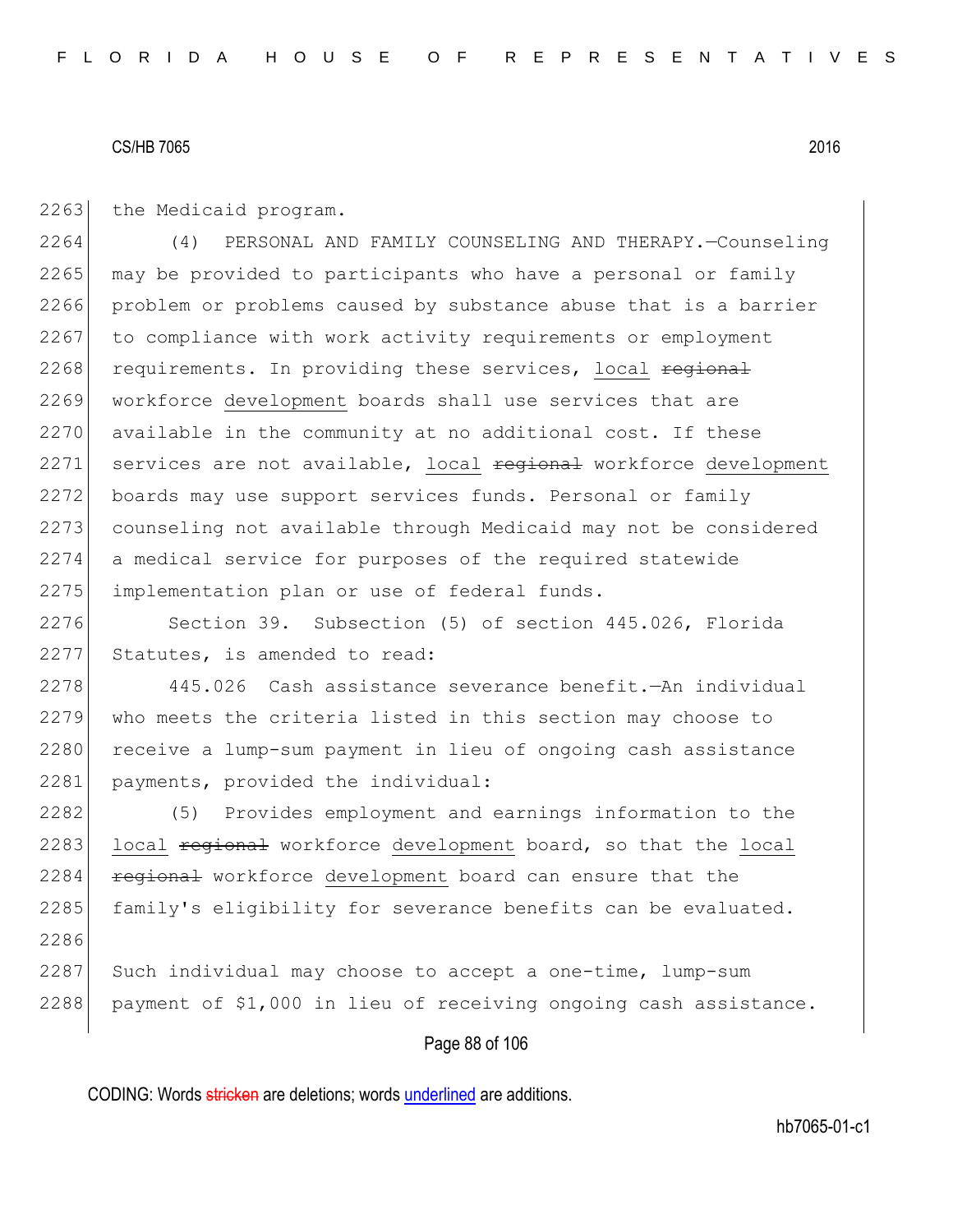the Medicaid program.

(4) PERSONAL AND FAMILY COUNSELING AND THERAPY.—Counseling may be provided to participants who have a personal or family problem or problems caused by substance abuse that is a barrier to compliance with work activity requirements or employment requirements. In providing these services, local ~~regional~~ workforce development boards shall use services that are available in the community at no additional cost. If these services are not available, local ~~regional~~ workforce development boards may use support services funds. Personal or family counseling not available through Medicaid may not be considered a medical service for purposes of the required statewide implementation plan or use of federal funds.

Section 39. Subsection (5) of section 445.026, Florida Statutes, is amended to read:

445.026 Cash assistance severance benefit.—An individual who meets the criteria listed in this section may choose to receive a lump-sum payment in lieu of ongoing cash assistance payments, provided the individual:

(5) Provides employment and earnings information to the local ~~regional~~ workforce development board, so that the local ~~regional~~ workforce development board can ensure that the family's eligibility for severance benefits can be evaluated.

Such individual may choose to accept a one-time, lump-sum payment of $1,000 in lieu of receiving ongoing cash assistance.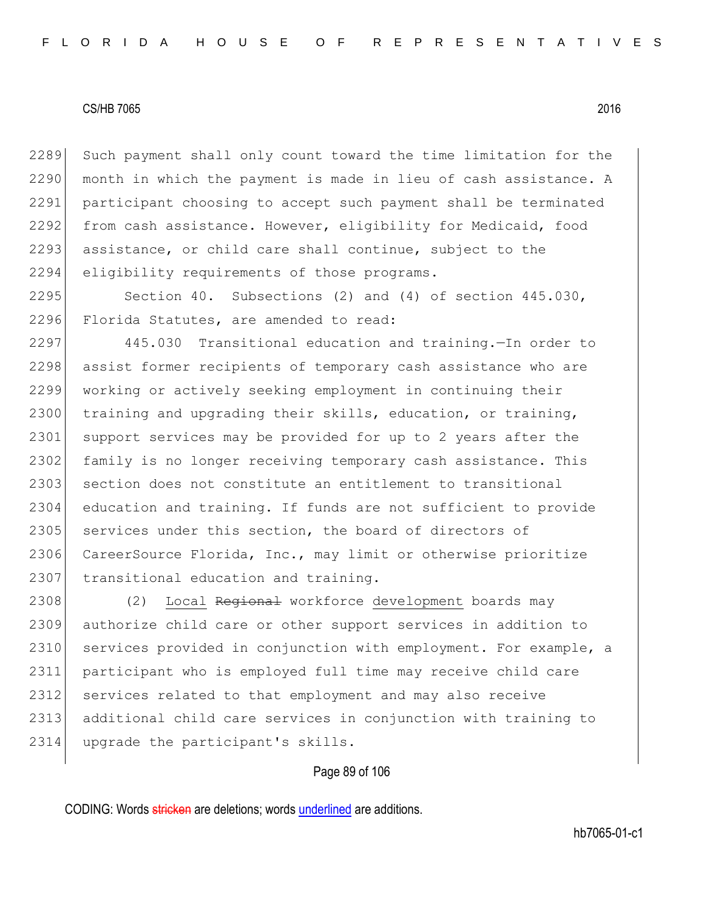Such payment shall only count toward the time limitation for the month in which the payment is made in lieu of cash assistance. A participant choosing to accept such payment shall be terminated from cash assistance. However, eligibility for Medicaid, food assistance, or child care shall continue, subject to the eligibility requirements of those programs.

Section 40. Subsections (2) and (4) of section 445.030, Florida Statutes, are amended to read:

445.030 Transitional education and training.—In order to assist former recipients of temporary cash assistance who are working or actively seeking employment in continuing their training and upgrading their skills, education, or training, support services may be provided for up to 2 years after the family is no longer receiving temporary cash assistance. This section does not constitute an entitlement to transitional education and training. If funds are not sufficient to provide services under this section, the board of directors of CareerSource Florida, Inc., may limit or otherwise prioritize transitional education and training.

(2) <u>Local</u> ~~Regional~~ workforce <u>development</u> boards may authorize child care or other support services in addition to services provided in conjunction with employment. For example, a participant who is employed full time may receive child care services related to that employment and may also receive additional child care services in conjunction with training to upgrade the participant's skills.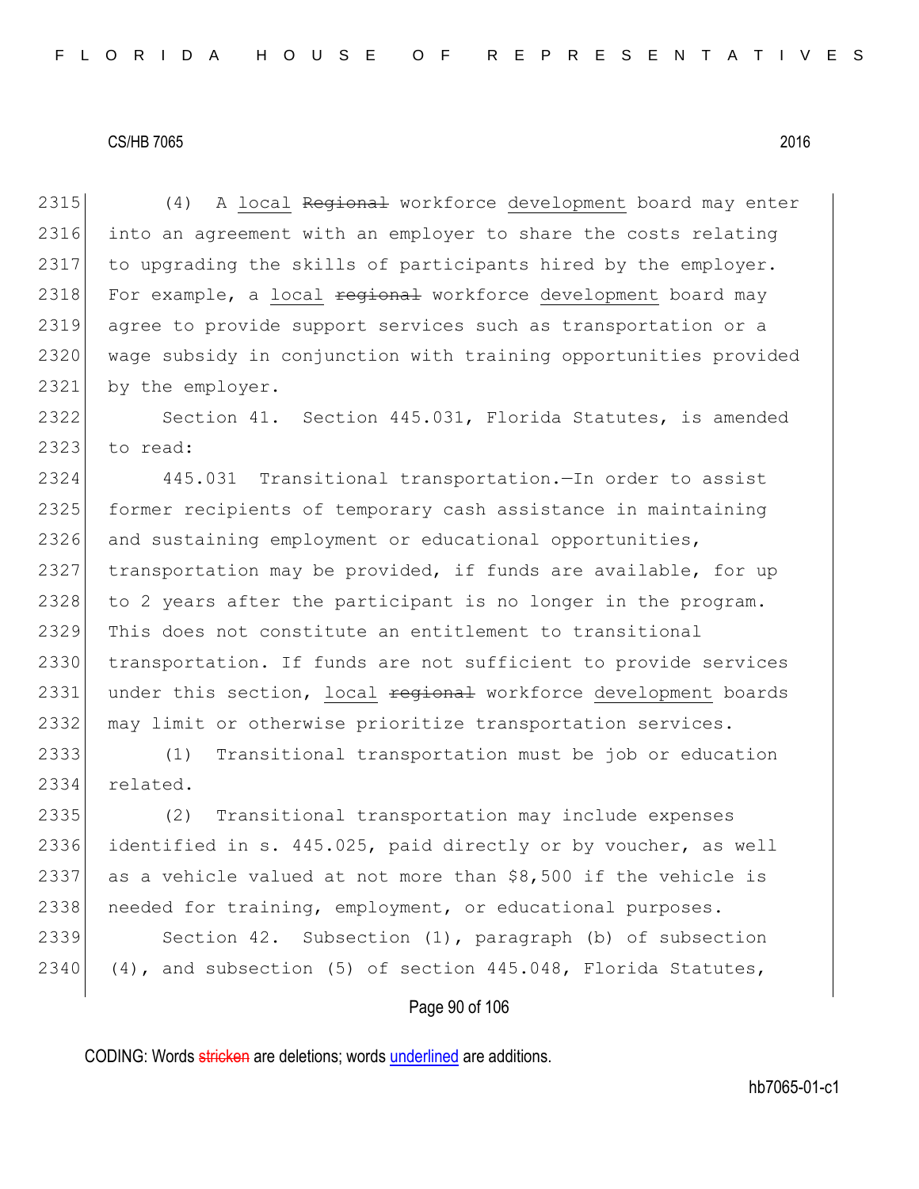(4) A local ~~Regional~~ workforce development board may enter into an agreement with an employer to share the costs relating to upgrading the skills of participants hired by the employer. For example, a local ~~regional~~ workforce development board may agree to provide support services such as transportation or a wage subsidy in conjunction with training opportunities provided by the employer.

Section 41. Section 445.031, Florida Statutes, is amended to read:

445.031 Transitional transportation.—In order to assist former recipients of temporary cash assistance in maintaining and sustaining employment or educational opportunities, transportation may be provided, if funds are available, for up to 2 years after the participant is no longer in the program. This does not constitute an entitlement to transitional transportation. If funds are not sufficient to provide services under this section, local ~~regional~~ workforce development boards may limit or otherwise prioritize transportation services.

(1) Transitional transportation must be job or education related.

(2) Transitional transportation may include expenses identified in s. 445.025, paid directly or by voucher, as well as a vehicle valued at not more than $8,500 if the vehicle is needed for training, employment, or educational purposes.

Section 42. Subsection (1), paragraph (b) of subsection (4), and subsection (5) of section 445.048, Florida Statutes,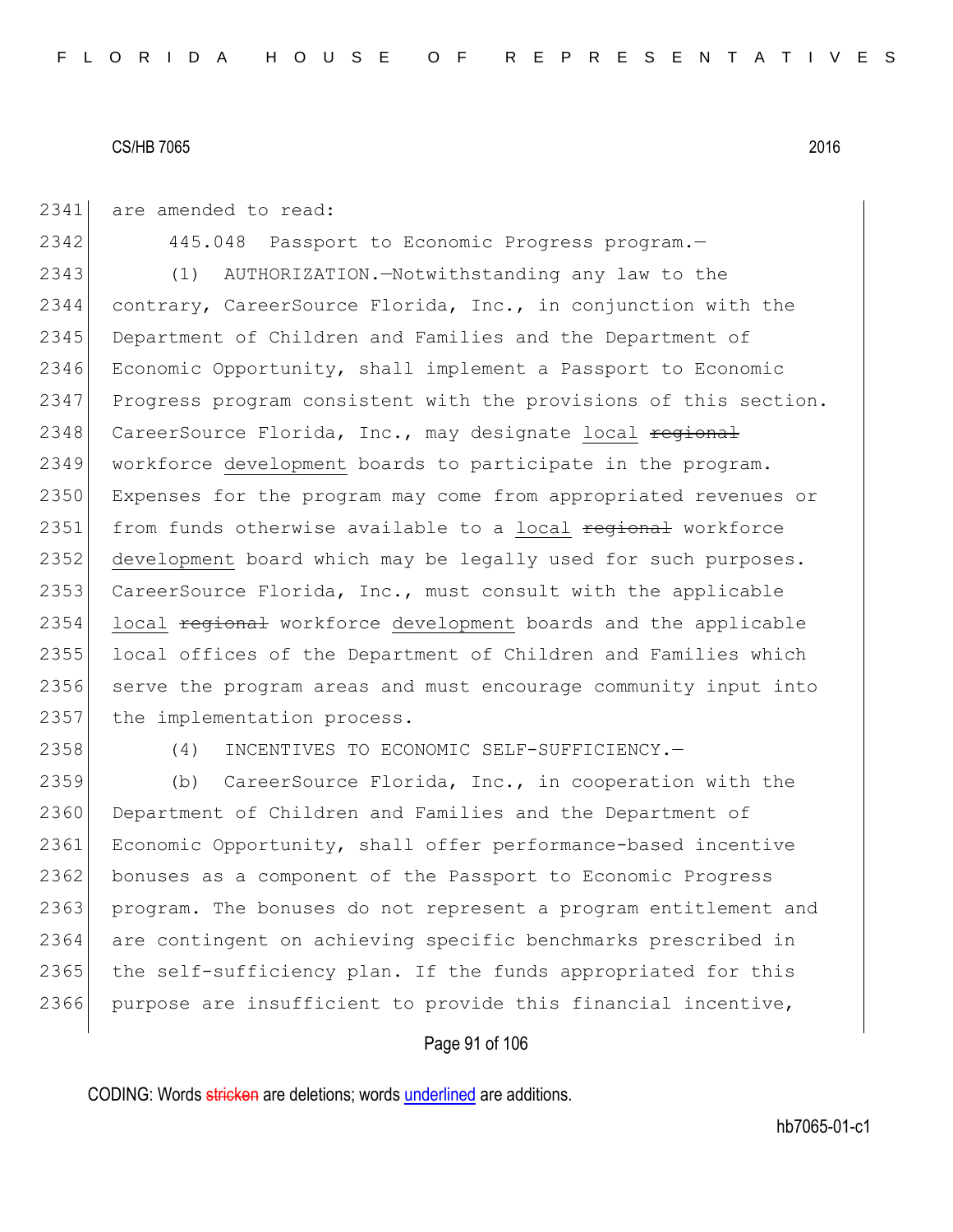are amended to read:

445.048 Passport to Economic Progress program.—

(1) AUTHORIZATION.—Notwithstanding any law to the contrary, CareerSource Florida, Inc., in conjunction with the Department of Children and Families and the Department of Economic Opportunity, shall implement a Passport to Economic Progress program consistent with the provisions of this section. CareerSource Florida, Inc., may designate <u>local</u> ~~regional~~ workforce <u>development</u> boards to participate in the program. Expenses for the program may come from appropriated revenues or from funds otherwise available to a <u>local</u> ~~regional~~ workforce <u>development</u> board which may be legally used for such purposes. CareerSource Florida, Inc., must consult with the applicable <u>local</u> ~~regional~~ workforce <u>development</u> boards and the applicable local offices of the Department of Children and Families which serve the program areas and must encourage community input into the implementation process.

(4) INCENTIVES TO ECONOMIC SELF-SUFFICIENCY.—

(b) CareerSource Florida, Inc., in cooperation with the Department of Children and Families and the Department of Economic Opportunity, shall offer performance-based incentive bonuses as a component of the Passport to Economic Progress program. The bonuses do not represent a program entitlement and are contingent on achieving specific benchmarks prescribed in the self-sufficiency plan. If the funds appropriated for this purpose are insufficient to provide this financial incentive,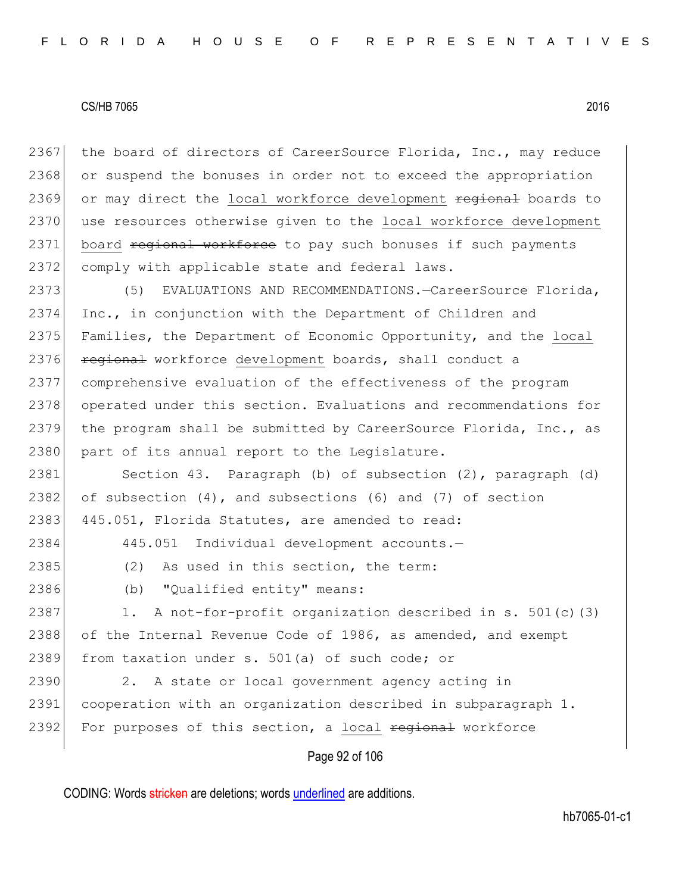the board of directors of CareerSource Florida, Inc., may reduce or suspend the bonuses in order not to exceed the appropriation or may direct the local workforce development ~~regional~~ boards to use resources otherwise given to the local workforce development board ~~regional workforce~~ to pay such bonuses if such payments comply with applicable state and federal laws.

(5) EVALUATIONS AND RECOMMENDATIONS.—CareerSource Florida, Inc., in conjunction with the Department of Children and Families, the Department of Economic Opportunity, and the local ~~regional~~ workforce development boards, shall conduct a comprehensive evaluation of the effectiveness of the program operated under this section. Evaluations and recommendations for the program shall be submitted by CareerSource Florida, Inc., as part of its annual report to the Legislature.

Section 43. Paragraph (b) of subsection (2), paragraph (d) of subsection (4), and subsections (6) and (7) of section 445.051, Florida Statutes, are amended to read:

445.051 Individual development accounts.—

(2) As used in this section, the term:

(b) "Qualified entity" means:

1. A not-for-profit organization described in s. 501(c)(3) of the Internal Revenue Code of 1986, as amended, and exempt from taxation under s. 501(a) of such code; or

2. A state or local government agency acting in cooperation with an organization described in subparagraph 1. For purposes of this section, a local ~~regional~~ workforce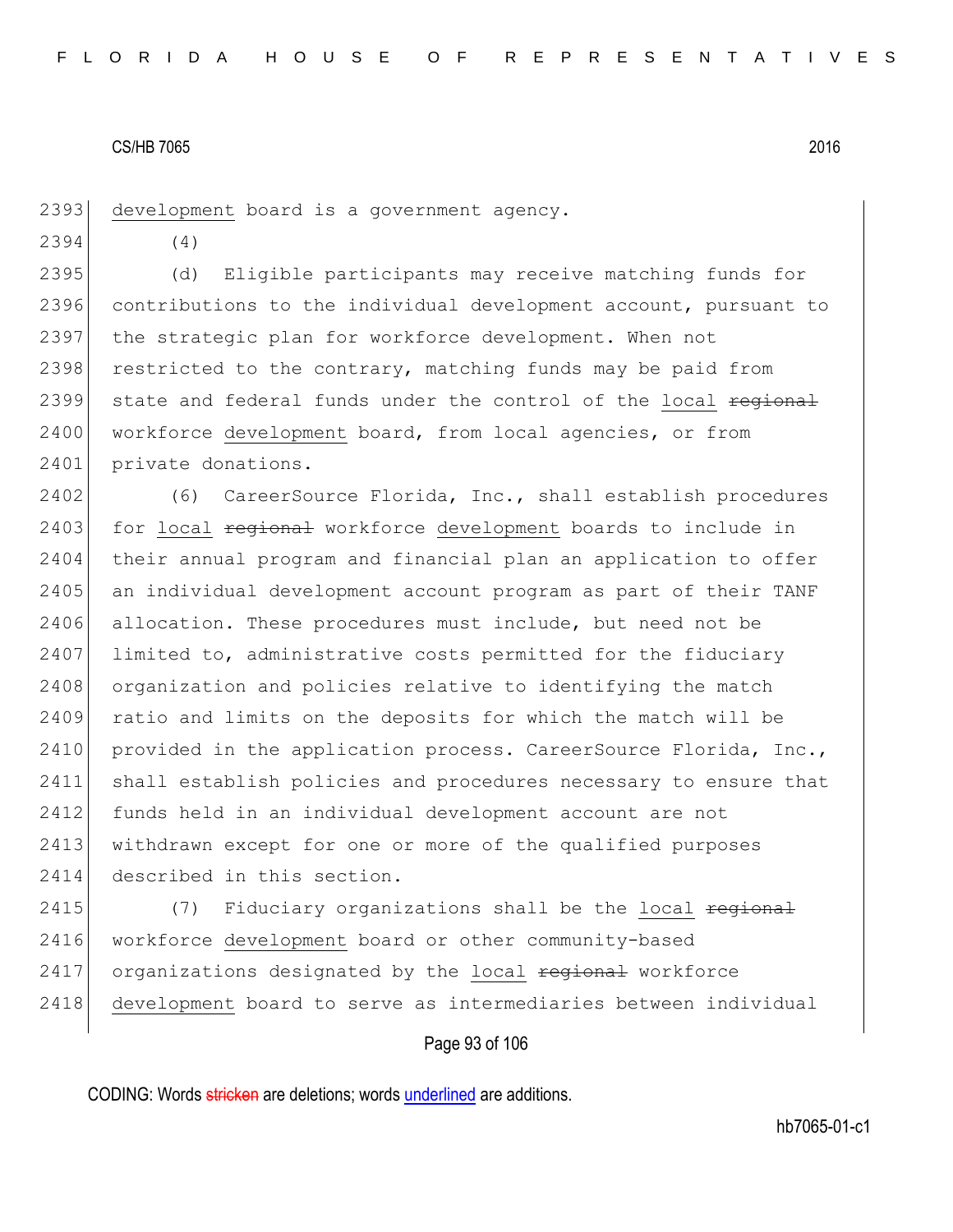development board is a government agency.

(4)

(d) Eligible participants may receive matching funds for contributions to the individual development account, pursuant to the strategic plan for workforce development. When not restricted to the contrary, matching funds may be paid from state and federal funds under the control of the local ~~regional~~ workforce development board, from local agencies, or from private donations.

(6) CareerSource Florida, Inc., shall establish procedures for local ~~regional~~ workforce development boards to include in their annual program and financial plan an application to offer an individual development account program as part of their TANF allocation. These procedures must include, but need not be limited to, administrative costs permitted for the fiduciary organization and policies relative to identifying the match ratio and limits on the deposits for which the match will be provided in the application process. CareerSource Florida, Inc., shall establish policies and procedures necessary to ensure that funds held in an individual development account are not withdrawn except for one or more of the qualified purposes described in this section.

(7) Fiduciary organizations shall be the local ~~regional~~ workforce development board or other community-based organizations designated by the local ~~regional~~ workforce development board to serve as intermediaries between individual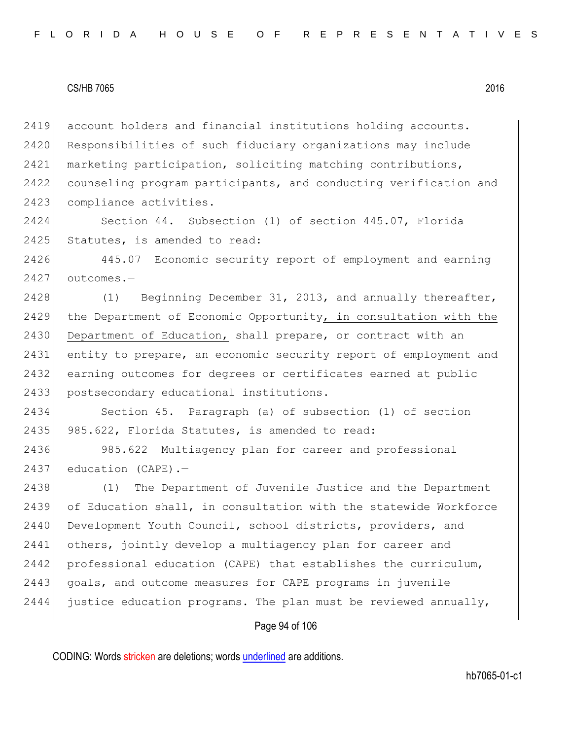account holders and financial institutions holding accounts. Responsibilities of such fiduciary organizations may include marketing participation, soliciting matching contributions, counseling program participants, and conducting verification and compliance activities.

Section 44. Subsection (1) of section 445.07, Florida Statutes, is amended to read:

445.07 Economic security report of employment and earning outcomes.—

(1) Beginning December 31, 2013, and annually thereafter, the Department of Economic Opportunity, <u>in consultation with the Department of Education,</u> shall prepare, or contract with an entity to prepare, an economic security report of employment and earning outcomes for degrees or certificates earned at public postsecondary educational institutions.

Section 45. Paragraph (a) of subsection (1) of section 985.622, Florida Statutes, is amended to read:

985.622 Multiagency plan for career and professional education (CAPE).—

(1) The Department of Juvenile Justice and the Department of Education shall, in consultation with the statewide Workforce Development Youth Council, school districts, providers, and others, jointly develop a multiagency plan for career and professional education (CAPE) that establishes the curriculum, goals, and outcome measures for CAPE programs in juvenile justice education programs. The plan must be reviewed annually,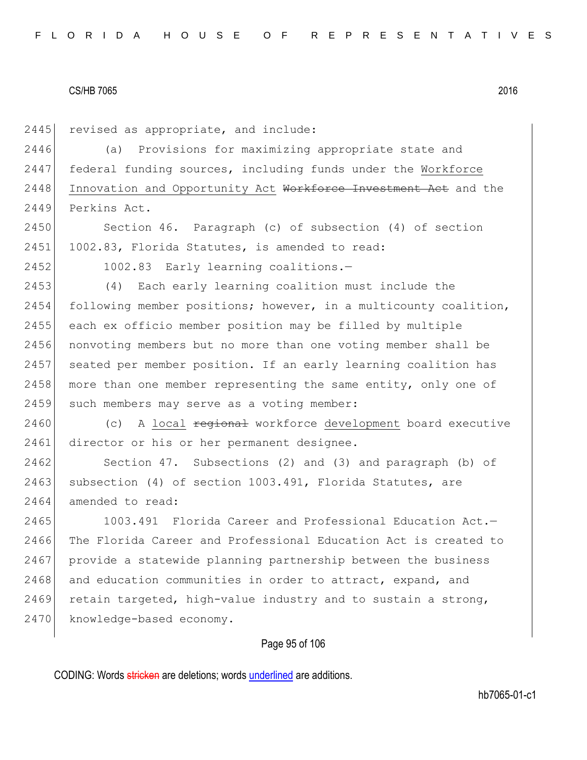revised as appropriate, and include:

(a) Provisions for maximizing appropriate state and federal funding sources, including funds under the Workforce Innovation and Opportunity Act ~~Workforce Investment Act~~ and the Perkins Act.

Section 46. Paragraph (c) of subsection (4) of section 1002.83, Florida Statutes, is amended to read:

1002.83 Early learning coalitions.—

(4) Each early learning coalition must include the following member positions; however, in a multicounty coalition, each ex officio member position may be filled by multiple nonvoting members but no more than one voting member shall be seated per member position. If an early learning coalition has more than one member representing the same entity, only one of such members may serve as a voting member:

(c) A local ~~regional~~ workforce development board executive director or his or her permanent designee.

Section 47. Subsections (2) and (3) and paragraph (b) of subsection (4) of section 1003.491, Florida Statutes, are amended to read:

1003.491 Florida Career and Professional Education Act.—The Florida Career and Professional Education Act is created to provide a statewide planning partnership between the business and education communities in order to attract, expand, and retain targeted, high-value industry and to sustain a strong, knowledge-based economy.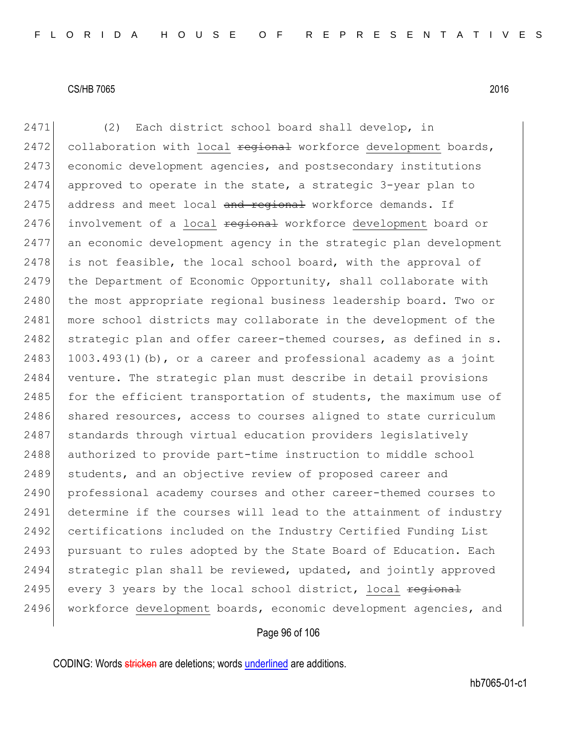(2) Each district school board shall develop, in collaboration with local ~~regional~~ workforce development boards, economic development agencies, and postsecondary institutions approved to operate in the state, a strategic 3-year plan to address and meet local ~~and regional~~ workforce demands. If involvement of a local ~~regional~~ workforce development board or an economic development agency in the strategic plan development is not feasible, the local school board, with the approval of the Department of Economic Opportunity, shall collaborate with the most appropriate regional business leadership board. Two or more school districts may collaborate in the development of the strategic plan and offer career-themed courses, as defined in s. 1003.493(1)(b), or a career and professional academy as a joint venture. The strategic plan must describe in detail provisions for the efficient transportation of students, the maximum use of shared resources, access to courses aligned to state curriculum standards through virtual education providers legislatively authorized to provide part-time instruction to middle school students, and an objective review of proposed career and professional academy courses and other career-themed courses to determine if the courses will lead to the attainment of industry certifications included on the Industry Certified Funding List pursuant to rules adopted by the State Board of Education. Each strategic plan shall be reviewed, updated, and jointly approved every 3 years by the local school district, local ~~regional~~ workforce development boards, economic development agencies, and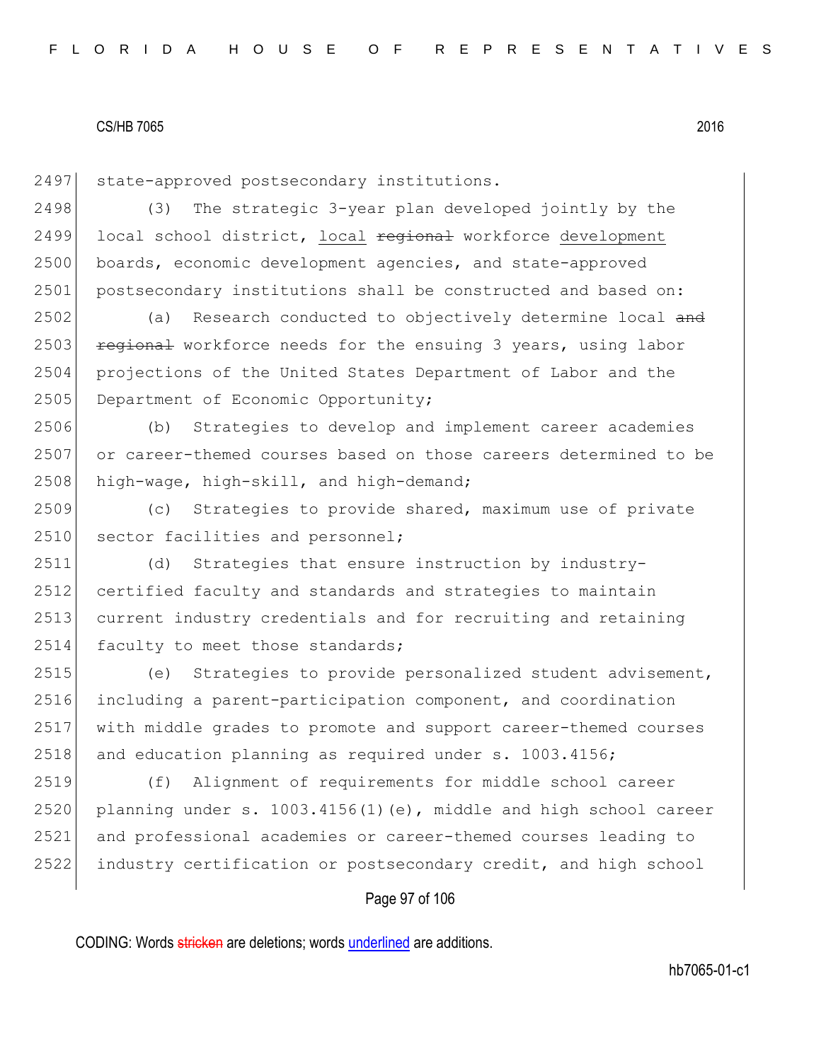state-approved postsecondary institutions.

(3) The strategic 3-year plan developed jointly by the local school district, <u>local</u> ~~regional~~ workforce <u>development</u> boards, economic development agencies, and state-approved postsecondary institutions shall be constructed and based on:

(a) Research conducted to objectively determine local ~~and regional~~ workforce needs for the ensuing 3 years, using labor projections of the United States Department of Labor and the Department of Economic Opportunity;

(b) Strategies to develop and implement career academies or career-themed courses based on those careers determined to be high-wage, high-skill, and high-demand;

(c) Strategies to provide shared, maximum use of private sector facilities and personnel;

(d) Strategies that ensure instruction by industry-certified faculty and standards and strategies to maintain current industry credentials and for recruiting and retaining faculty to meet those standards;

(e) Strategies to provide personalized student advisement, including a parent-participation component, and coordination with middle grades to promote and support career-themed courses and education planning as required under s. 1003.4156;

(f) Alignment of requirements for middle school career planning under s. 1003.4156(1)(e), middle and high school career and professional academies or career-themed courses leading to industry certification or postsecondary credit, and high school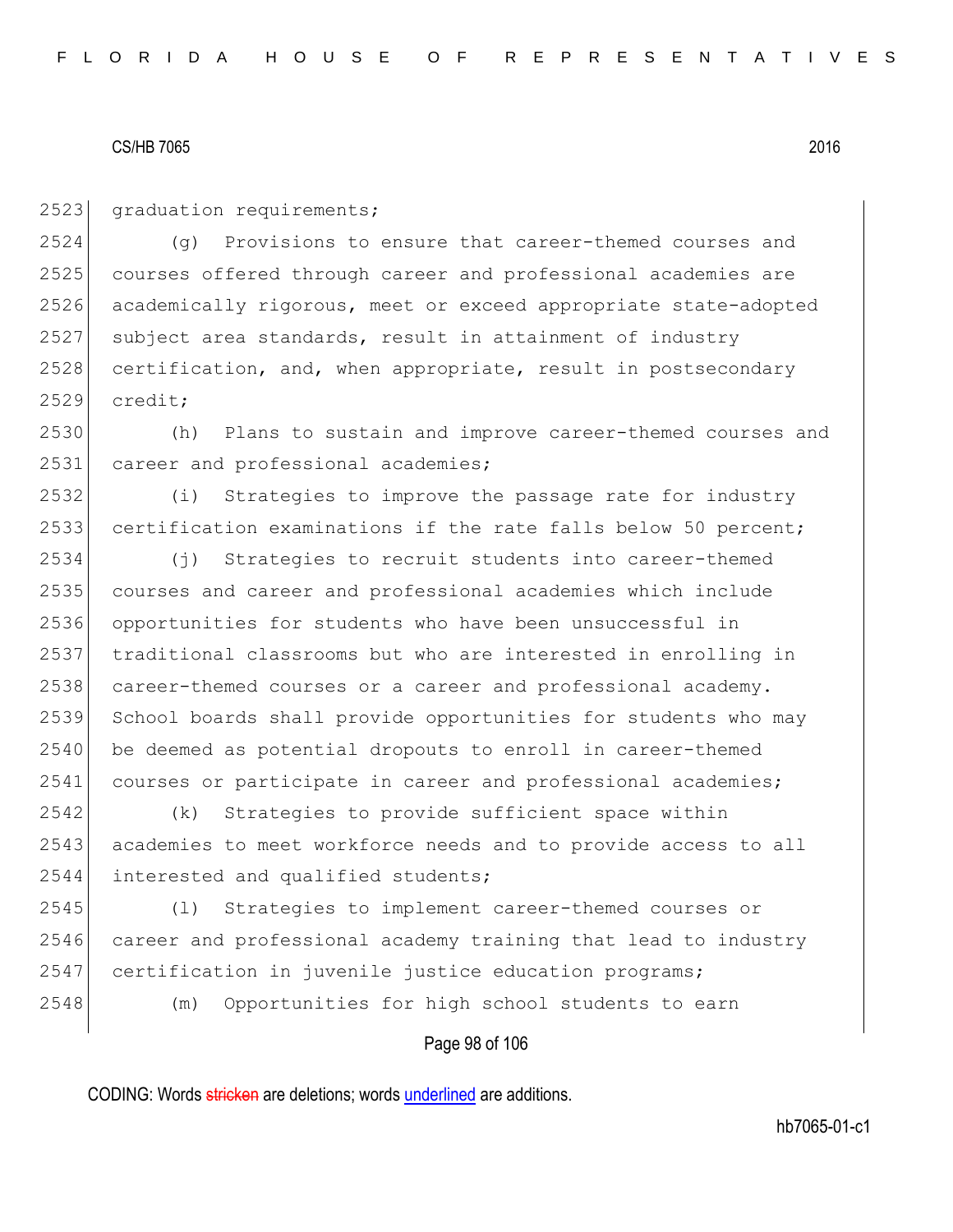graduation requirements;

(g) Provisions to ensure that career-themed courses and courses offered through career and professional academies are academically rigorous, meet or exceed appropriate state-adopted subject area standards, result in attainment of industry certification, and, when appropriate, result in postsecondary credit;

(h) Plans to sustain and improve career-themed courses and career and professional academies;

(i) Strategies to improve the passage rate for industry certification examinations if the rate falls below 50 percent;

(j) Strategies to recruit students into career-themed courses and career and professional academies which include opportunities for students who have been unsuccessful in traditional classrooms but who are interested in enrolling in career-themed courses or a career and professional academy. School boards shall provide opportunities for students who may be deemed as potential dropouts to enroll in career-themed courses or participate in career and professional academies;

(k) Strategies to provide sufficient space within academies to meet workforce needs and to provide access to all interested and qualified students;

(l) Strategies to implement career-themed courses or career and professional academy training that lead to industry certification in juvenile justice education programs;

(m) Opportunities for high school students to earn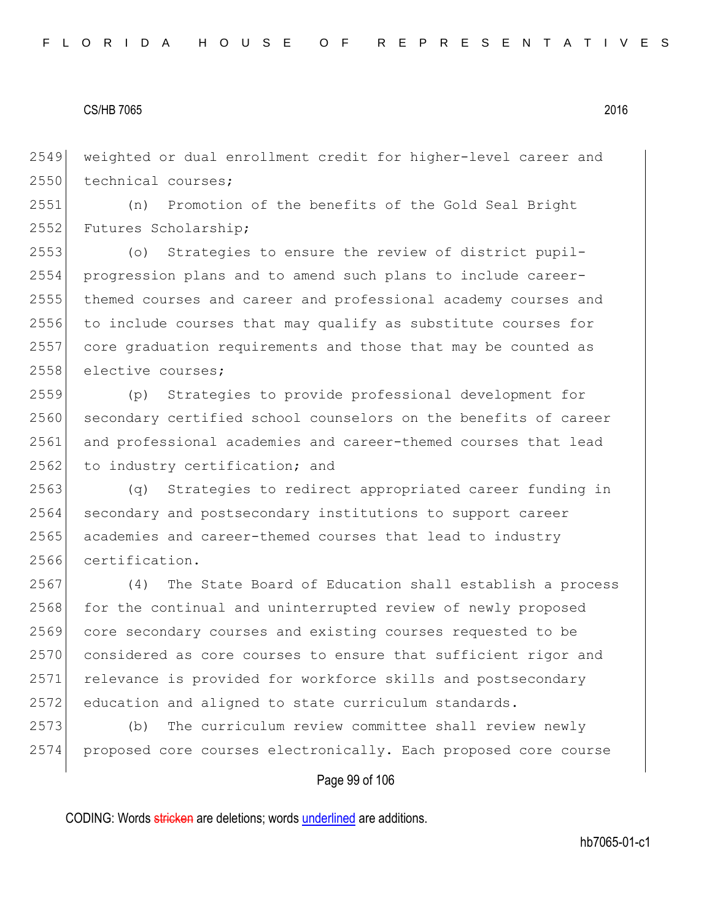weighted or dual enrollment credit for higher-level career and technical courses;

(n) Promotion of the benefits of the Gold Seal Bright Futures Scholarship;

(o) Strategies to ensure the review of district pupil-progression plans and to amend such plans to include career-themed courses and career and professional academy courses and to include courses that may qualify as substitute courses for core graduation requirements and those that may be counted as elective courses;

(p) Strategies to provide professional development for secondary certified school counselors on the benefits of career and professional academies and career-themed courses that lead to industry certification; and

(q) Strategies to redirect appropriated career funding in secondary and postsecondary institutions to support career academies and career-themed courses that lead to industry certification.

(4) The State Board of Education shall establish a process for the continual and uninterrupted review of newly proposed core secondary courses and existing courses requested to be considered as core courses to ensure that sufficient rigor and relevance is provided for workforce skills and postsecondary education and aligned to state curriculum standards.

(b) The curriculum review committee shall review newly proposed core courses electronically. Each proposed core course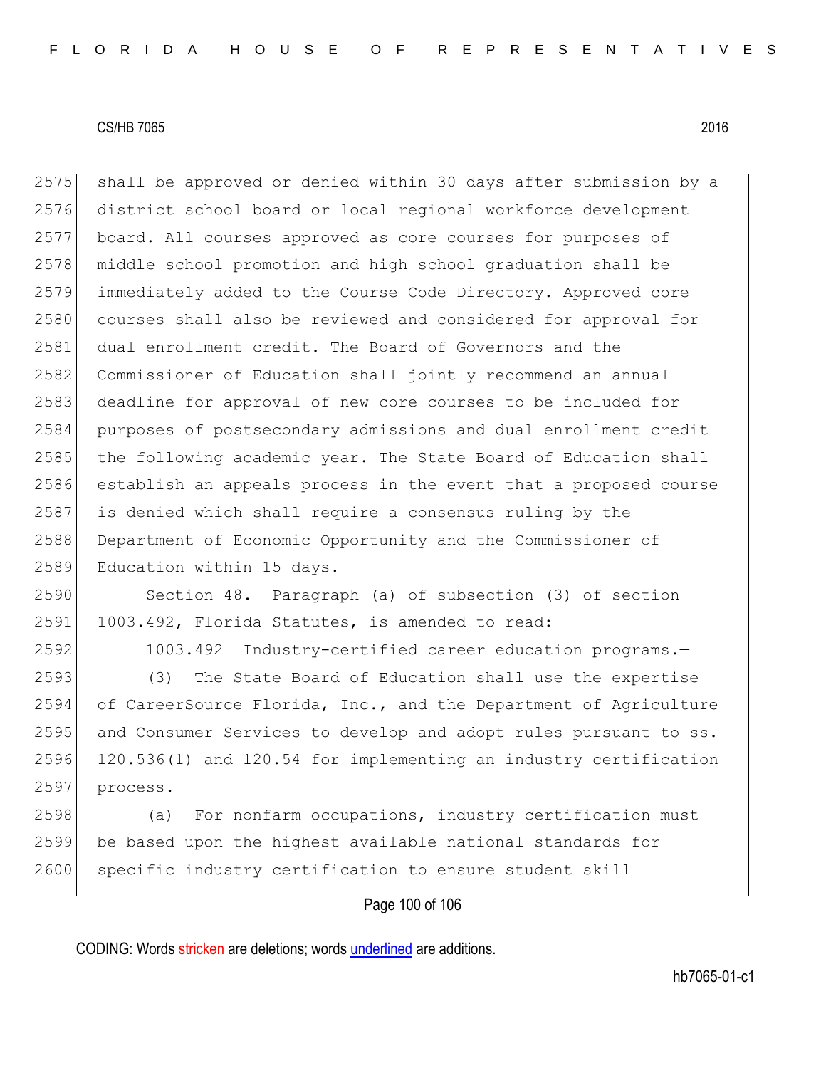shall be approved or denied within 30 days after submission by a district school board or local ~~regional~~ workforce development board. All courses approved as core courses for purposes of middle school promotion and high school graduation shall be immediately added to the Course Code Directory. Approved core courses shall also be reviewed and considered for approval for dual enrollment credit. The Board of Governors and the Commissioner of Education shall jointly recommend an annual deadline for approval of new core courses to be included for purposes of postsecondary admissions and dual enrollment credit the following academic year. The State Board of Education shall establish an appeals process in the event that a proposed course is denied which shall require a consensus ruling by the Department of Economic Opportunity and the Commissioner of Education within 15 days.

Section 48. Paragraph (a) of subsection (3) of section 1003.492, Florida Statutes, is amended to read:

1003.492 Industry-certified career education programs.—

(3) The State Board of Education shall use the expertise of CareerSource Florida, Inc., and the Department of Agriculture and Consumer Services to develop and adopt rules pursuant to ss. 120.536(1) and 120.54 for implementing an industry certification process.

(a) For nonfarm occupations, industry certification must be based upon the highest available national standards for specific industry certification to ensure student skill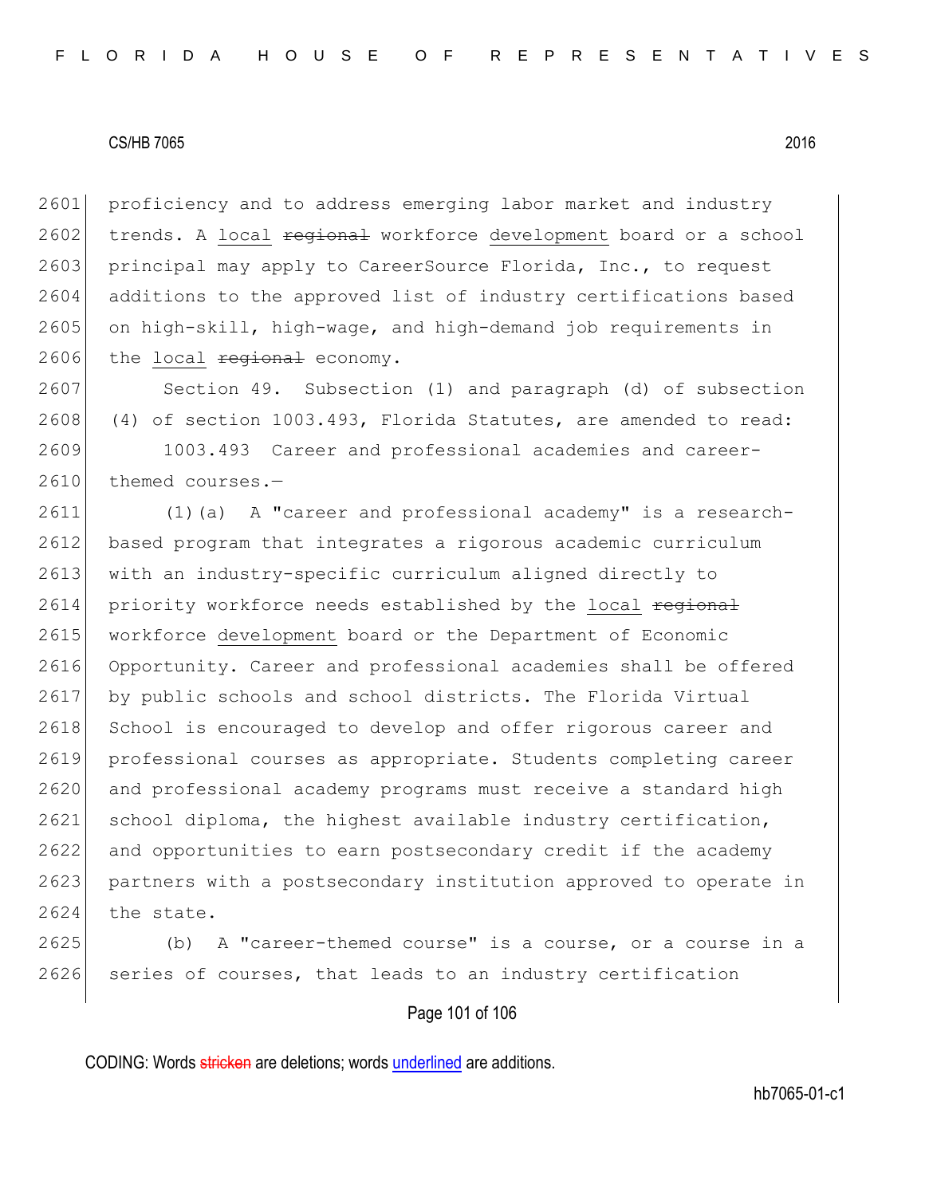proficiency and to address emerging labor market and industry trends. A <u>local</u> ~~regional~~ workforce <u>development</u> board or a school principal may apply to CareerSource Florida, Inc., to request additions to the approved list of industry certifications based on high-skill, high-wage, and high-demand job requirements in the <u>local</u> ~~regional~~ economy.

Section 49. Subsection (1) and paragraph (d) of subsection (4) of section 1003.493, Florida Statutes, are amended to read:

1003.493 Career and professional academies and career-themed courses.—

(1)(a) A "career and professional academy" is a research-based program that integrates a rigorous academic curriculum with an industry-specific curriculum aligned directly to priority workforce needs established by the <u>local</u> ~~regional~~ workforce <u>development</u> board or the Department of Economic Opportunity. Career and professional academies shall be offered by public schools and school districts. The Florida Virtual School is encouraged to develop and offer rigorous career and professional courses as appropriate. Students completing career and professional academy programs must receive a standard high school diploma, the highest available industry certification, and opportunities to earn postsecondary credit if the academy partners with a postsecondary institution approved to operate in the state.

(b) A "career-themed course" is a course, or a course in a series of courses, that leads to an industry certification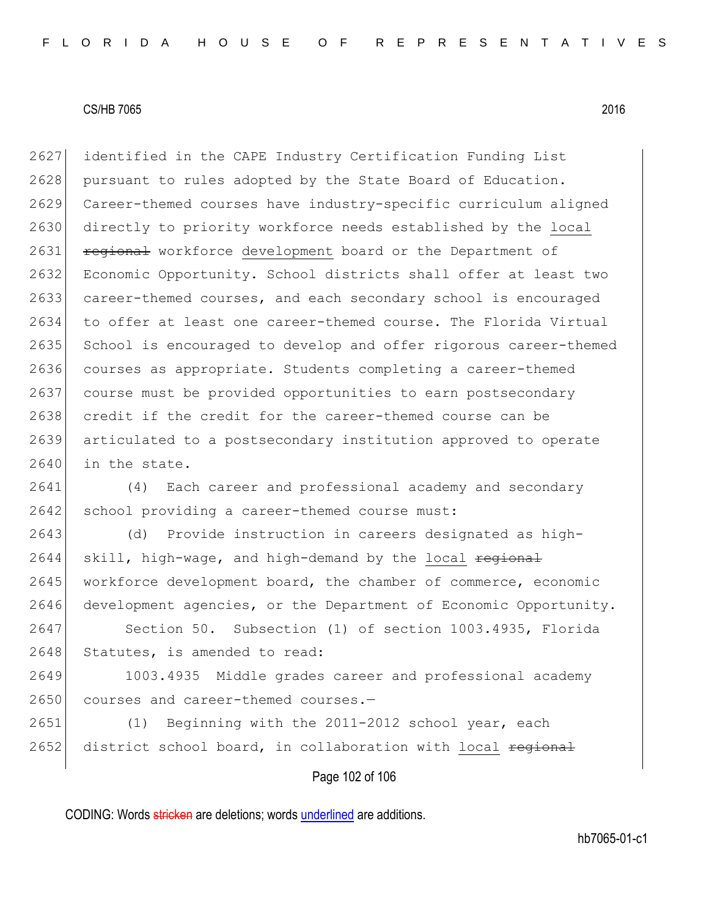identified in the CAPE Industry Certification Funding List pursuant to rules adopted by the State Board of Education. Career-themed courses have industry-specific curriculum aligned directly to priority workforce needs established by the <u>local</u> ~~regional~~ workforce <u>development</u> board or the Department of Economic Opportunity. School districts shall offer at least two career-themed courses, and each secondary school is encouraged to offer at least one career-themed course. The Florida Virtual School is encouraged to develop and offer rigorous career-themed courses as appropriate. Students completing a career-themed course must be provided opportunities to earn postsecondary credit if the credit for the career-themed course can be articulated to a postsecondary institution approved to operate in the state.

(4) Each career and professional academy and secondary school providing a career-themed course must:

(d) Provide instruction in careers designated as high-skill, high-wage, and high-demand by the <u>local</u> ~~regional~~ workforce development board, the chamber of commerce, economic development agencies, or the Department of Economic Opportunity.

Section 50. Subsection (1) of section 1003.4935, Florida Statutes, is amended to read:

1003.4935 Middle grades career and professional academy courses and career-themed courses.—

(1) Beginning with the 2011-2012 school year, each district school board, in collaboration with <u>local</u> ~~regional~~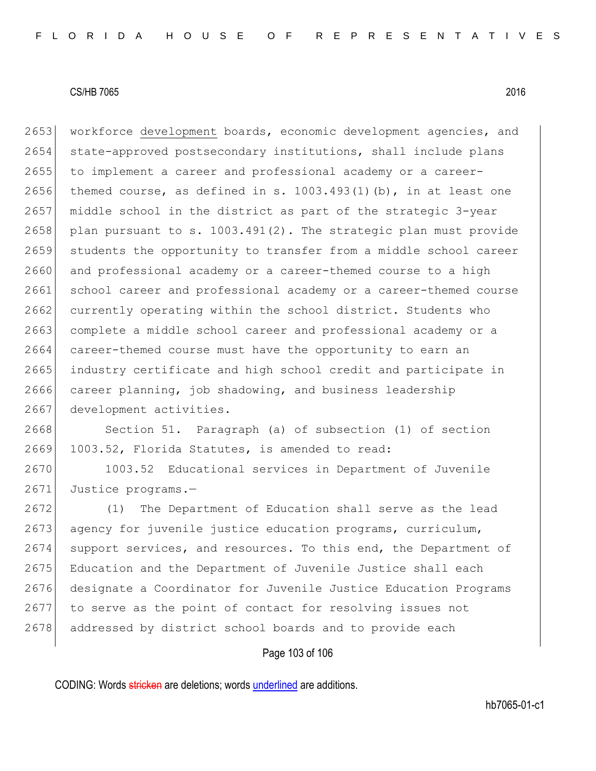workforce <u>development</u> boards, economic development agencies, and state-approved postsecondary institutions, shall include plans to implement a career and professional academy or a career-themed course, as defined in s. 1003.493(1)(b), in at least one middle school in the district as part of the strategic 3-year plan pursuant to s. 1003.491(2). The strategic plan must provide students the opportunity to transfer from a middle school career and professional academy or a career-themed course to a high school career and professional academy or a career-themed course currently operating within the school district. Students who complete a middle school career and professional academy or a career-themed course must have the opportunity to earn an industry certificate and high school credit and participate in career planning, job shadowing, and business leadership development activities.

Section 51. Paragraph (a) of subsection (1) of section 1003.52, Florida Statutes, is amended to read:

1003.52 Educational services in Department of Juvenile Justice programs.—

(1) The Department of Education shall serve as the lead agency for juvenile justice education programs, curriculum, support services, and resources. To this end, the Department of Education and the Department of Juvenile Justice shall each designate a Coordinator for Juvenile Justice Education Programs to serve as the point of contact for resolving issues not addressed by district school boards and to provide each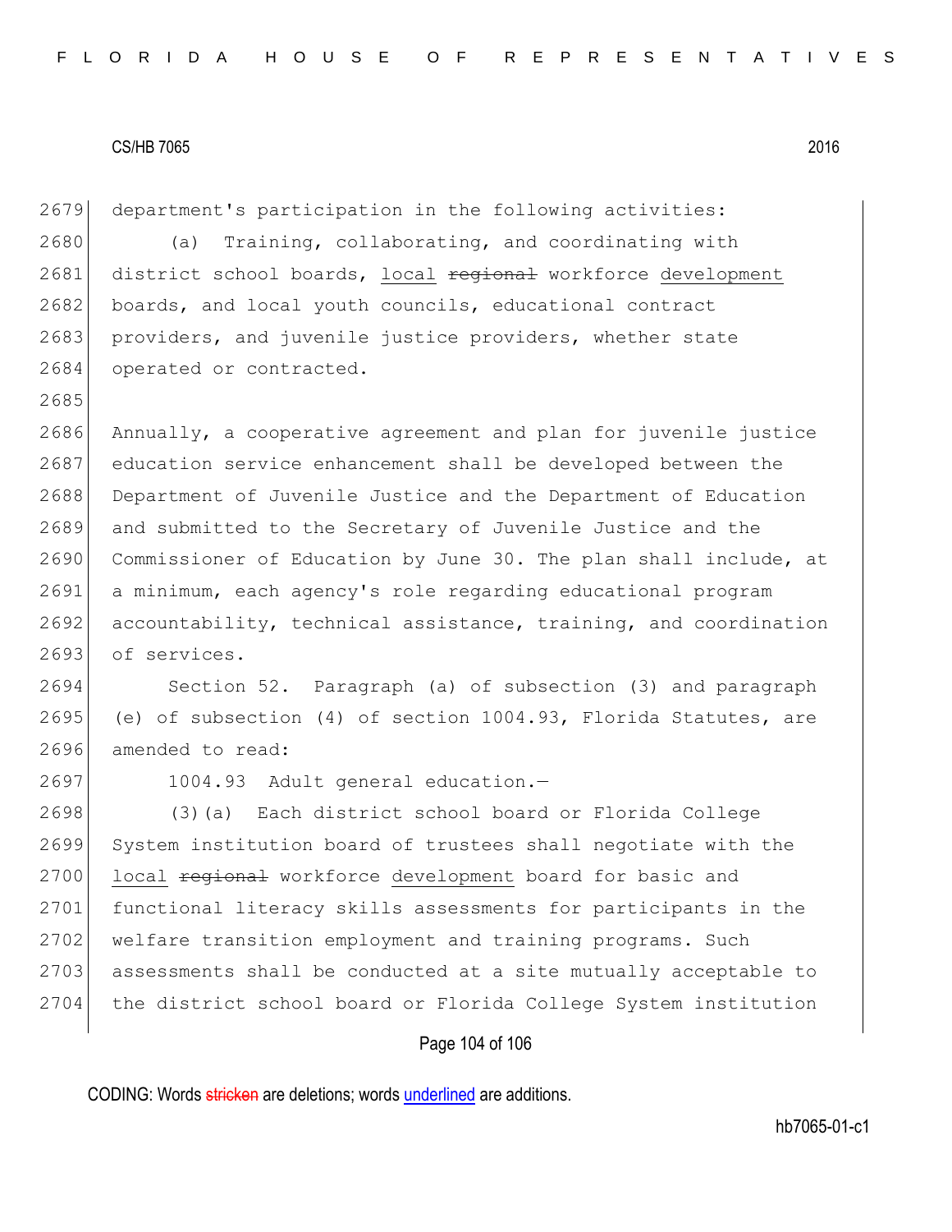department's participation in the following activities:

(a) Training, collaborating, and coordinating with district school boards, <u>local</u> ~~regional~~ workforce <u>development</u> boards, and local youth councils, educational contract providers, and juvenile justice providers, whether state operated or contracted.

Annually, a cooperative agreement and plan for juvenile justice education service enhancement shall be developed between the Department of Juvenile Justice and the Department of Education and submitted to the Secretary of Juvenile Justice and the Commissioner of Education by June 30. The plan shall include, at a minimum, each agency's role regarding educational program accountability, technical assistance, training, and coordination of services.

Section 52. Paragraph (a) of subsection (3) and paragraph (e) of subsection (4) of section 1004.93, Florida Statutes, are amended to read:

1004.93 Adult general education.—

(3)(a) Each district school board or Florida College System institution board of trustees shall negotiate with the <u>local</u> ~~regional~~ workforce <u>development</u> board for basic and functional literacy skills assessments for participants in the welfare transition employment and training programs. Such assessments shall be conducted at a site mutually acceptable to the district school board or Florida College System institution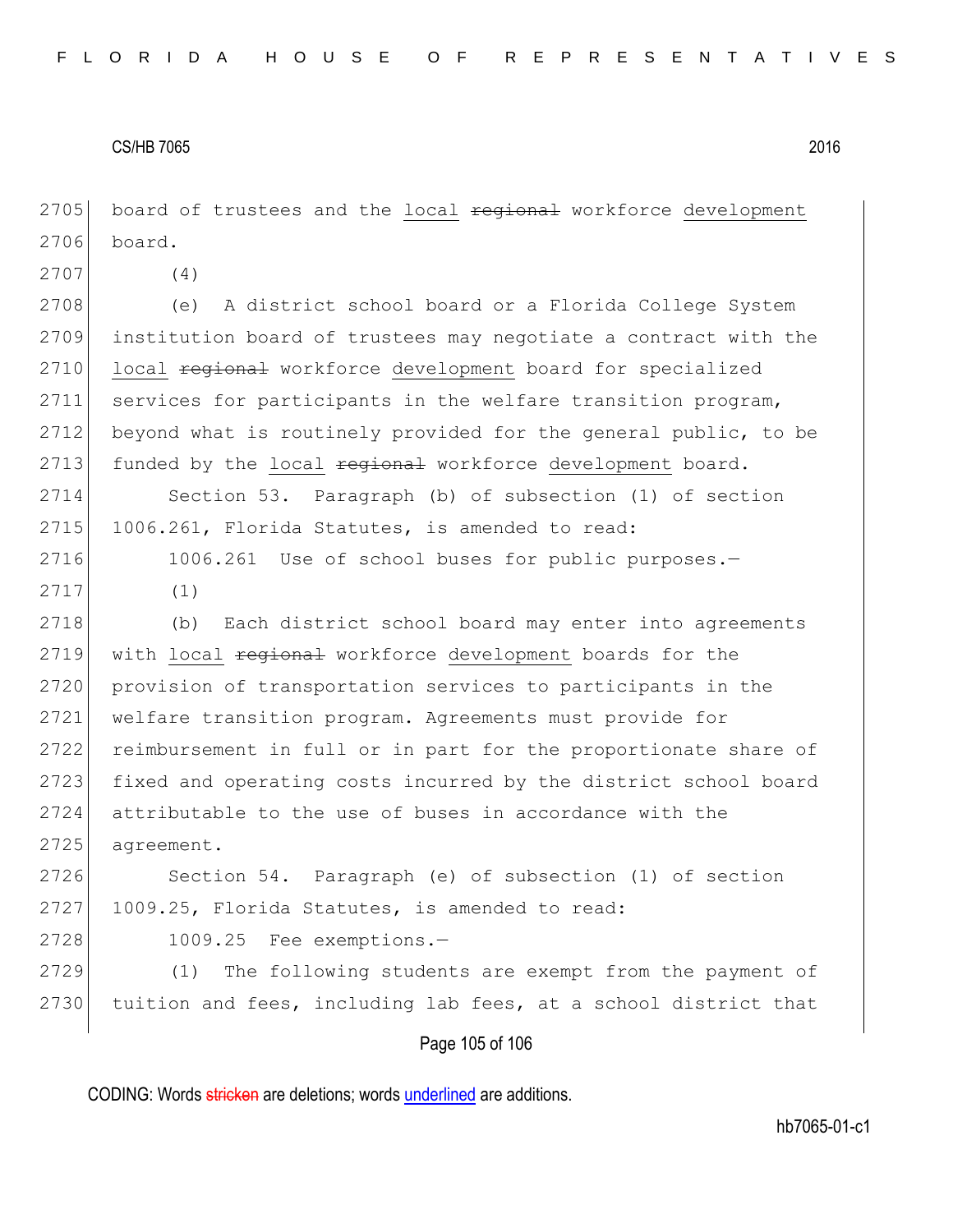2705 board of trustees and the local ~~regional~~ workforce development
2706 board.

2707 (4)

2708 (e) A district school board or a Florida College System
2709 institution board of trustees may negotiate a contract with the
2710 local ~~regional~~ workforce development board for specialized
2711 services for participants in the welfare transition program,
2712 beyond what is routinely provided for the general public, to be
2713 funded by the local ~~regional~~ workforce development board.

2714 Section 53. Paragraph (b) of subsection (1) of section
2715 1006.261, Florida Statutes, is amended to read:

2716 1006.261 Use of school buses for public purposes.—

2717 (1)

2718 (b) Each district school board may enter into agreements
2719 with local ~~regional~~ workforce development boards for the
2720 provision of transportation services to participants in the
2721 welfare transition program. Agreements must provide for
2722 reimbursement in full or in part for the proportionate share of
2723 fixed and operating costs incurred by the district school board
2724 attributable to the use of buses in accordance with the
2725 agreement.

2726 Section 54. Paragraph (e) of subsection (1) of section
2727 1009.25, Florida Statutes, is amended to read:

2728 1009.25 Fee exemptions.—

2729 (1) The following students are exempt from the payment of
2730 tuition and fees, including lab fees, at a school district that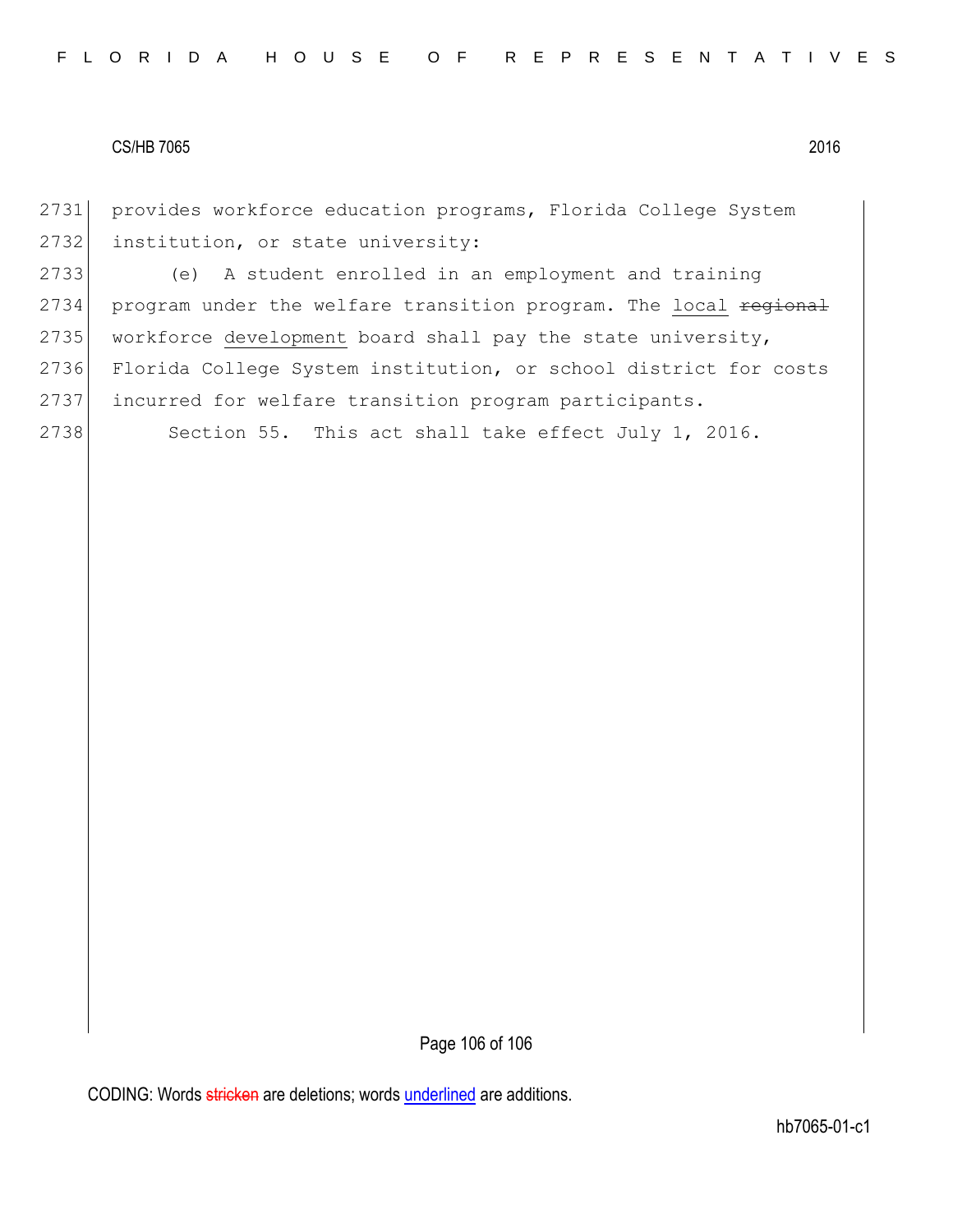2731 provides workforce education programs, Florida College System
2732 institution, or state university:

2733 (e) A student enrolled in an employment and training
2734 program under the welfare transition program. The local ~~regional~~
2735 workforce development board shall pay the state university,
2736 Florida College System institution, or school district for costs
2737 incurred for welfare transition program participants.

2738 Section 55. This act shall take effect July 1, 2016.